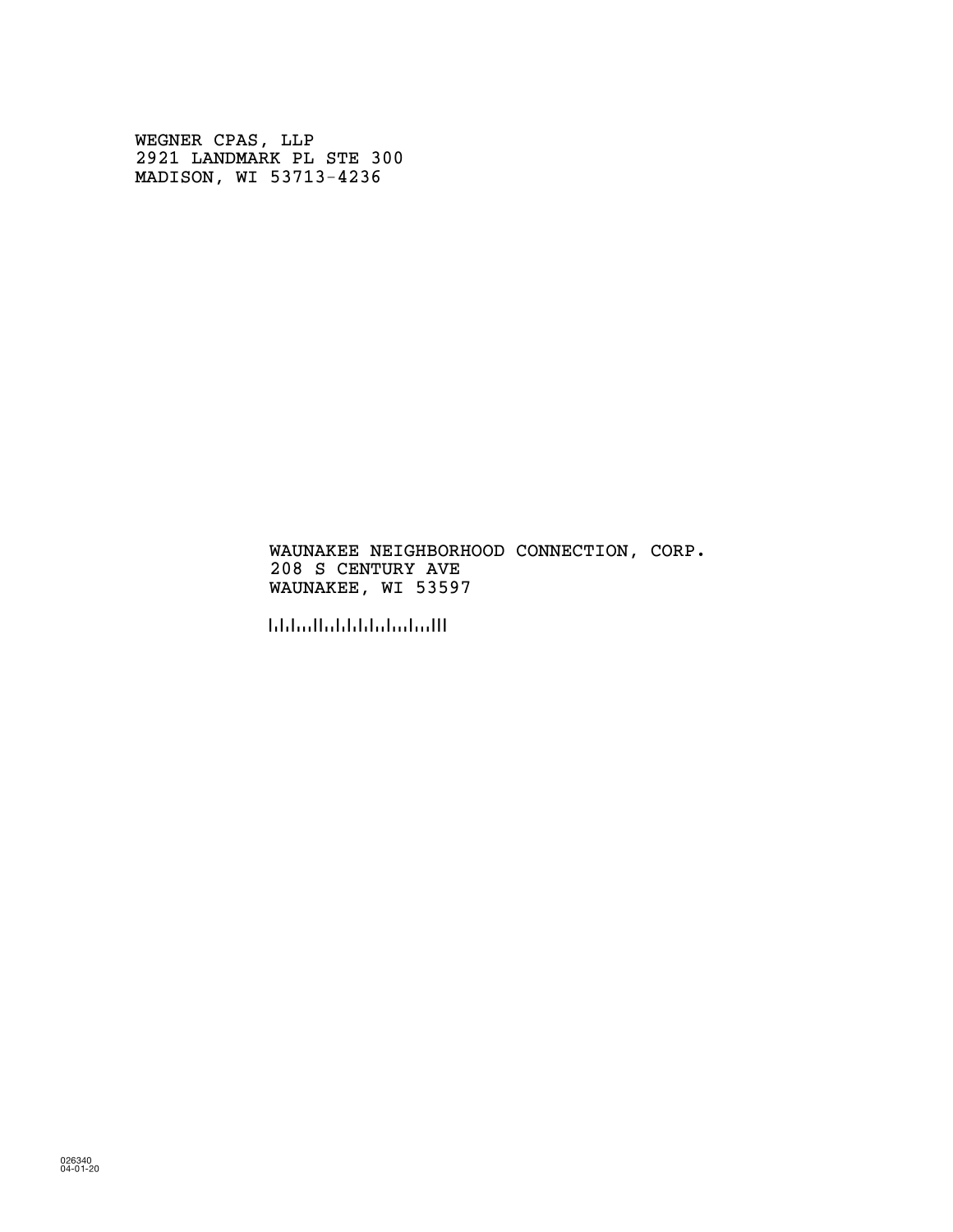WEGNER CPAS, LLP
2921 LANDMARK PL STE 300
MADISON, WI 53713-4236

WAUNAKEE NEIGHBORHOOD CONNECTION, CORP.
208 S CENTURY AVE
WAUNAKEE, WI 53597

026340
04-01-20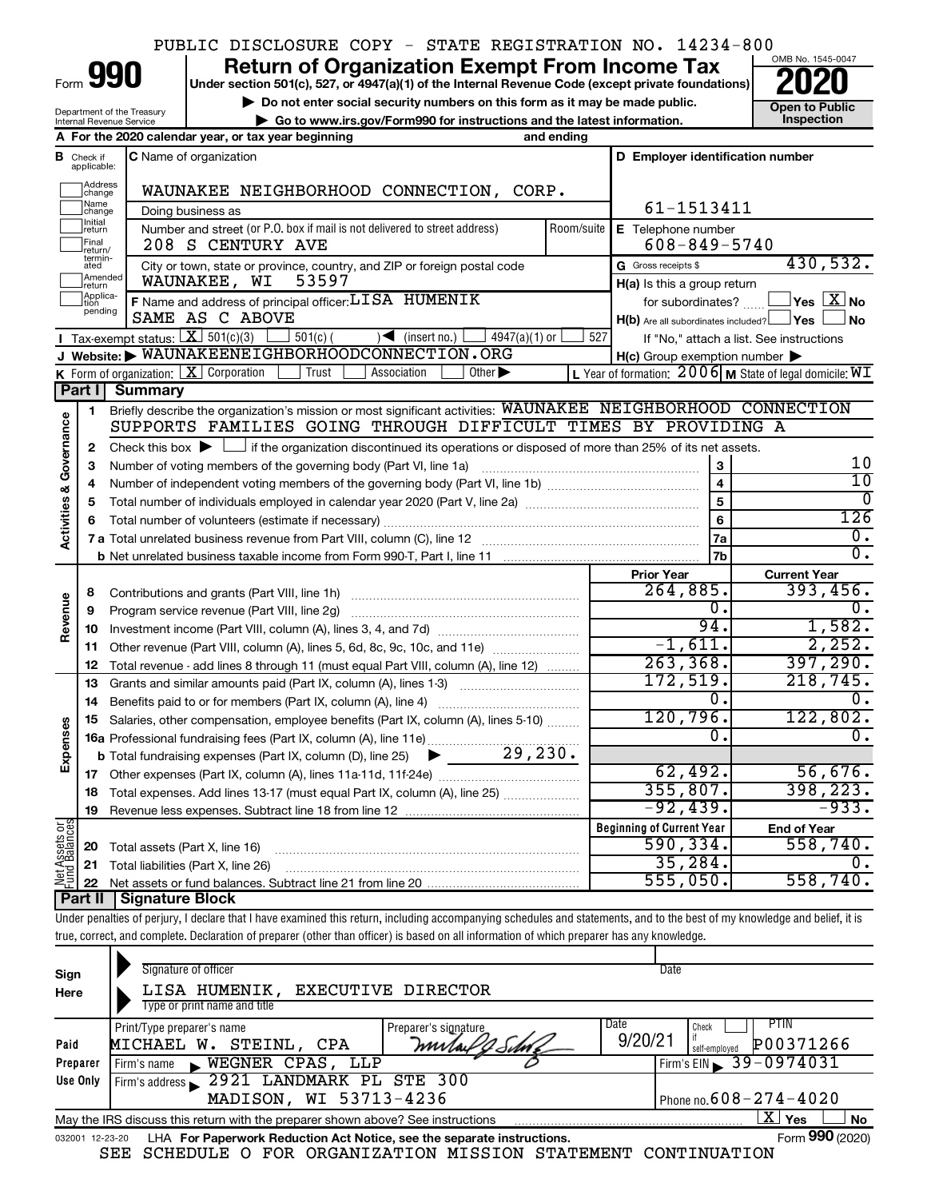PUBLIC DISCLOSURE COPY - STATE REGISTRATION NO. 14234-800

# Form 990 — Return of Organization Exempt From Income Tax — 2020

Under section 501(c), 527, or 4947(a)(1) of the Internal Revenue Code (except private foundations)

▶ Do not enter social security numbers on this form as it may be made public.

▶ Go to www.irs.gov/Form990 for instructions and the latest information.

Department of the Treasury, Internal Revenue Service

OMB No. 1545-0047 — Open to Public Inspection

**A** For the 2020 calendar year, or tax year beginning and ending

**B** Check if applicable: Address change, Name change, Initial return, Final return/terminated, Amended return, Application pending

**C** Name of organization: WAUNAKEE NEIGHBORHOOD CONNECTION, CORP.

Doing business as

Number and street (or P.O. box if mail is not delivered to street address): 208 S CENTURY AVE — Room/suite

City or town, state or province, country, and ZIP or foreign postal code: WAUNAKEE, WI 53597

**D** Employer identification number: 61-1513411

**E** Telephone number: 608-849-5740

**G** Gross receipts $ 430,532.

**F** Name and address of principal officer: LISA HUMENIK, SAME AS C ABOVE

**H(a)** Is this a group return for subordinates? ☐ Yes ☒ No

**H(b)** Are all subordinates included? ☐ Yes ☐ No — If "No," attach a list. See instructions

**H(c)** Group exemption number ▶

**I** Tax-exempt status: ☒ 501(c)(3) ☐ 501(c) ( ) ◀ (insert no.) ☐ 4947(a)(1) or ☐ 527

**J** Website: ▶ WAUNAKEENEIGHBORHOODCONNECTION.ORG

**K** Form of organization: ☒ Corporation ☐ Trust ☐ Association ☐ Other ▶

**L** Year of formation: 2006 **M** State of legal domicile: WI

## Part I Summary

**Activities & Governance**

1 Briefly describe the organization's mission or most significant activities: WAUNAKEE NEIGHBORHOOD CONNECTION SUPPORTS FAMILIES GOING THROUGH DIFFICULT TIMES BY PROVIDING A

2 Check this box ▶ ☐ if the organization discontinued its operations or disposed of more than 25% of its net assets.

| Line | Description | | Value |
|---|---|---|---|
| 3 | Number of voting members of the governing body (Part VI, line 1a) | 3 | 10 |
| 4 | Number of independent voting members of the governing body (Part VI, line 1b) | 4 | 10 |
| 5 | Total number of individuals employed in calendar year 2020 (Part V, line 2a) | 5 | 0 |
| 6 | Total number of volunteers (estimate if necessary) | 6 | 126 |
| 7a | Total unrelated business revenue from Part VIII, column (C), line 12 | 7a | 0. |
| 7b | Net unrelated business taxable income from Form 990-T, Part I, line 11 | 7b | 0. |

| Line | Description | Prior Year | Current Year |
|---|---|---|---|
| **Revenue** | | | |
| 8 | Contributions and grants (Part VIII, line 1h) | 264,885. | 393,456. |
| 9 | Program service revenue (Part VIII, line 2g) | 0. | 0. |
| 10 | Investment income (Part VIII, column (A), lines 3, 4, and 7d) | 94. | 1,582. |
| 11 | Other revenue (Part VIII, column (A), lines 5, 6d, 8c, 9c, 10c, and 11e) | -1,611. | 2,252. |
| 12 | Total revenue - add lines 8 through 11 (must equal Part VIII, column (A), line 12) | 263,368. | 397,290. |
| **Expenses** | | | |
| 13 | Grants and similar amounts paid (Part IX, column (A), lines 1-3) | 172,519. | 218,745. |
| 14 | Benefits paid to or for members (Part IX, column (A), line 4) | 0. | 0. |
| 15 | Salaries, other compensation, employee benefits (Part IX, column (A), lines 5-10) | 120,796. | 122,802. |
| 16a | Professional fundraising fees (Part IX, column (A), line 11e) | 0. | 0. |
| b | Total fundraising expenses (Part IX, column (D), line 25) ▶ 29,230. | | |
| 17 | Other expenses (Part IX, column (A), lines 11a-11d, 11f-24e) | 62,492. | 56,676. |
| 18 | Total expenses. Add lines 13-17 (must equal Part IX, column (A), line 25) | 355,807. | 398,223. |
| 19 | Revenue less expenses. Subtract line 18 from line 12 | -92,439. | -933. |
| **Net Assets or Fund Balances** | | **Beginning of Current Year** | **End of Year** |
| 20 | Total assets (Part X, line 16) | 590,334. | 558,740. |
| 21 | Total liabilities (Part X, line 26) | 35,284. | 0. |
| 22 | Net assets or fund balances. Subtract line 21 from line 20 | 555,050. | 558,740. |

## Part II Signature Block

Under penalties of perjury, I declare that I have examined this return, including accompanying schedules and statements, and to the best of my knowledge and belief, it is true, correct, and complete. Declaration of preparer (other than officer) is based on all information of which preparer has any knowledge.

**Sign Here**

Signature of officer — Date

LISA HUMENIK, EXECUTIVE DIRECTOR

Type or print name and title

**Paid Preparer Use Only**

| Print/Type preparer's name | Preparer's signature | Date | Check ☐ if self-employed | PTIN |
|---|---|---|---|---|
| MICHAEL W. STEINL, CPA | *(signature)* | 9/20/21 | | P00371266 |

Firm's name ▶ WEGNER CPAS, LLP — Firm's EIN ▶ 39-0974031

Firm's address ▶ 2921 LANDMARK PL STE 300, MADISON, WI 53713-4236 — Phone no. 608-274-4020

May the IRS discuss this return with the preparer shown above? See instructions ☒ Yes ☐ No

032001 12-23-20 LHA For Paperwork Reduction Act Notice, see the separate instructions. Form **990** (2020)

SEE SCHEDULE O FOR ORGANIZATION MISSION STATEMENT CONTINUATION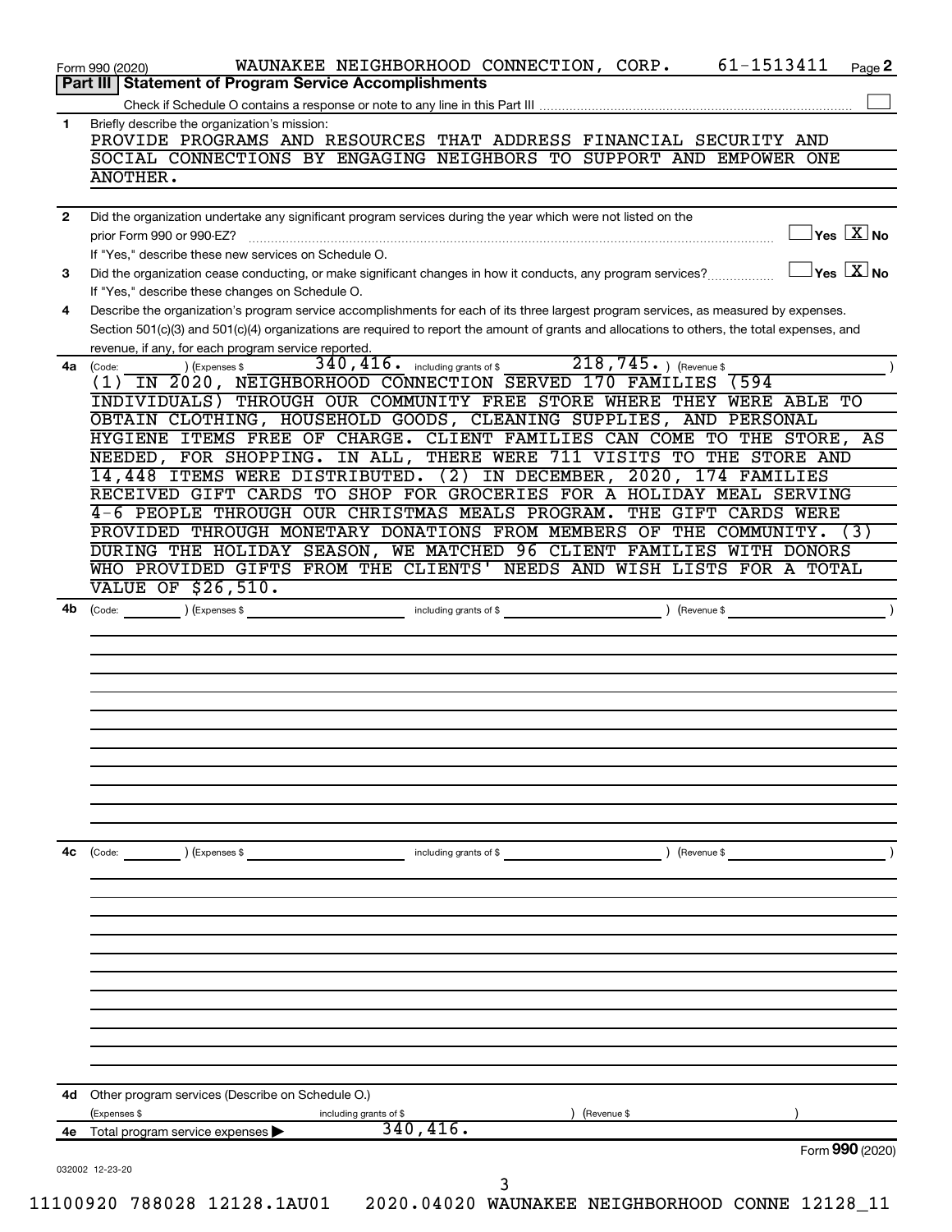Form 990 (2020) WAUNAKEE NEIGHBORHOOD CONNECTION, CORP. 61-1513411 Page 2

## Part III Statement of Program Service Accomplishments

Check if Schedule O contains a response or note to any line in this Part III ☐

**1** Briefly describe the organization's mission:

PROVIDE PROGRAMS AND RESOURCES THAT ADDRESS FINANCIAL SECURITY AND SOCIAL CONNECTIONS BY ENGAGING NEIGHBORS TO SUPPORT AND EMPOWER ONE ANOTHER.

**2** Did the organization undertake any significant program services during the year which were not listed on the prior Form 990 or 990-EZ? ☐ Yes ☒ No

If "Yes," describe these new services on Schedule O.

**3** Did the organization cease conducting, or make significant changes in how it conducts, any program services? ☐ Yes ☒ No

If "Yes," describe these changes on Schedule O.

**4** Describe the organization's program service accomplishments for each of its three largest program services, as measured by expenses. Section 501(c)(3) and 501(c)(4) organizations are required to report the amount of grants and allocations to others, the total expenses, and revenue, if any, for each program service reported.

**4a** (Code: ) (Expenses $ 340,416. including grants of $ 218,745. ) (Revenue $ )

(1) IN 2020, NEIGHBORHOOD CONNECTION SERVED 170 FAMILIES (594 INDIVIDUALS) THROUGH OUR COMMUNITY FREE STORE WHERE THEY WERE ABLE TO OBTAIN CLOTHING, HOUSEHOLD GOODS, CLEANING SUPPLIES, AND PERSONAL HYGIENE ITEMS FREE OF CHARGE. CLIENT FAMILIES CAN COME TO THE STORE, AS NEEDED, FOR SHOPPING. IN ALL, THERE WERE 711 VISITS TO THE STORE AND 14,448 ITEMS WERE DISTRIBUTED. (2) IN DECEMBER, 2020, 174 FAMILIES RECEIVED GIFT CARDS TO SHOP FOR GROCERIES FOR A HOLIDAY MEAL SERVING 4-6 PEOPLE THROUGH OUR CHRISTMAS MEALS PROGRAM. THE GIFT CARDS WERE PROVIDED THROUGH MONETARY DONATIONS FROM MEMBERS OF THE COMMUNITY. (3) DURING THE HOLIDAY SEASON, WE MATCHED 96 CLIENT FAMILIES WITH DONORS WHO PROVIDED GIFTS FROM THE CLIENTS' NEEDS AND WISH LISTS FOR A TOTAL VALUE OF $26,510.

**4b** (Code: ) (Expenses $ including grants of $ ) (Revenue $ )

**4c** (Code: ) (Expenses $ including grants of $ ) (Revenue $ )

**4d** Other program services (Describe on Schedule O.)

(Expenses $ including grants of $ ) (Revenue $ )

**4e** Total program service expenses ▶ 340,416.

Form **990** (2020)

032002 12-23-20

11100920 788028 12128.1AU01 2020.04020 WAUNAKEE NEIGHBORHOOD CONNE 12128_11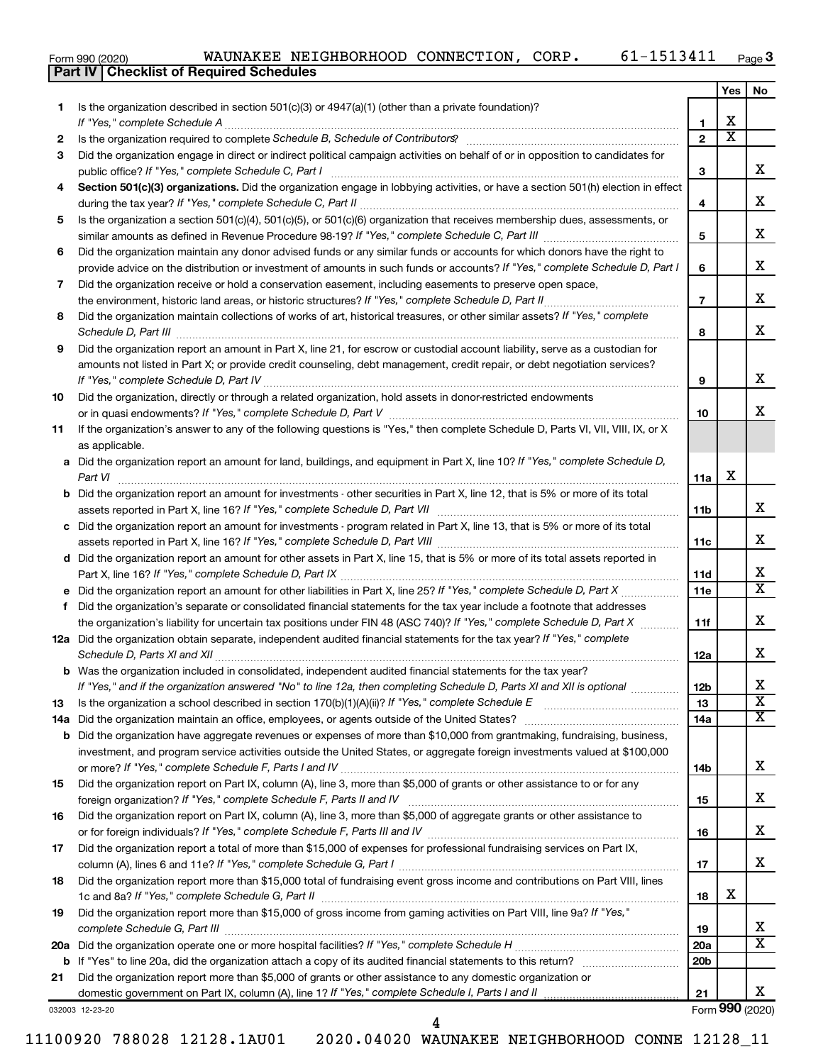Form 990 (2020) WAUNAKEE NEIGHBORHOOD CONNECTION, CORP. 61-1513411 Page 3

**Part IV | Checklist of Required Schedules**

| | | | Yes | No |
|---|---|---|---|---|
| 1 | Is the organization described in section 501(c)(3) or 4947(a)(1) (other than a private foundation)? *If "Yes," complete Schedule A* | 1 | X | |
| 2 | Is the organization required to complete *Schedule B, Schedule of Contributors*? | 2 | X | |
| 3 | Did the organization engage in direct or indirect political campaign activities on behalf of or in opposition to candidates for public office? *If "Yes," complete Schedule C, Part I* | 3 | | X |
| 4 | **Section 501(c)(3) organizations.** Did the organization engage in lobbying activities, or have a section 501(h) election in effect during the tax year? *If "Yes," complete Schedule C, Part II* | 4 | | X |
| 5 | Is the organization a section 501(c)(4), 501(c)(5), or 501(c)(6) organization that receives membership dues, assessments, or similar amounts as defined in Revenue Procedure 98-19? *If "Yes," complete Schedule C, Part III* | 5 | | X |
| 6 | Did the organization maintain any donor advised funds or any similar funds or accounts for which donors have the right to provide advice on the distribution or investment of amounts in such funds or accounts? *If "Yes," complete Schedule D, Part I* | 6 | | X |
| 7 | Did the organization receive or hold a conservation easement, including easements to preserve open space, the environment, historic land areas, or historic structures? *If "Yes," complete Schedule D, Part II* | 7 | | X |
| 8 | Did the organization maintain collections of works of art, historical treasures, or other similar assets? *If "Yes," complete Schedule D, Part III* | 8 | | X |
| 9 | Did the organization report an amount in Part X, line 21, for escrow or custodial account liability, serve as a custodian for amounts not listed in Part X; or provide credit counseling, debt management, credit repair, or debt negotiation services? *If "Yes," complete Schedule D, Part IV* | 9 | | X |
| 10 | Did the organization, directly or through a related organization, hold assets in donor-restricted endowments or in quasi endowments? *If "Yes," complete Schedule D, Part V* | 10 | | X |
| 11 | If the organization's answer to any of the following questions is "Yes," then complete Schedule D, Parts VI, VII, VIII, IX, or X as applicable. | | | |
| a | Did the organization report an amount for land, buildings, and equipment in Part X, line 10? *If "Yes," complete Schedule D, Part VI* | 11a | X | |
| b | Did the organization report an amount for investments - other securities in Part X, line 12, that is 5% or more of its total assets reported in Part X, line 16? *If "Yes," complete Schedule D, Part VII* | 11b | | X |
| c | Did the organization report an amount for investments - program related in Part X, line 13, that is 5% or more of its total assets reported in Part X, line 16? *If "Yes," complete Schedule D, Part VIII* | 11c | | X |
| d | Did the organization report an amount for other assets in Part X, line 15, that is 5% or more of its total assets reported in Part X, line 16? *If "Yes," complete Schedule D, Part IX* | 11d | | X |
| e | Did the organization report an amount for other liabilities in Part X, line 25? *If "Yes," complete Schedule D, Part X* | 11e | | X |
| f | Did the organization's separate or consolidated financial statements for the tax year include a footnote that addresses the organization's liability for uncertain tax positions under FIN 48 (ASC 740)? *If "Yes," complete Schedule D, Part X* | 11f | | X |
| 12a | Did the organization obtain separate, independent audited financial statements for the tax year? *If "Yes," complete Schedule D, Parts XI and XII* | 12a | | X |
| b | Was the organization included in consolidated, independent audited financial statements for the tax year? *If "Yes," and if the organization answered "No" to line 12a, then completing Schedule D, Parts XI and XII is optional* | 12b | | X |
| 13 | Is the organization a school described in section 170(b)(1)(A)(ii)? *If "Yes," complete Schedule E* | 13 | | X |
| 14a | Did the organization maintain an office, employees, or agents outside of the United States? | 14a | | X |
| b | Did the organization have aggregate revenues or expenses of more than $10,000 from grantmaking, fundraising, business, investment, and program service activities outside the United States, or aggregate foreign investments valued at $100,000 or more? *If "Yes," complete Schedule F, Parts I and IV* | 14b | | X |
| 15 | Did the organization report on Part IX, column (A), line 3, more than $5,000 of grants or other assistance to or for any foreign organization? *If "Yes," complete Schedule F, Parts II and IV* | 15 | | X |
| 16 | Did the organization report on Part IX, column (A), line 3, more than $5,000 of aggregate grants or other assistance to or for foreign individuals? *If "Yes," complete Schedule F, Parts III and IV* | 16 | | X |
| 17 | Did the organization report a total of more than $15,000 of expenses for professional fundraising services on Part IX, column (A), lines 6 and 11e? *If "Yes," complete Schedule G, Part I* | 17 | | X |
| 18 | Did the organization report more than $15,000 total of fundraising event gross income and contributions on Part VIII, lines 1c and 8a? *If "Yes," complete Schedule G, Part II* | 18 | X | |
| 19 | Did the organization report more than $15,000 of gross income from gaming activities on Part VIII, line 9a? *If "Yes," complete Schedule G, Part III* | 19 | | X |
| 20a | Did the organization operate one or more hospital facilities? *If "Yes," complete Schedule H* | 20a | | X |
| b | If "Yes" to line 20a, did the organization attach a copy of its audited financial statements to this return? | 20b | | |
| 21 | Did the organization report more than $5,000 of grants or other assistance to any domestic organization or domestic government on Part IX, column (A), line 1? *If "Yes," complete Schedule I, Parts I and II* | 21 | | X |

032003 12-23-20

Form **990** (2020)

11100920 788028 12128.1AU01 2020.04020 WAUNAKEE NEIGHBORHOOD CONNE 12128_11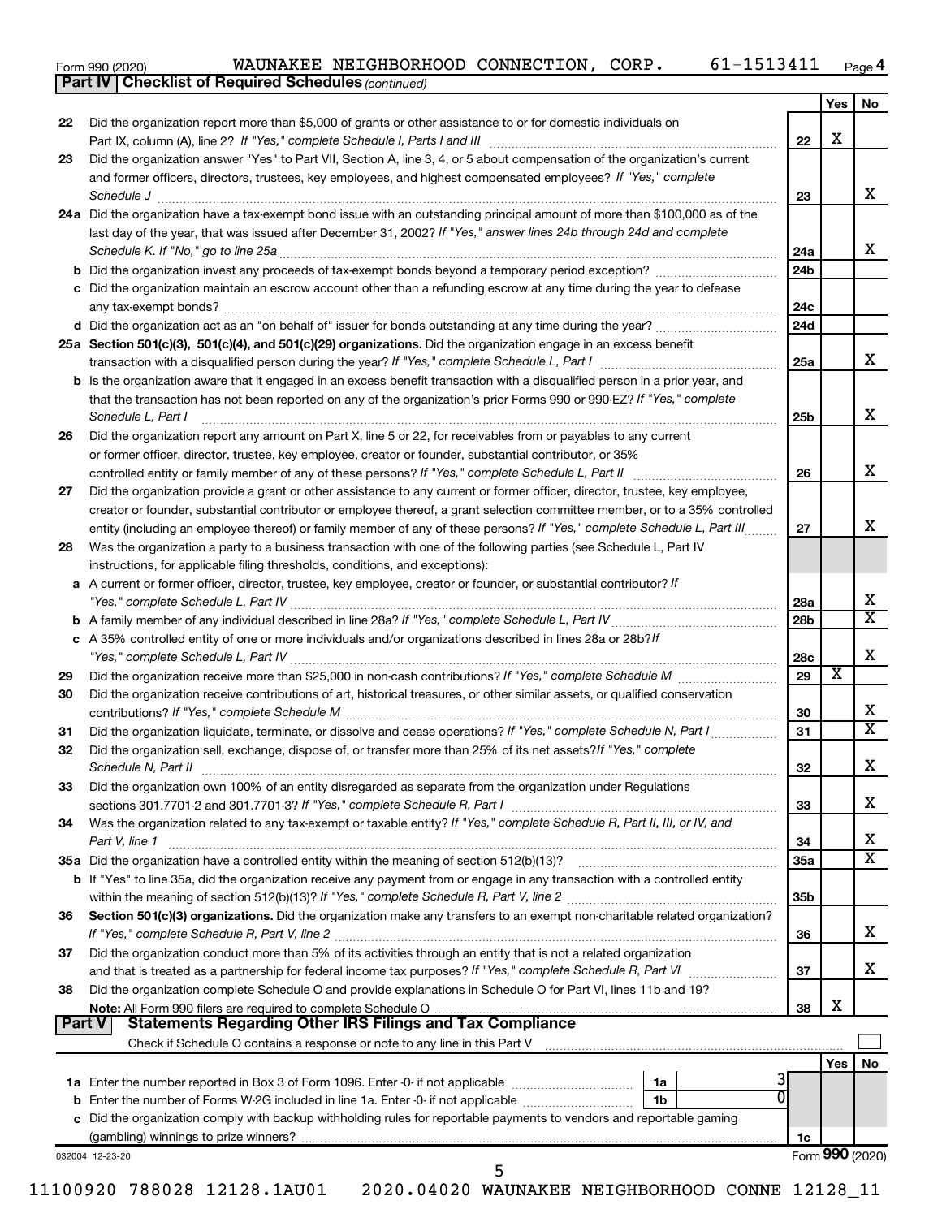Form 990 (2020) WAUNAKEE NEIGHBORHOOD CONNECTION, CORP. 61-1513411 Page 4

**Part IV | Checklist of Required Schedules** *(continued)*

| | | | Yes | No |
|---|---|---|---|---|
| 22 | Did the organization report more than $5,000 of grants or other assistance to or for domestic individuals on Part IX, column (A), line 2? *If "Yes," complete Schedule I, Parts I and III* | 22 | X | |
| 23 | Did the organization answer "Yes" to Part VII, Section A, line 3, 4, or 5 about compensation of the organization's current and former officers, directors, trustees, key employees, and highest compensated employees? *If "Yes," complete Schedule J* | 23 | | X |
| 24a | Did the organization have a tax-exempt bond issue with an outstanding principal amount of more than $100,000 as of the last day of the year, that was issued after December 31, 2002? *If "Yes," answer lines 24b through 24d and complete Schedule K. If "No," go to line 25a* | 24a | | X |
| b | Did the organization invest any proceeds of tax-exempt bonds beyond a temporary period exception? | 24b | | |
| c | Did the organization maintain an escrow account other than a refunding escrow at any time during the year to defease any tax-exempt bonds? | 24c | | |
| d | Did the organization act as an "on behalf of" issuer for bonds outstanding at any time during the year? | 24d | | |
| 25a | **Section 501(c)(3), 501(c)(4), and 501(c)(29) organizations.** Did the organization engage in an excess benefit transaction with a disqualified person during the year? *If "Yes," complete Schedule L, Part I* | 25a | | X |
| b | Is the organization aware that it engaged in an excess benefit transaction with a disqualified person in a prior year, and that the transaction has not been reported on any of the organization's prior Forms 990 or 990-EZ? *If "Yes," complete Schedule L, Part I* | 25b | | X |
| 26 | Did the organization report any amount on Part X, line 5 or 22, for receivables from or payables to any current or former officer, director, trustee, key employee, creator or founder, substantial contributor, or 35% controlled entity or family member of any of these persons? *If "Yes," complete Schedule L, Part II* | 26 | | X |
| 27 | Did the organization provide a grant or other assistance to any current or former officer, director, trustee, key employee, creator or founder, substantial contributor or employee thereof, a grant selection committee member, or to a 35% controlled entity (including an employee thereof) or family member of any of these persons? *If "Yes," complete Schedule L, Part III* | 27 | | X |
| 28 | Was the organization a party to a business transaction with one of the following parties (see Schedule L, Part IV instructions, for applicable filing thresholds, conditions, and exceptions): | | | |
| a | A current or former officer, director, trustee, key employee, creator or founder, or substantial contributor? *If "Yes," complete Schedule L, Part IV* | 28a | | X |
| b | A family member of any individual described in line 28a? *If "Yes," complete Schedule L, Part IV* | 28b | | X |
| c | A 35% controlled entity of one or more individuals and/or organizations described in lines 28a or 28b? *If "Yes," complete Schedule L, Part IV* | 28c | | X |
| 29 | Did the organization receive more than $25,000 in non-cash contributions? *If "Yes," complete Schedule M* | 29 | X | |
| 30 | Did the organization receive contributions of art, historical treasures, or other similar assets, or qualified conservation contributions? *If "Yes," complete Schedule M* | 30 | | X |
| 31 | Did the organization liquidate, terminate, or dissolve and cease operations? *If "Yes," complete Schedule N, Part I* | 31 | | X |
| 32 | Did the organization sell, exchange, dispose of, or transfer more than 25% of its net assets? *If "Yes," complete Schedule N, Part II* | 32 | | X |
| 33 | Did the organization own 100% of an entity disregarded as separate from the organization under Regulations sections 301.7701-2 and 301.7701-3? *If "Yes," complete Schedule R, Part I* | 33 | | X |
| 34 | Was the organization related to any tax-exempt or taxable entity? *If "Yes," complete Schedule R, Part II, III, or IV, and Part V, line 1* | 34 | | X |
| 35a | Did the organization have a controlled entity within the meaning of section 512(b)(13)? | 35a | | X |
| b | If "Yes" to line 35a, did the organization receive any payment from or engage in any transaction with a controlled entity within the meaning of section 512(b)(13)? *If "Yes," complete Schedule R, Part V, line 2* | 35b | | |
| 36 | **Section 501(c)(3) organizations.** Did the organization make any transfers to an exempt non-charitable related organization? *If "Yes," complete Schedule R, Part V, line 2* | 36 | | X |
| 37 | Did the organization conduct more than 5% of its activities through an entity that is not a related organization and that is treated as a partnership for federal income tax purposes? *If "Yes," complete Schedule R, Part VI* | 37 | | X |
| 38 | Did the organization complete Schedule O and provide explanations in Schedule O for Part VI, lines 11b and 19? **Note:** All Form 990 filers are required to complete Schedule O | 38 | X | |

**Part V | Statements Regarding Other IRS Filings and Tax Compliance**

Check if Schedule O contains a response or note to any line in this Part V ☐

| | | | | | Yes | No |
|---|---|---|---|---|---|---|
| 1a | Enter the number reported in Box 3 of Form 1096. Enter -0- if not applicable | 1a | 3 | | | |
| b | Enter the number of Forms W-2G included in line 1a. Enter -0- if not applicable | 1b | 0 | | | |
| c | Did the organization comply with backup withholding rules for reportable payments to vendors and reportable gaming (gambling) winnings to prize winners? | | | 1c | | |

032004 12-23-20 Form **990** (2020)

11100920 788028 12128.1AU01 2020.04020 WAUNAKEE NEIGHBORHOOD CONNE 12128_11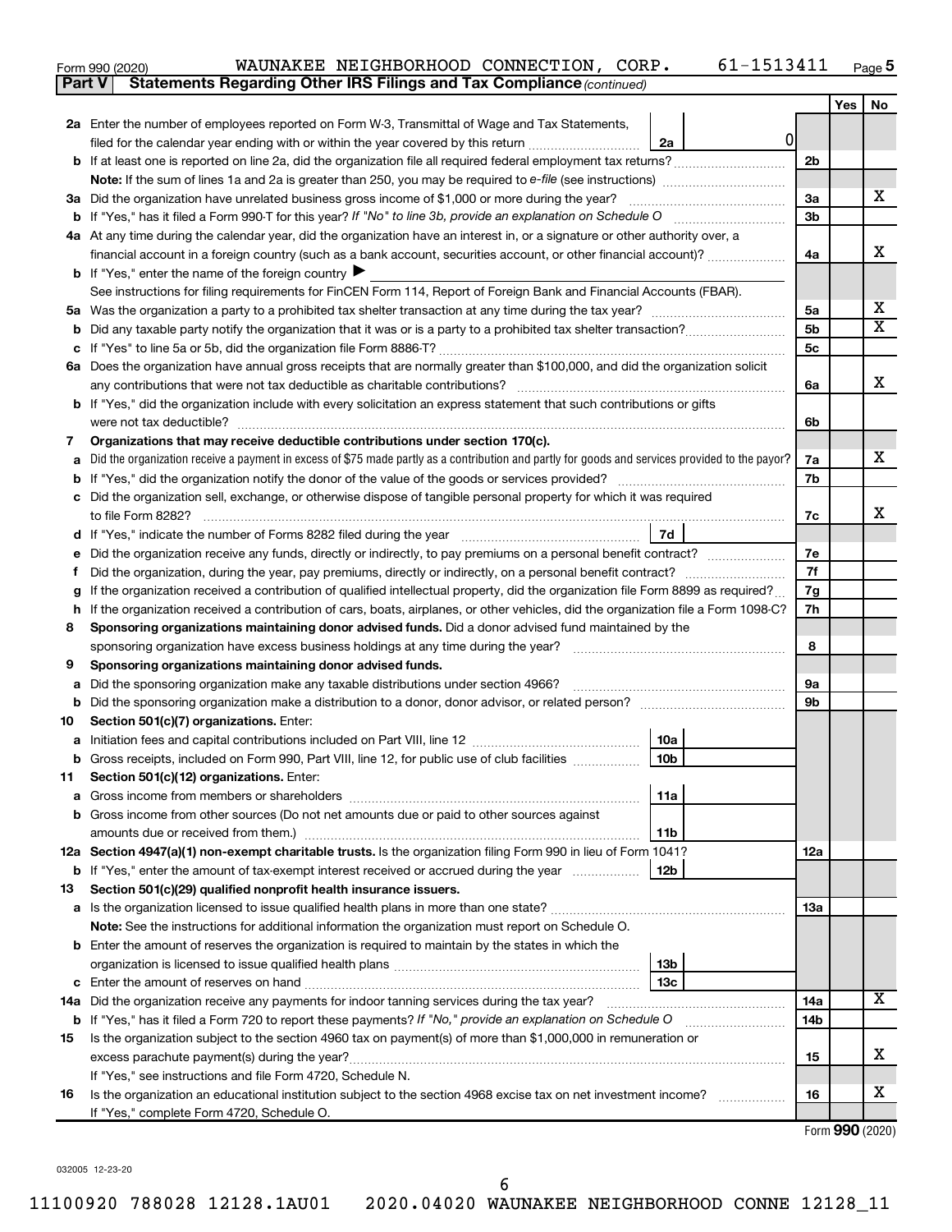Form 990 (2020) WAUNAKEE NEIGHBORHOOD CONNECTION, CORP. 61-1513411 Page 5

**Part V Statements Regarding Other IRS Filings and Tax Compliance** *(continued)*

| | | | | Yes | No |
|---|---|---|---|---|---|
| **2a** | Enter the number of employees reported on Form W-3, Transmittal of Wage and Tax Statements, filed for the calendar year ending with or within the year covered by this return | 2a | 0 | | |
| **b** | If at least one is reported on line 2a, did the organization file all required federal employment tax returns? | | 2b | | |
| | **Note:** If the sum of lines 1a and 2a is greater than 250, you may be required to *e-file* (see instructions) | | | | |
| **3a** | Did the organization have unrelated business gross income of $1,000 or more during the year? | | 3a | | X |
| **b** | If "Yes," has it filed a Form 990-T for this year? *If "No" to line 3b, provide an explanation on Schedule O* | | 3b | | |
| **4a** | At any time during the calendar year, did the organization have an interest in, or a signature or other authority over, a financial account in a foreign country (such as a bank account, securities account, or other financial account)? | | 4a | | X |
| **b** | If "Yes," enter the name of the foreign country ▶ | | | | |
| | See instructions for filing requirements for FinCEN Form 114, Report of Foreign Bank and Financial Accounts (FBAR). | | | | |
| **5a** | Was the organization a party to a prohibited tax shelter transaction at any time during the tax year? | | 5a | | X |
| **b** | Did any taxable party notify the organization that it was or is a party to a prohibited tax shelter transaction? | | 5b | | X |
| **c** | If "Yes" to line 5a or 5b, did the organization file Form 8886-T? | | 5c | | |
| **6a** | Does the organization have annual gross receipts that are normally greater than $100,000, and did the organization solicit any contributions that were not tax deductible as charitable contributions? | | 6a | | X |
| **b** | If "Yes," did the organization include with every solicitation an express statement that such contributions or gifts were not tax deductible? | | 6b | | |
| **7** | **Organizations that may receive deductible contributions under section 170(c).** | | | | |
| **a** | Did the organization receive a payment in excess of $75 made partly as a contribution and partly for goods and services provided to the payor? | | 7a | | X |
| **b** | If "Yes," did the organization notify the donor of the value of the goods or services provided? | | 7b | | |
| **c** | Did the organization sell, exchange, or otherwise dispose of tangible personal property for which it was required to file Form 8282? | | 7c | | X |
| **d** | If "Yes," indicate the number of Forms 8282 filed during the year | 7d | | | |
| **e** | Did the organization receive any funds, directly or indirectly, to pay premiums on a personal benefit contract? | | 7e | | |
| **f** | Did the organization, during the year, pay premiums, directly or indirectly, on a personal benefit contract? | | 7f | | |
| **g** | If the organization received a contribution of qualified intellectual property, did the organization file Form 8899 as required? | | 7g | | |
| **h** | If the organization received a contribution of cars, boats, airplanes, or other vehicles, did the organization file a Form 1098-C? | | 7h | | |
| **8** | **Sponsoring organizations maintaining donor advised funds.** Did a donor advised fund maintained by the sponsoring organization have excess business holdings at any time during the year? | | 8 | | |
| **9** | **Sponsoring organizations maintaining donor advised funds.** | | | | |
| **a** | Did the sponsoring organization make any taxable distributions under section 4966? | | 9a | | |
| **b** | Did the sponsoring organization make a distribution to a donor, donor advisor, or related person? | | 9b | | |
| **10** | **Section 501(c)(7) organizations.** Enter: | | | | |
| **a** | Initiation fees and capital contributions included on Part VIII, line 12 | 10a | | | |
| **b** | Gross receipts, included on Form 990, Part VIII, line 12, for public use of club facilities | 10b | | | |
| **11** | **Section 501(c)(12) organizations.** Enter: | | | | |
| **a** | Gross income from members or shareholders | 11a | | | |
| **b** | Gross income from other sources (Do not net amounts due or paid to other sources against amounts due or received from them.) | 11b | | | |
| **12a** | **Section 4947(a)(1) non-exempt charitable trusts.** Is the organization filing Form 990 in lieu of Form 1041? | | 12a | | |
| **b** | If "Yes," enter the amount of tax-exempt interest received or accrued during the year | 12b | | | |
| **13** | **Section 501(c)(29) qualified nonprofit health insurance issuers.** | | | | |
| **a** | Is the organization licensed to issue qualified health plans in more than one state? | | 13a | | |
| | **Note:** See the instructions for additional information the organization must report on Schedule O. | | | | |
| **b** | Enter the amount of reserves the organization is required to maintain by the states in which the organization is licensed to issue qualified health plans | 13b | | | |
| **c** | Enter the amount of reserves on hand | 13c | | | |
| **14a** | Did the organization receive any payments for indoor tanning services during the tax year? | | 14a | | X |
| **b** | If "Yes," has it filed a Form 720 to report these payments? *If "No," provide an explanation on Schedule O* | | 14b | | |
| **15** | Is the organization subject to the section 4960 tax on payment(s) of more than $1,000,000 in remuneration or excess parachute payment(s) during the year? | | 15 | | X |
| | If "Yes," see instructions and file Form 4720, Schedule N. | | | | |
| **16** | Is the organization an educational institution subject to the section 4968 excise tax on net investment income? | | 16 | | X |
| | If "Yes," complete Form 4720, Schedule O. | | | | |

Form **990** (2020)

032005 12-23-20

11100920 788028 12128.1AU01 2020.04020 WAUNAKEE NEIGHBORHOOD CONNE 12128_11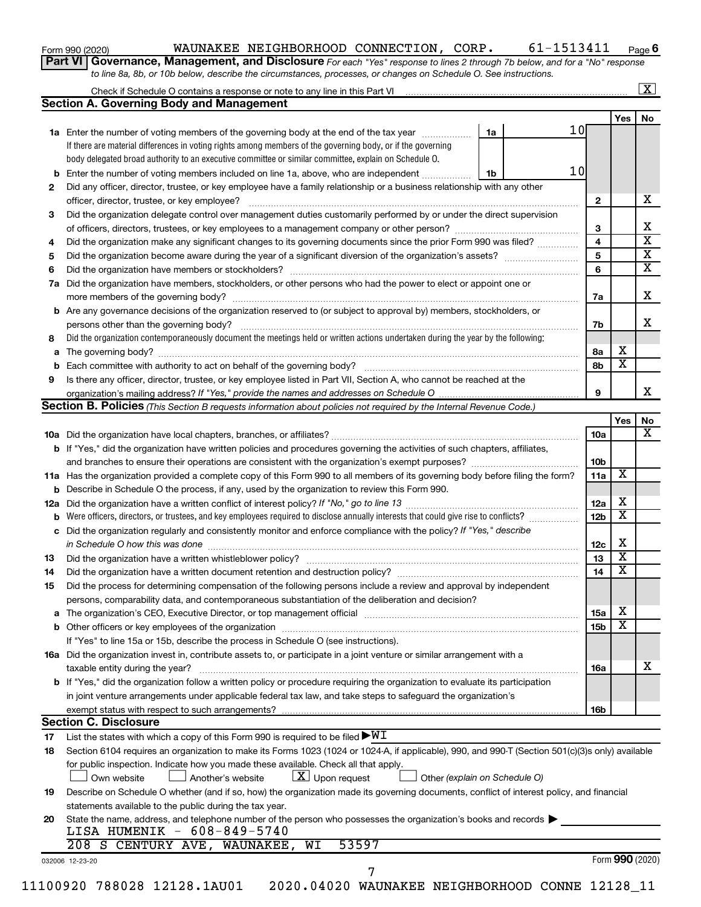Form 990 (2020) WAUNAKEE NEIGHBORHOOD CONNECTION, CORP. 61-1513411 Page 6

**Part VI Governance, Management, and Disclosure** *For each "Yes" response to lines 2 through 7b below, and for a "No" response to line 8a, 8b, or 10b below, describe the circumstances, processes, or changes on Schedule O. See instructions.*

Check if Schedule O contains a response or note to any line in this Part VI ..... [X]

## Section A. Governing Body and Management

| | | | Yes | No |
|---|---|---|---|---|
| **1a** | Enter the number of voting members of the governing body at the end of the tax year ..... **1a** 10<br>If there are material differences in voting rights among members of the governing body, or if the governing body delegated broad authority to an executive committee or similar committee, explain on Schedule O. | | | |
| **b** | Enter the number of voting members included on line 1a, above, who are independent ..... **1b** 10 | | | |
| **2** | Did any officer, director, trustee, or key employee have a family relationship or a business relationship with any other officer, director, trustee, or key employee? | 2 | | X |
| **3** | Did the organization delegate control over management duties customarily performed by or under the direct supervision of officers, directors, trustees, or key employees to a management company or other person? | 3 | | X |
| **4** | Did the organization make any significant changes to its governing documents since the prior Form 990 was filed? | 4 | | X |
| **5** | Did the organization become aware during the year of a significant diversion of the organization's assets? | 5 | | X |
| **6** | Did the organization have members or stockholders? | 6 | | X |
| **7a** | Did the organization have members, stockholders, or other persons who had the power to elect or appoint one or more members of the governing body? | 7a | | X |
| **b** | Are any governance decisions of the organization reserved to (or subject to approval by) members, stockholders, or persons other than the governing body? | 7b | | X |
| **8** | Did the organization contemporaneously document the meetings held or written actions undertaken during the year by the following: | | | |
| **a** | The governing body? | 8a | X | |
| **b** | Each committee with authority to act on behalf of the governing body? | 8b | X | |
| **9** | Is there any officer, director, trustee, or key employee listed in Part VII, Section A, who cannot be reached at the organization's mailing address? *If "Yes," provide the names and addresses on Schedule O* | 9 | | X |

## Section B. Policies *(This Section B requests information about policies not required by the Internal Revenue Code.)*

| | | | Yes | No |
|---|---|---|---|---|
| **10a** | Did the organization have local chapters, branches, or affiliates? | 10a | | X |
| **b** | If "Yes," did the organization have written policies and procedures governing the activities of such chapters, affiliates, and branches to ensure their operations are consistent with the organization's exempt purposes? | 10b | | |
| **11a** | Has the organization provided a complete copy of this Form 990 to all members of its governing body before filing the form? | 11a | X | |
| **b** | Describe in Schedule O the process, if any, used by the organization to review this Form 990. | | | |
| **12a** | Did the organization have a written conflict of interest policy? *If "No," go to line 13* | 12a | X | |
| **b** | Were officers, directors, or trustees, and key employees required to disclose annually interests that could give rise to conflicts? | 12b | X | |
| **c** | Did the organization regularly and consistently monitor and enforce compliance with the policy? *If "Yes," describe in Schedule O how this was done* | 12c | X | |
| **13** | Did the organization have a written whistleblower policy? | 13 | X | |
| **14** | Did the organization have a written document retention and destruction policy? | 14 | X | |
| **15** | Did the process for determining compensation of the following persons include a review and approval by independent persons, comparability data, and contemporaneous substantiation of the deliberation and decision? | | | |
| **a** | The organization's CEO, Executive Director, or top management official | 15a | X | |
| **b** | Other officers or key employees of the organization<br>If "Yes" to line 15a or 15b, describe the process in Schedule O (see instructions). | 15b | X | |
| **16a** | Did the organization invest in, contribute assets to, or participate in a joint venture or similar arrangement with a taxable entity during the year? | 16a | | X |
| **b** | If "Yes," did the organization follow a written policy or procedure requiring the organization to evaluate its participation in joint venture arrangements under applicable federal tax law, and take steps to safeguard the organization's exempt status with respect to such arrangements? | 16b | | |

## Section C. Disclosure

**17** List the states with which a copy of this Form 990 is required to be filed ▶WI

**18** Section 6104 requires an organization to make its Forms 1023 (1024 or 1024-A, if applicable), 990, and 990-T (Section 501(c)(3)s only) available for public inspection. Indicate how you made these available. Check all that apply.

[ ] Own website [ ] Another's website [X] Upon request [ ] Other *(explain on Schedule O)*

**19** Describe on Schedule O whether (and if so, how) the organization made its governing documents, conflict of interest policy, and financial statements available to the public during the tax year.

**20** State the name, address, and telephone number of the person who possesses the organization's books and records ▶

LISA HUMENIK - 608-849-5740
208 S CENTURY AVE, WAUNAKEE, WI 53597

032006 12-23-20 Form 990 (2020)

11100920 788028 12128.1AU01 2020.04020 WAUNAKEE NEIGHBORHOOD CONNE 12128_11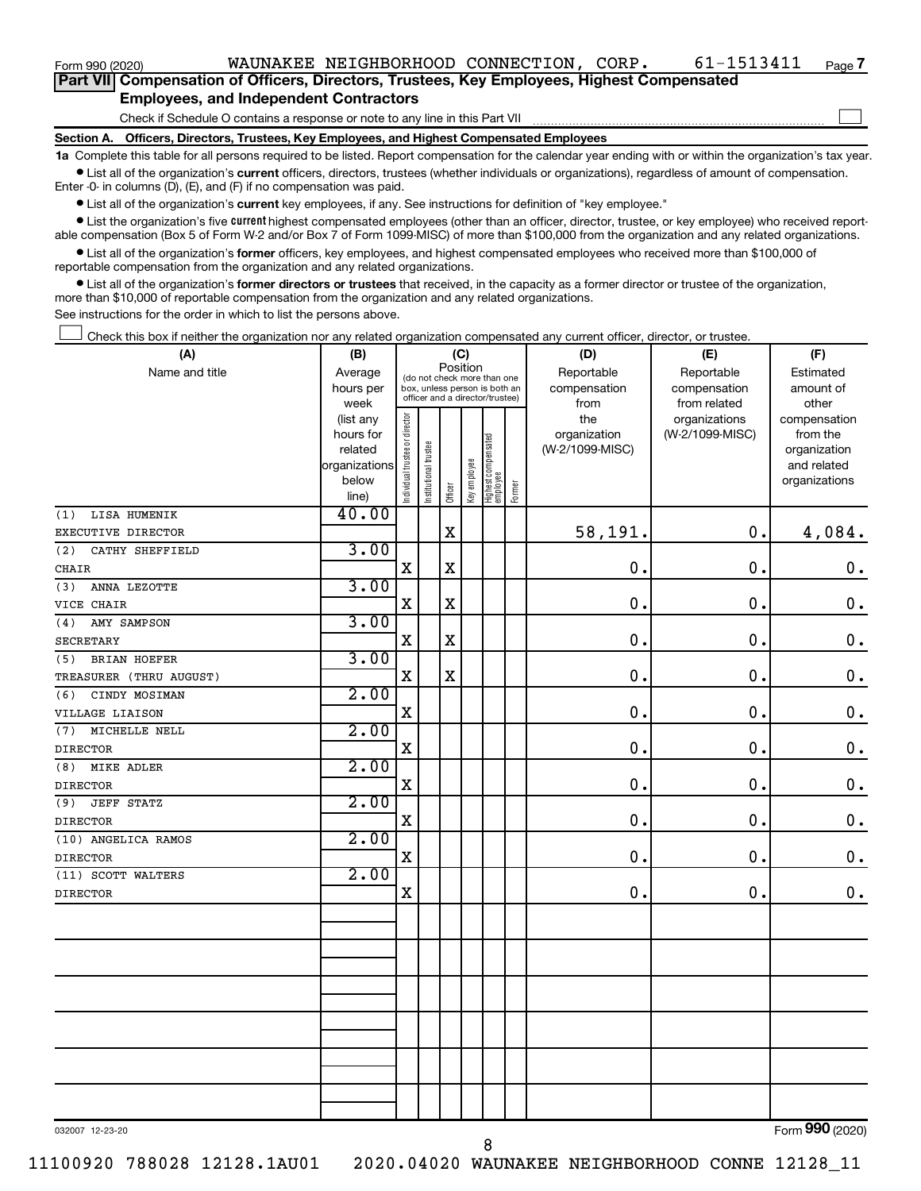Form 990 (2020) WAUNAKEE NEIGHBORHOOD CONNECTION, CORP. 61-1513411 Page 7

## Part VII Compensation of Officers, Directors, Trustees, Key Employees, Highest Compensated Employees, and Independent Contractors

Check if Schedule O contains a response or note to any line in this Part VII ☐

### Section A. Officers, Directors, Trustees, Key Employees, and Highest Compensated Employees

**1a** Complete this table for all persons required to be listed. Report compensation for the calendar year ending with or within the organization's tax year.

- List all of the organization's **current** officers, directors, trustees (whether individuals or organizations), regardless of amount of compensation. Enter -0- in columns (D), (E), and (F) if no compensation was paid.
- List all of the organization's **current** key employees, if any. See instructions for definition of "key employee."
- List the organization's five **current** highest compensated employees (other than an officer, director, trustee, or key employee) who received reportable compensation (Box 5 of Form W-2 and/or Box 7 of Form 1099-MISC) of more than $100,000 from the organization and any related organizations.
- List all of the organization's **former** officers, key employees, and highest compensated employees who received more than $100,000 of reportable compensation from the organization and any related organizations.
- List all of the organization's **former directors or trustees** that received, in the capacity as a former director or trustee of the organization, more than $10,000 of reportable compensation from the organization and any related organizations.

See instructions for the order in which to list the persons above.

☐ Check this box if neither the organization nor any related organization compensated any current officer, director, or trustee.

| (A) Name and title | (B) Average hours per week (list any hours for related organizations below line) | (C) Position (do not check more than one box, unless person is both an officer and a director/trustee) | | | | | | (D) Reportable compensation from the organization (W-2/1099-MISC) | (E) Reportable compensation from related organizations (W-2/1099-MISC) | (F) Estimated amount of other compensation from the organization and related organizations |
|---|---|---|---|---|---|---|---|---|---|---|
| | | Individual trustee or director | Institutional trustee | Officer | Key employee | Highest compensated employee | Former | | | |
| (1) LISA HUMENIK<br>EXECUTIVE DIRECTOR | 40.00 | | | X | | | | 58,191. | 0. | 4,084. |
| (2) CATHY SHEFFIELD<br>CHAIR | 3.00 | X | | X | | | | 0. | 0. | 0. |
| (3) ANNA LEZOTTE<br>VICE CHAIR | 3.00 | X | | X | | | | 0. | 0. | 0. |
| (4) AMY SAMPSON<br>SECRETARY | 3.00 | X | | X | | | | 0. | 0. | 0. |
| (5) BRIAN HOEFER<br>TREASURER (THRU AUGUST) | 3.00 | X | | X | | | | 0. | 0. | 0. |
| (6) CINDY MOSIMAN<br>VILLAGE LIAISON | 2.00 | X | | | | | | 0. | 0. | 0. |
| (7) MICHELLE NELL<br>DIRECTOR | 2.00 | X | | | | | | 0. | 0. | 0. |
| (8) MIKE ADLER<br>DIRECTOR | 2.00 | X | | | | | | 0. | 0. | 0. |
| (9) JEFF STATZ<br>DIRECTOR | 2.00 | X | | | | | | 0. | 0. | 0. |
| (10) ANGELICA RAMOS<br>DIRECTOR | 2.00 | X | | | | | | 0. | 0. | 0. |
| (11) SCOTT WALTERS<br>DIRECTOR | 2.00 | X | | | | | | 0. | 0. | 0. |

032007 12-23-20 Form 990 (2020)

11100920 788028 12128.1AU01 2020.04020 WAUNAKEE NEIGHBORHOOD CONNE 12128_11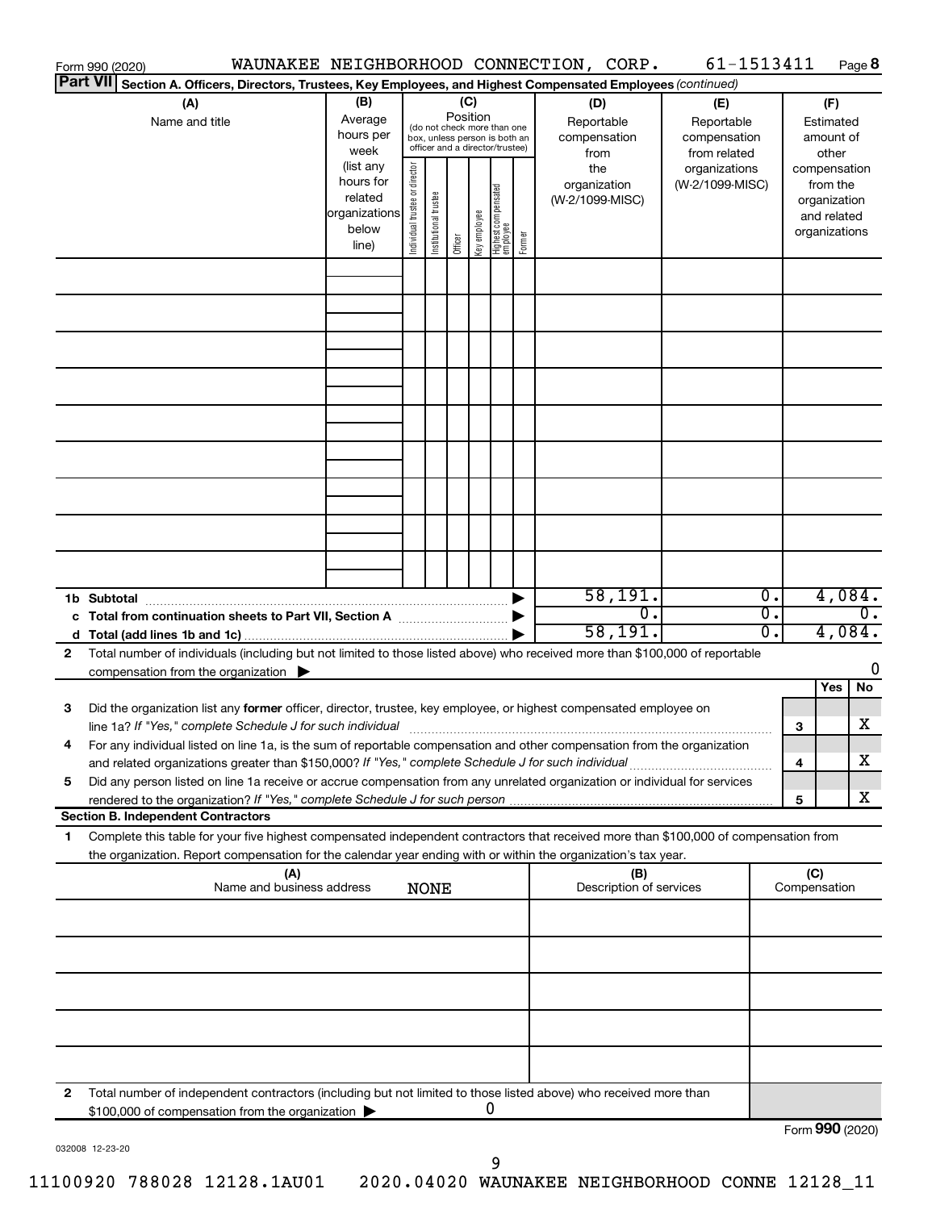Form 990 (2020) WAUNAKEE NEIGHBORHOOD CONNECTION, CORP. 61-1513411 Page **8**

**Part VII Section A. Officers, Directors, Trustees, Key Employees, and Highest Compensated Employees** *(continued)*

| (A) Name and title | (B) Average hours per week (list any hours for related organizations below line) | (C) Position (do not check more than one box, unless person is both an officer and a director/trustee): Individual trustee or director | Institutional trustee | Officer | Key employee | Highest compensated employee | Former | (D) Reportable compensation from the organization (W-2/1099-MISC) | (E) Reportable compensation from related organizations (W-2/1099-MISC) | (F) Estimated amount of other compensation from the organization and related organizations |
|---|---|---|---|---|---|---|---|---|---|---|
| | | | | | | | | | | |
| | | | | | | | | | | |
| | | | | | | | | | | |
| | | | | | | | | | | |
| | | | | | | | | | | |
| | | | | | | | | | | |
| | | | | | | | | | | |
| | | | | | | | | | | |
| | | | | | | | | | | |
| **1b Subtotal** | | | | | | | | 58,191. | 0. | 4,084. |
| **c Total from continuation sheets to Part VII, Section A** | | | | | | | | 0. | 0. | 0. |
| **d Total (add lines 1b and 1c)** | | | | | | | | 58,191. | 0. | 4,084. |

**2** Total number of individuals (including but not limited to those listed above) who received more than $100,000 of reportable compensation from the organization ▶ 0

| | | | Yes | No |
|---|---|---|---|---|
| **3** | Did the organization list any **former** officer, director, trustee, key employee, or highest compensated employee on line 1a? *If "Yes," complete Schedule J for such individual* | 3 | | X |
| **4** | For any individual listed on line 1a, is the sum of reportable compensation and other compensation from the organization and related organizations greater than $150,000? *If "Yes," complete Schedule J for such individual* | 4 | | X |
| **5** | Did any person listed on line 1a receive or accrue compensation from any unrelated organization or individual for services rendered to the organization? *If "Yes," complete Schedule J for such person* | 5 | | X |

**Section B. Independent Contractors**

**1** Complete this table for your five highest compensated independent contractors that received more than $100,000 of compensation from the organization. Report compensation for the calendar year ending with or within the organization's tax year.

| (A) Name and business address | (B) Description of services | (C) Compensation |
|---|---|---|
| NONE | | |
| | | |
| | | |
| | | |
| | | |

**2** Total number of independent contractors (including but not limited to those listed above) who received more than $100,000 of compensation from the organization ▶ 0

Form **990** (2020)

032008 12-23-20

11100920 788028 12128.1AU01 2020.04020 WAUNAKEE NEIGHBORHOOD CONNE 12128_11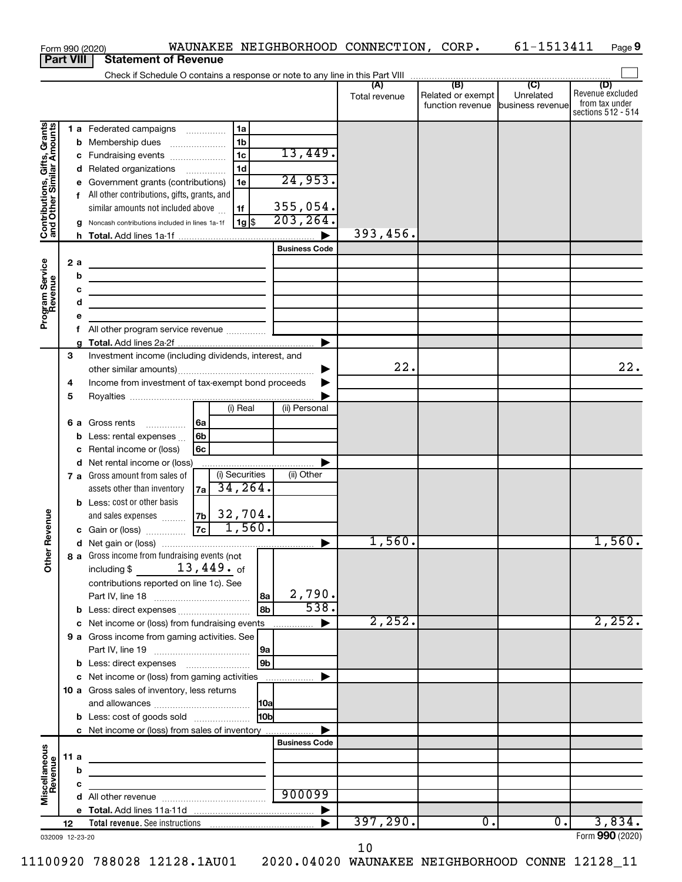Form 990 (2020) WAUNAKEE NEIGHBORHOOD CONNECTION, CORP. 61-1513411 Page 9

**Part VIII Statement of Revenue**

Check if Schedule O contains a response or note to any line in this Part VIII

| | | | (A) Total revenue | (B) Related or exempt function revenue | (C) Unrelated business revenue | (D) Revenue excluded from tax under sections 512 - 514 |
|---|---|---|---|---|---|---|
| **Contributions, Gifts, Grants and Other Similar Amounts** | 1 a Federated campaigns 1a | | | | | |
| | b Membership dues 1b | | | | | |
| | c Fundraising events 1c | 13,449. | | | | |
| | d Related organizations 1d | | | | | |
| | e Government grants (contributions) 1e | 24,953. | | | | |
| | f All other contributions, gifts, grants, and similar amounts not included above 1f | 355,054. | | | | |
| | g Noncash contributions included in lines 1a-1f 1g $ | 203,264. | | | | |
| | h Total. Add lines 1a-1f | ▶ | 393,456. | | | |
| **Program Service Revenue** | | Business Code | | | | |
| | 2 a | | | | | |
| | b | | | | | |
| | c | | | | | |
| | d | | | | | |
| | e | | | | | |
| | f All other program service revenue | | | | | |
| | g Total. Add lines 2a-2f | ▶ | | | | |
| **Other Revenue** | 3 Investment income (including dividends, interest, and other similar amounts) | ▶ | 22. | | | 22. |
| | 4 Income from investment of tax-exempt bond proceeds | ▶ | | | | |
| | 5 Royalties | ▶ | | | | |
| | | (i) Real / (ii) Personal | | | | |
| | 6 a Gross rents 6a | | | | | |
| | b Less: rental expenses 6b | | | | | |
| | c Rental income or (loss) 6c | | | | | |
| | d Net rental income or (loss) | ▶ | | | | |
| | | (i) Securities / (ii) Other | | | | |
| | 7 a Gross amount from sales of assets other than inventory 7a | 34,264. | | | | |
| | b Less: cost or other basis and sales expenses 7b | 32,704. | | | | |
| | c Gain or (loss) 7c | 1,560. | | | | |
| | d Net gain or (loss) | ▶ | 1,560. | | | 1,560. |
| | 8 a Gross income from fundraising events (not including $ 13,449. of contributions reported on line 1c). See Part IV, line 18 8a | 2,790. | | | | |
| | b Less: direct expenses 8b | 538. | | | | |
| | c Net income or (loss) from fundraising events | ▶ | 2,252. | | | 2,252. |
| | 9 a Gross income from gaming activities. See Part IV, line 19 9a | | | | | |
| | b Less: direct expenses 9b | | | | | |
| | c Net income or (loss) from gaming activities | ▶ | | | | |
| | 10 a Gross sales of inventory, less returns and allowances 10a | | | | | |
| | b Less: cost of goods sold 10b | | | | | |
| | c Net income or (loss) from sales of inventory | ▶ | | | | |
| **Miscellaneous Revenue** | | Business Code | | | | |
| | 11 a | | | | | |
| | b | | | | | |
| | c | | | | | |
| | d All other revenue | 900099 | | | | |
| | e Total. Add lines 11a-11d | ▶ | | | | |
| | 12 Total revenue. See instructions | ▶ | 397,290. | 0. | 0. | 3,834. |

032009 12-23-20

Form 990 (2020)

11100920 788028 12128.1AU01 2020.04020 WAUNAKEE NEIGHBORHOOD CONNE 12128_11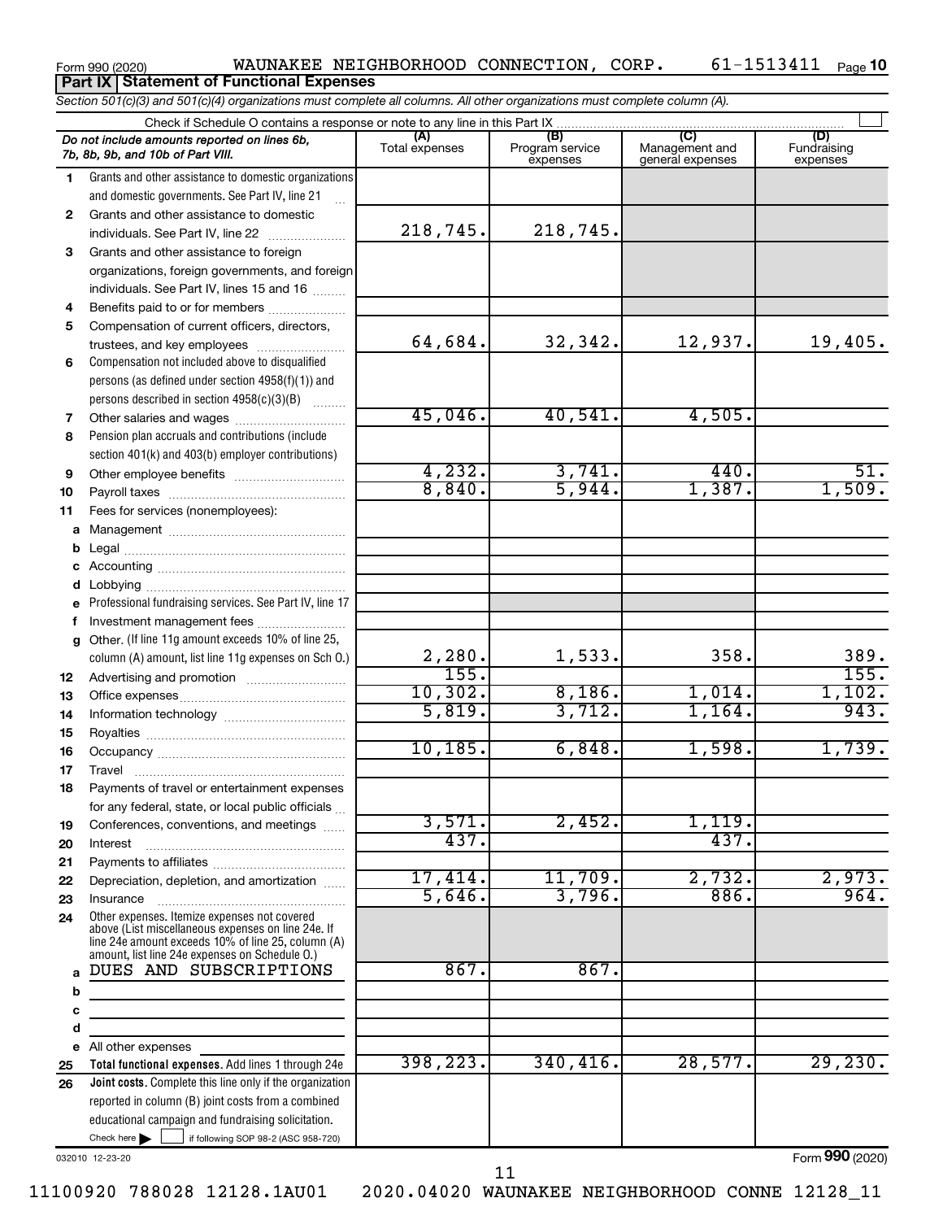Form 990 (2020) WAUNAKEE NEIGHBORHOOD CONNECTION, CORP. 61-1513411 Page **10**

## Part IX Statement of Functional Expenses

*Section 501(c)(3) and 501(c)(4) organizations must complete all columns. All other organizations must complete column (A).*

Check if Schedule O contains a response or note to any line in this Part IX

| | *Do not include amounts reported on lines 6b, 7b, 8b, 9b, and 10b of Part VIII.* | (A) Total expenses | (B) Program service expenses | (C) Management and general expenses | (D) Fundraising expenses |
|---|---|---|---|---|---|
| 1 | Grants and other assistance to domestic organizations and domestic governments. See Part IV, line 21 | | | | |
| 2 | Grants and other assistance to domestic individuals. See Part IV, line 22 | 218,745. | 218,745. | | |
| 3 | Grants and other assistance to foreign organizations, foreign governments, and foreign individuals. See Part IV, lines 15 and 16 | | | | |
| 4 | Benefits paid to or for members | | | | |
| 5 | Compensation of current officers, directors, trustees, and key employees | 64,684. | 32,342. | 12,937. | 19,405. |
| 6 | Compensation not included above to disqualified persons (as defined under section 4958(f)(1)) and persons described in section 4958(c)(3)(B) | | | | |
| 7 | Other salaries and wages | 45,046. | 40,541. | 4,505. | |
| 8 | Pension plan accruals and contributions (include section 401(k) and 403(b) employer contributions) | | | | |
| 9 | Other employee benefits | 4,232. | 3,741. | 440. | 51. |
| 10 | Payroll taxes | 8,840. | 5,944. | 1,387. | 1,509. |
| 11 | Fees for services (nonemployees): | | | | |
| a | Management | | | | |
| b | Legal | | | | |
| c | Accounting | | | | |
| d | Lobbying | | | | |
| e | Professional fundraising services. See Part IV, line 17 | | | | |
| f | Investment management fees | | | | |
| g | Other. (If line 11g amount exceeds 10% of line 25, column (A) amount, list line 11g expenses on Sch O.) | 2,280. | 1,533. | 358. | 389. |
| 12 | Advertising and promotion | 155. | | | 155. |
| 13 | Office expenses | 10,302. | 8,186. | 1,014. | 1,102. |
| 14 | Information technology | 5,819. | 3,712. | 1,164. | 943. |
| 15 | Royalties | | | | |
| 16 | Occupancy | 10,185. | 6,848. | 1,598. | 1,739. |
| 17 | Travel | | | | |
| 18 | Payments of travel or entertainment expenses for any federal, state, or local public officials | | | | |
| 19 | Conferences, conventions, and meetings | 3,571. | 2,452. | 1,119. | |
| 20 | Interest | 437. | | 437. | |
| 21 | Payments to affiliates | | | | |
| 22 | Depreciation, depletion, and amortization | 17,414. | 11,709. | 2,732. | 2,973. |
| 23 | Insurance | 5,646. | 3,796. | 886. | 964. |
| 24 | Other expenses. Itemize expenses not covered above (List miscellaneous expenses on line 24e. If line 24e amount exceeds 10% of line 25, column (A) amount, list line 24e expenses on Schedule O.) | | | | |
| a | DUES AND SUBSCRIPTIONS | 867. | 867. | | |
| b | | | | | |
| c | | | | | |
| d | | | | | |
| e | All other expenses | | | | |
| 25 | **Total functional expenses.** Add lines 1 through 24e | 398,223. | 340,416. | 28,577. | 29,230. |
| 26 | **Joint costs.** Complete this line only if the organization reported in column (B) joint costs from a combined educational campaign and fundraising solicitation. Check here ☐ if following SOP 98-2 (ASC 958-720) | | | | |

032010 12-23-20

Form **990** (2020)

11100920 788028 12128.1AU01 2020.04020 WAUNAKEE NEIGHBORHOOD CONNE 12128_11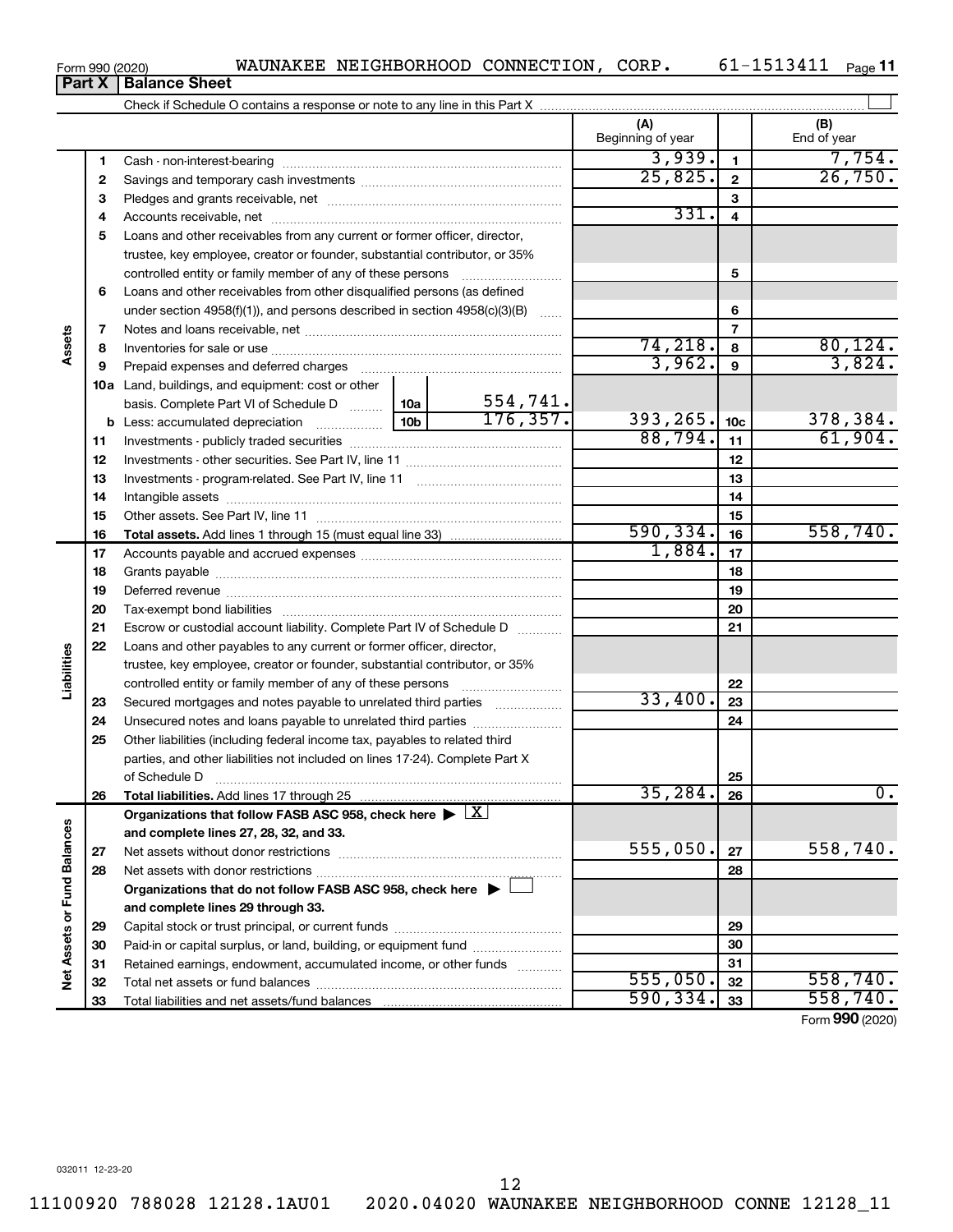Form 990 (2020) WAUNAKEE NEIGHBORHOOD CONNECTION, CORP. 61-1513411 Page 11

## Part X | Balance Sheet

Check if Schedule O contains a response or note to any line in this Part X ☐

| | | | (A) Beginning of year | | (B) End of year |
|---|---|---|---|---|---|
| Assets | 1 | Cash - non-interest-bearing | 3,939. | 1 | 7,754. |
| | 2 | Savings and temporary cash investments | 25,825. | 2 | 26,750. |
| | 3 | Pledges and grants receivable, net | | 3 | |
| | 4 | Accounts receivable, net | 331. | 4 | |
| | 5 | Loans and other receivables from any current or former officer, director, trustee, key employee, creator or founder, substantial contributor, or 35% controlled entity or family member of any of these persons | | 5 | |
| | 6 | Loans and other receivables from other disqualified persons (as defined under section 4958(f)(1)), and persons described in section 4958(c)(3)(B) | | 6 | |
| | 7 | Notes and loans receivable, net | | 7 | |
| | 8 | Inventories for sale or use | 74,218. | 8 | 80,124. |
| | 9 | Prepaid expenses and deferred charges | 3,962. | 9 | 3,824. |
| | 10a | Land, buildings, and equipment: cost or other basis. Complete Part VI of Schedule D — 10a: 554,741. | | | |
| | b | Less: accumulated depreciation — 10b: 176,357. | 393,265. | 10c | 378,384. |
| | 11 | Investments - publicly traded securities | 88,794. | 11 | 61,904. |
| | 12 | Investments - other securities. See Part IV, line 11 | | 12 | |
| | 13 | Investments - program-related. See Part IV, line 11 | | 13 | |
| | 14 | Intangible assets | | 14 | |
| | 15 | Other assets. See Part IV, line 11 | | 15 | |
| | 16 | **Total assets.** Add lines 1 through 15 (must equal line 33) | 590,334. | 16 | 558,740. |
| Liabilities | 17 | Accounts payable and accrued expenses | 1,884. | 17 | |
| | 18 | Grants payable | | 18 | |
| | 19 | Deferred revenue | | 19 | |
| | 20 | Tax-exempt bond liabilities | | 20 | |
| | 21 | Escrow or custodial account liability. Complete Part IV of Schedule D | | 21 | |
| | 22 | Loans and other payables to any current or former officer, director, trustee, key employee, creator or founder, substantial contributor, or 35% controlled entity or family member of any of these persons | | 22 | |
| | 23 | Secured mortgages and notes payable to unrelated third parties | 33,400. | 23 | |
| | 24 | Unsecured notes and loans payable to unrelated third parties | | 24 | |
| | 25 | Other liabilities (including federal income tax, payables to related third parties, and other liabilities not included on lines 17-24). Complete Part X of Schedule D | | 25 | |
| | 26 | **Total liabilities.** Add lines 17 through 25 | 35,284. | 26 | 0. |
| Net Assets or Fund Balances | | **Organizations that follow FASB ASC 958, check here** ▶ ☒ **and complete lines 27, 28, 32, and 33.** | | | |
| | 27 | Net assets without donor restrictions | 555,050. | 27 | 558,740. |
| | 28 | Net assets with donor restrictions | | 28 | |
| | | **Organizations that do not follow FASB ASC 958, check here** ▶ ☐ **and complete lines 29 through 33.** | | | |
| | 29 | Capital stock or trust principal, or current funds | | 29 | |
| | 30 | Paid-in or capital surplus, or land, building, or equipment fund | | 30 | |
| | 31 | Retained earnings, endowment, accumulated income, or other funds | | 31 | |
| | 32 | Total net assets or fund balances | 555,050. | 32 | 558,740. |
| | 33 | Total liabilities and net assets/fund balances | 590,334. | 33 | 558,740. |

Form **990** (2020)

032011 12-23-20

11100920 788028 12128.1AU01 2020.04020 WAUNAKEE NEIGHBORHOOD CONNE 12128_11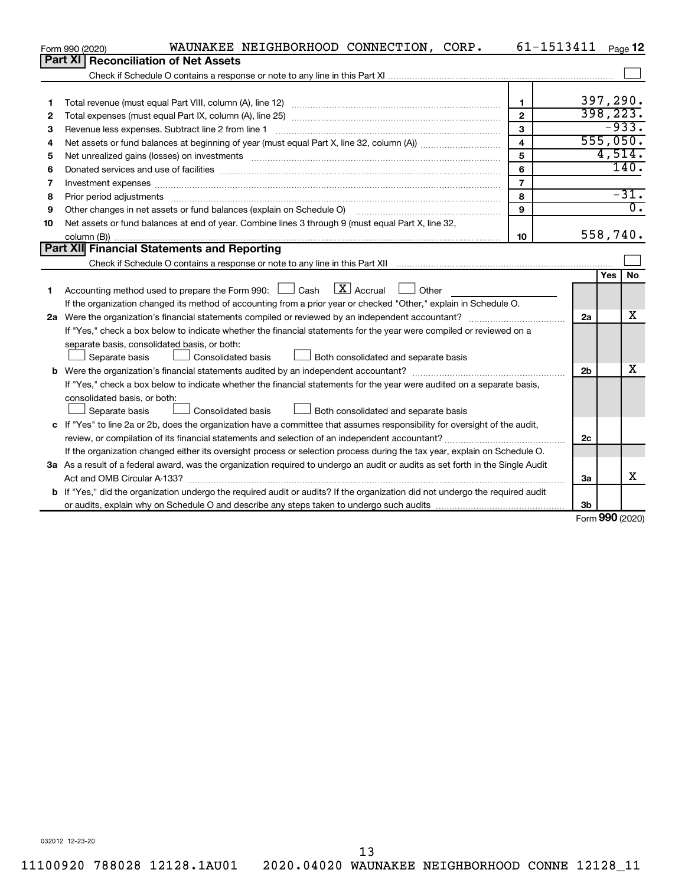Form 990 (2020) WAUNAKEE NEIGHBORHOOD CONNECTION, CORP. 61-1513411 Page 12

## Part XI Reconciliation of Net Assets

Check if Schedule O contains a response or note to any line in this Part XI ☐

| | | | |
|---|---|---|---|
| 1 | Total revenue (must equal Part VIII, column (A), line 12) | 1 | 397,290. |
| 2 | Total expenses (must equal Part IX, column (A), line 25) | 2 | 398,223. |
| 3 | Revenue less expenses. Subtract line 2 from line 1 | 3 | -933. |
| 4 | Net assets or fund balances at beginning of year (must equal Part X, line 32, column (A)) | 4 | 555,050. |
| 5 | Net unrealized gains (losses) on investments | 5 | 4,514. |
| 6 | Donated services and use of facilities | 6 | 140. |
| 7 | Investment expenses | 7 | |
| 8 | Prior period adjustments | 8 | -31. |
| 9 | Other changes in net assets or fund balances (explain on Schedule O) | 9 | 0. |
| 10 | Net assets or fund balances at end of year. Combine lines 3 through 9 (must equal Part X, line 32, column (B)) | 10 | 558,740. |

## Part XII Financial Statements and Reporting

Check if Schedule O contains a response or note to any line in this Part XII ☐

| | | | Yes | No |
|---|---|---|---|---|
| 1 | Accounting method used to prepare the Form 990: ☐ Cash ☒ Accrual ☐ Other<br>If the organization changed its method of accounting from a prior year or checked "Other," explain in Schedule O. | | | |
| 2a | Were the organization's financial statements compiled or reviewed by an independent accountant?<br>If "Yes," check a box below to indicate whether the financial statements for the year were compiled or reviewed on a separate basis, consolidated basis, or both:<br>☐ Separate basis ☐ Consolidated basis ☐ Both consolidated and separate basis | 2a | | X |
| b | Were the organization's financial statements audited by an independent accountant?<br>If "Yes," check a box below to indicate whether the financial statements for the year were audited on a separate basis, consolidated basis, or both:<br>☐ Separate basis ☐ Consolidated basis ☐ Both consolidated and separate basis | 2b | | X |
| c | If "Yes" to line 2a or 2b, does the organization have a committee that assumes responsibility for oversight of the audit, review, or compilation of its financial statements and selection of an independent accountant?<br>If the organization changed either its oversight process or selection process during the tax year, explain on Schedule O. | 2c | | |
| 3a | As a result of a federal award, was the organization required to undergo an audit or audits as set forth in the Single Audit Act and OMB Circular A-133? | 3a | | X |
| b | If "Yes," did the organization undergo the required audit or audits? If the organization did not undergo the required audit or audits, explain why on Schedule O and describe any steps taken to undergo such audits | 3b | | |

Form **990** (2020)

032012 12-23-20

11100920 788028 12128.1AU01 2020.04020 WAUNAKEE NEIGHBORHOOD CONNE 12128_11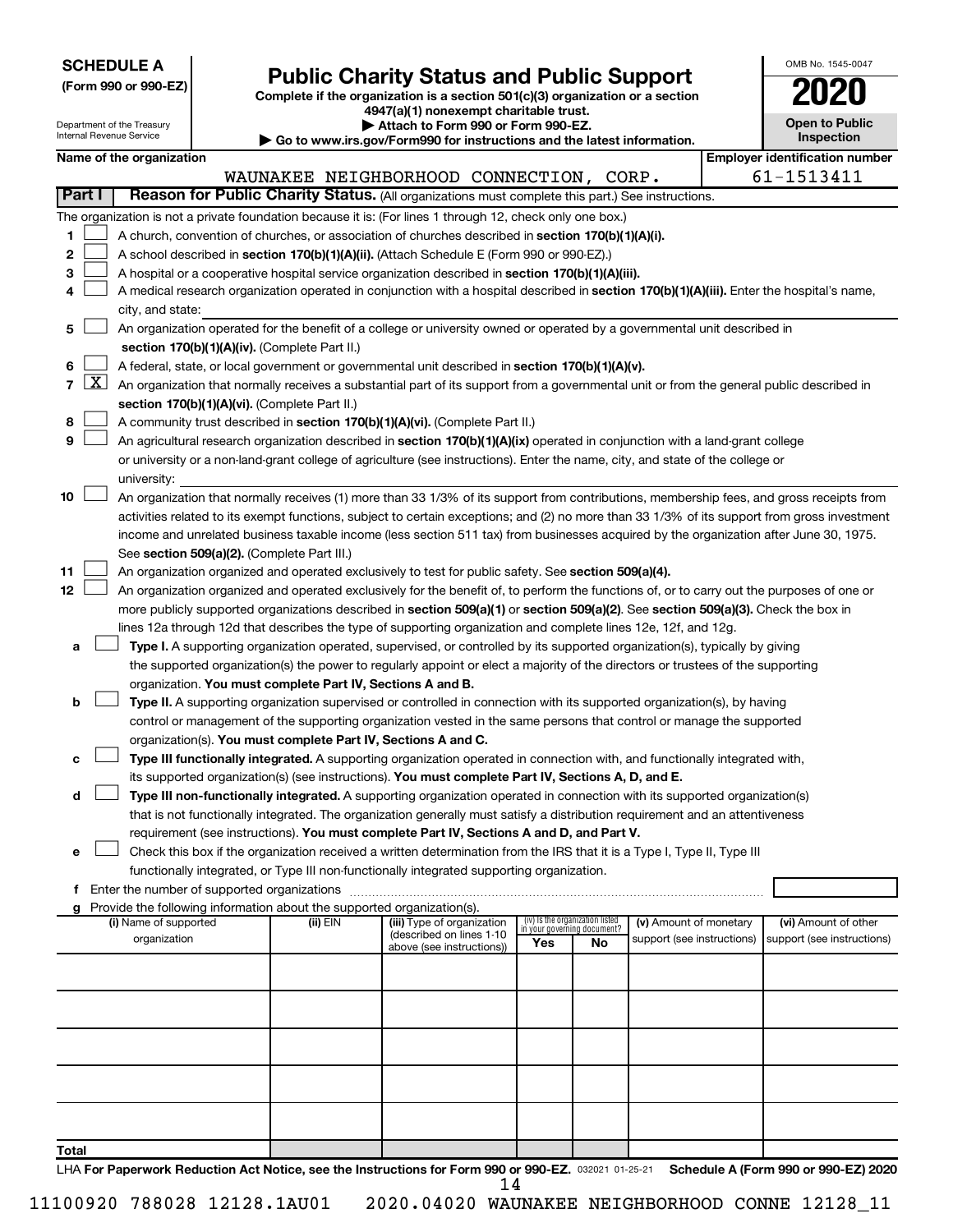**SCHEDULE A**
**(Form 990 or 990-EZ)**

Department of the Treasury
Internal Revenue Service

# Public Charity Status and Public Support

**Complete if the organization is a section 501(c)(3) organization or a section 4947(a)(1) nonexempt charitable trust.**
**▶ Attach to Form 990 or Form 990-EZ.**
**▶ Go to www.irs.gov/Form990 for instructions and the latest information.**

OMB No. 1545-0047
**2020**
**Open to Public Inspection**

| Name of the organization | Employer identification number |
|---|---|
| WAUNAKEE NEIGHBORHOOD CONNECTION, CORP. | 61-1513411 |

**Part I — Reason for Public Charity Status.** (All organizations must complete this part.) See instructions.

The organization is not a private foundation because it is: (For lines 1 through 12, check only one box.)

1. ☐ A church, convention of churches, or association of churches described in **section 170(b)(1)(A)(i).**
2. ☐ A school described in **section 170(b)(1)(A)(ii).** (Attach Schedule E (Form 990 or 990-EZ).)
3. ☐ A hospital or a cooperative hospital service organization described in **section 170(b)(1)(A)(iii).**
4. ☐ A medical research organization operated in conjunction with a hospital described in **section 170(b)(1)(A)(iii).** Enter the hospital's name, city, and state:
5. ☐ An organization operated for the benefit of a college or university owned or operated by a governmental unit described in **section 170(b)(1)(A)(iv).** (Complete Part II.)
6. ☐ A federal, state, or local government or governmental unit described in **section 170(b)(1)(A)(v).**
7. ☒ An organization that normally receives a substantial part of its support from a governmental unit or from the general public described in **section 170(b)(1)(A)(vi).** (Complete Part II.)
8. ☐ A community trust described in **section 170(b)(1)(A)(vi).** (Complete Part II.)
9. ☐ An agricultural research organization described in **section 170(b)(1)(A)(ix)** operated in conjunction with a land-grant college or university or a non-land-grant college of agriculture (see instructions). Enter the name, city, and state of the college or university:
10. ☐ An organization that normally receives (1) more than 33 1/3% of its support from contributions, membership fees, and gross receipts from activities related to its exempt functions, subject to certain exceptions; and (2) no more than 33 1/3% of its support from gross investment income and unrelated business taxable income (less section 511 tax) from businesses acquired by the organization after June 30, 1975. See **section 509(a)(2).** (Complete Part III.)
11. ☐ An organization organized and operated exclusively to test for public safety. See **section 509(a)(4).**
12. ☐ An organization organized and operated exclusively for the benefit of, to perform the functions of, or to carry out the purposes of one or more publicly supported organizations described in **section 509(a)(1)** or **section 509(a)(2).** See **section 509(a)(3).** Check the box in lines 12a through 12d that describes the type of supporting organization and complete lines 12e, 12f, and 12g.
   - **a** ☐ **Type I.** A supporting organization operated, supervised, or controlled by its supported organization(s), typically by giving the supported organization(s) the power to regularly appoint or elect a majority of the directors or trustees of the supporting organization. **You must complete Part IV, Sections A and B.**
   - **b** ☐ **Type II.** A supporting organization supervised or controlled in connection with its supported organization(s), by having control or management of the supporting organization vested in the same persons that control or manage the supported organization(s). **You must complete Part IV, Sections A and C.**
   - **c** ☐ **Type III functionally integrated.** A supporting organization operated in connection with, and functionally integrated with, its supported organization(s) (see instructions). **You must complete Part IV, Sections A, D, and E.**
   - **d** ☐ **Type III non-functionally integrated.** A supporting organization operated in connection with its supported organization(s) that is not functionally integrated. The organization generally must satisfy a distribution requirement and an attentiveness requirement (see instructions). **You must complete Part IV, Sections A and D, and Part V.**
   - **e** ☐ Check this box if the organization received a written determination from the IRS that it is a Type I, Type II, Type III functionally integrated, or Type III non-functionally integrated supporting organization.
   - **f** Enter the number of supported organizations
   - **g** Provide the following information about the supported organization(s).

| (i) Name of supported organization | (ii) EIN | (iii) Type of organization (described on lines 1-10 above (see instructions)) | (iv) Is the organization listed in your governing document? Yes | No | (v) Amount of monetary support (see instructions) | (vi) Amount of other support (see instructions) |
|---|---|---|---|---|---|---|
| | | | | | | |
| | | | | | | |
| | | | | | | |
| | | | | | | |
| | | | | | | |
| **Total** | | | | | | |

LHA **For Paperwork Reduction Act Notice, see the Instructions for Form 990 or 990-EZ.** 032021 01-25-21 **Schedule A (Form 990 or 990-EZ) 2020**

11100920 788028 12128.1AU01 2020.04020 WAUNAKEE NEIGHBORHOOD CONNE 12128_11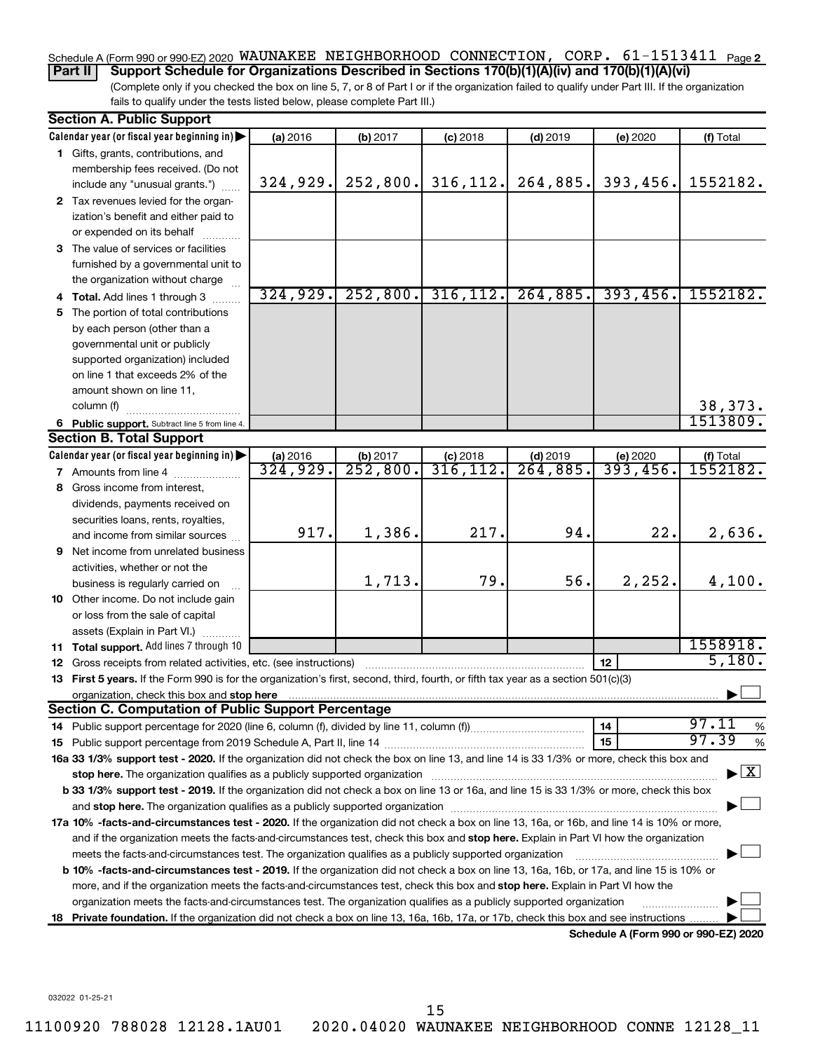Schedule A (Form 990 or 990-EZ) 2020 WAUNAKEE NEIGHBORHOOD CONNECTION, CORP. 61-1513411 Page 2

**Part II | Support Schedule for Organizations Described in Sections 170(b)(1)(A)(iv) and 170(b)(1)(A)(vi)**

(Complete only if you checked the box on line 5, 7, or 8 of Part I or if the organization failed to qualify under Part III. If the organization fails to qualify under the tests listed below, please complete Part III.)

**Section A. Public Support**

| Calendar year (or fiscal year beginning in) ▶ | (a) 2016 | (b) 2017 | (c) 2018 | (d) 2019 | (e) 2020 | (f) Total |
|---|---|---|---|---|---|---|
| **1** Gifts, grants, contributions, and membership fees received. (Do not include any "unusual grants.") | 324,929. | 252,800. | 316,112. | 264,885. | 393,456. | 1552182. |
| **2** Tax revenues levied for the organization's benefit and either paid to or expended on its behalf | | | | | | |
| **3** The value of services or facilities furnished by a governmental unit to the organization without charge | | | | | | |
| **4 Total.** Add lines 1 through 3 | 324,929. | 252,800. | 316,112. | 264,885. | 393,456. | 1552182. |
| **5** The portion of total contributions by each person (other than a governmental unit or publicly supported organization) included on line 1 that exceeds 2% of the amount shown on line 11, column (f) | | | | | | 38,373. |
| **6 Public support.** Subtract line 5 from line 4. | | | | | | 1513809. |

**Section B. Total Support**

| Calendar year (or fiscal year beginning in) ▶ | (a) 2016 | (b) 2017 | (c) 2018 | (d) 2019 | (e) 2020 | (f) Total |
|---|---|---|---|---|---|---|
| **7** Amounts from line 4 | 324,929. | 252,800. | 316,112. | 264,885. | 393,456. | 1552182. |
| **8** Gross income from interest, dividends, payments received on securities loans, rents, royalties, and income from similar sources | 917. | 1,386. | 217. | 94. | 22. | 2,636. |
| **9** Net income from unrelated business activities, whether or not the business is regularly carried on | | 1,713. | 79. | 56. | 2,252. | 4,100. |
| **10** Other income. Do not include gain or loss from the sale of capital assets (Explain in Part VI.) | | | | | | |
| **11 Total support.** Add lines 7 through 10 | | | | | | 1558918. |

**12** Gross receipts from related activities, etc. (see instructions) — **12** — 5,180.

**13 First 5 years.** If the Form 990 is for the organization's first, second, third, fourth, or fifth tax year as a section 501(c)(3) organization, check this box and **stop here** ▶ ☐

**Section C. Computation of Public Support Percentage**

**14** Public support percentage for 2020 (line 6, column (f), divided by line 11, column (f)) — **14** — 97.11 %

**15** Public support percentage from 2019 Schedule A, Part II, line 14 — **15** — 97.39 %

**16a 33 1/3% support test - 2020.** If the organization did not check the box on line 13, and line 14 is 33 1/3% or more, check this box and **stop here.** The organization qualifies as a publicly supported organization ▶ ☒

**b 33 1/3% support test - 2019.** If the organization did not check a box on line 13 or 16a, and line 15 is 33 1/3% or more, check this box and **stop here.** The organization qualifies as a publicly supported organization ▶ ☐

**17a 10% -facts-and-circumstances test - 2020.** If the organization did not check a box on line 13, 16a, or 16b, and line 14 is 10% or more, and if the organization meets the facts-and-circumstances test, check this box and **stop here.** Explain in Part VI how the organization meets the facts-and-circumstances test. The organization qualifies as a publicly supported organization ▶ ☐

**b 10% -facts-and-circumstances test - 2019.** If the organization did not check a box on line 13, 16a, 16b, or 17a, and line 15 is 10% or more, and if the organization meets the facts-and-circumstances test, check this box and **stop here.** Explain in Part VI how the organization meets the facts-and-circumstances test. The organization qualifies as a publicly supported organization ▶ ☐

**18 Private foundation.** If the organization did not check a box on line 13, 16a, 16b, 17a, or 17b, check this box and see instructions ▶ ☐

**Schedule A (Form 990 or 990-EZ) 2020**

032022 01-25-21

11100920 788028 12128.1AU01 2020.04020 WAUNAKEE NEIGHBORHOOD CONNE 12128_11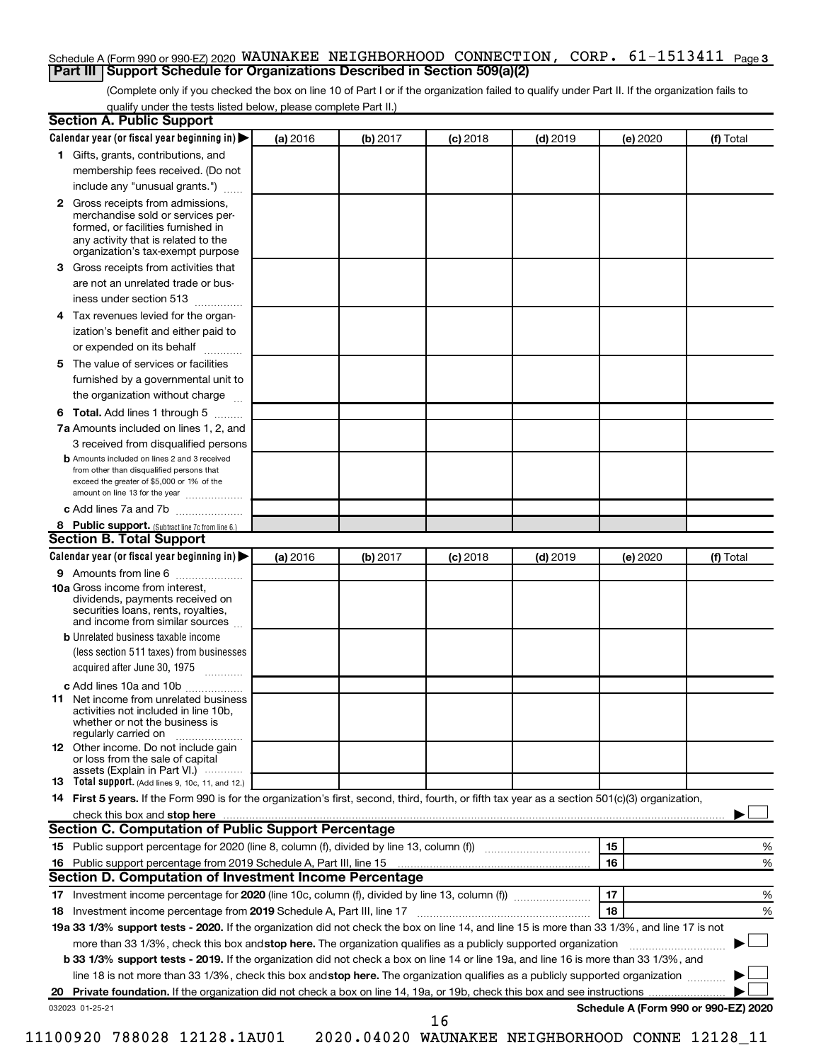Schedule A (Form 990 or 990-EZ) 2020 WAUNAKEE NEIGHBORHOOD CONNECTION, CORP. 61-1513411 Page 3

## Part III Support Schedule for Organizations Described in Section 509(a)(2)

(Complete only if you checked the box on line 10 of Part I or if the organization failed to qualify under Part II. If the organization fails to qualify under the tests listed below, please complete Part II.)

### Section A. Public Support

| Calendar year (or fiscal year beginning in) ▶ | (a) 2016 | (b) 2017 | (c) 2018 | (d) 2019 | (e) 2020 | (f) Total |
|---|---|---|---|---|---|---|
| 1 Gifts, grants, contributions, and membership fees received. (Do not include any "unusual grants.") | | | | | | |
| 2 Gross receipts from admissions, merchandise sold or services performed, or facilities furnished in any activity that is related to the organization's tax-exempt purpose | | | | | | |
| 3 Gross receipts from activities that are not an unrelated trade or business under section 513 | | | | | | |
| 4 Tax revenues levied for the organization's benefit and either paid to or expended on its behalf | | | | | | |
| 5 The value of services or facilities furnished by a governmental unit to the organization without charge | | | | | | |
| 6 **Total.** Add lines 1 through 5 | | | | | | |
| 7a Amounts included on lines 1, 2, and 3 received from disqualified persons | | | | | | |
| b Amounts included on lines 2 and 3 received from other than disqualified persons that exceed the greater of $5,000 or 1% of the amount on line 13 for the year | | | | | | |
| c Add lines 7a and 7b | | | | | | |
| 8 **Public support.** (Subtract line 7c from line 6.) | | | | | | |

### Section B. Total Support

| Calendar year (or fiscal year beginning in) ▶ | (a) 2016 | (b) 2017 | (c) 2018 | (d) 2019 | (e) 2020 | (f) Total |
|---|---|---|---|---|---|---|
| 9 Amounts from line 6 | | | | | | |
| 10a Gross income from interest, dividends, payments received on securities loans, rents, royalties, and income from similar sources | | | | | | |
| b Unrelated business taxable income (less section 511 taxes) from businesses acquired after June 30, 1975 | | | | | | |
| c Add lines 10a and 10b | | | | | | |
| 11 Net income from unrelated business activities not included in line 10b, whether or not the business is regularly carried on | | | | | | |
| 12 Other income. Do not include gain or loss from the sale of capital assets (Explain in Part VI.) | | | | | | |
| 13 **Total support.** (Add lines 9, 10c, 11, and 12.) | | | | | | |

14 **First 5 years.** If the Form 990 is for the organization's first, second, third, fourth, or fifth tax year as a section 501(c)(3) organization, check this box and **stop here** ▶ ☐

### Section C. Computation of Public Support Percentage

| | | |
|---|---|---|
| 15 Public support percentage for 2020 (line 8, column (f), divided by line 13, column (f)) | 15 | % |
| 16 Public support percentage from 2019 Schedule A, Part III, line 15 | 16 | % |

### Section D. Computation of Investment Income Percentage

| | | |
|---|---|---|
| 17 Investment income percentage for **2020** (line 10c, column (f), divided by line 13, column (f)) | 17 | % |
| 18 Investment income percentage from **2019** Schedule A, Part III, line 17 | 18 | % |

**19a 33 1/3% support tests - 2020.** If the organization did not check the box on line 14, and line 15 is more than 33 1/3%, and line 17 is not more than 33 1/3%, check this box and **stop here.** The organization qualifies as a publicly supported organization ▶ ☐

**b 33 1/3% support tests - 2019.** If the organization did not check a box on line 14 or line 19a, and line 16 is more than 33 1/3%, and line 18 is not more than 33 1/3%, check this box and **stop here.** The organization qualifies as a publicly supported organization ▶ ☐

**20 Private foundation.** If the organization did not check a box on line 14, 19a, or 19b, check this box and see instructions ▶ ☐

032023 01-25-21 **Schedule A (Form 990 or 990-EZ) 2020**

11100920 788028 12128.1AU01 2020.04020 WAUNAKEE NEIGHBORHOOD CONNE 12128_11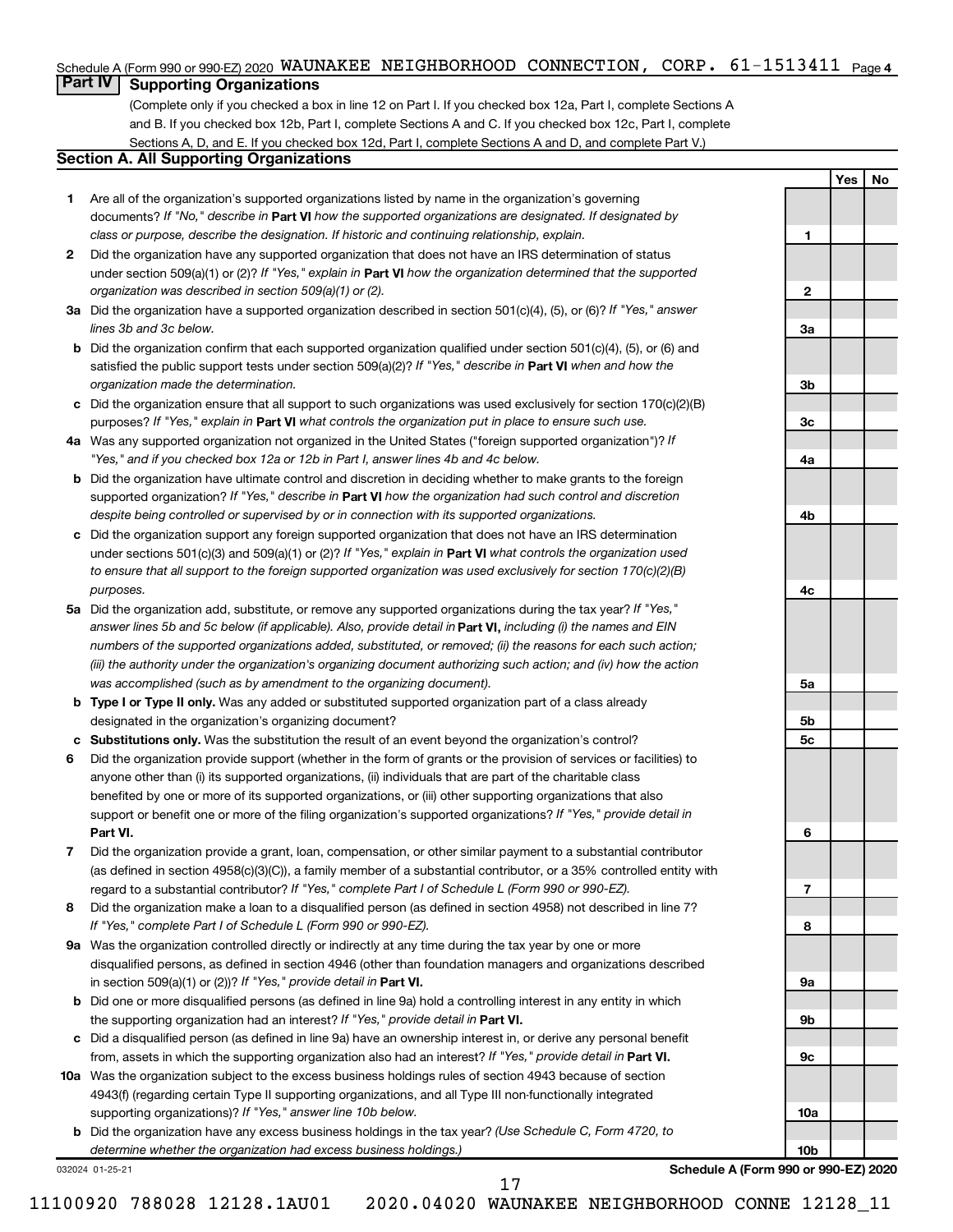Schedule A (Form 990 or 990-EZ) 2020 WAUNAKEE NEIGHBORHOOD CONNECTION, CORP. 61-1513411 Page 4

## Part IV Supporting Organizations

(Complete only if you checked a box in line 12 on Part I. If you checked box 12a, Part I, complete Sections A and B. If you checked box 12b, Part I, complete Sections A and C. If you checked box 12c, Part I, complete Sections A, D, and E. If you checked box 12d, Part I, complete Sections A and D, and complete Part V.)

### Section A. All Supporting Organizations

| | | | Yes | No |
|---|---|---|---|---|
| **1** | Are all of the organization's supported organizations listed by name in the organization's governing documents? *If "No," describe in* **Part VI** *how the supported organizations are designated. If designated by class or purpose, describe the designation. If historic and continuing relationship, explain.* | **1** | | |
| **2** | Did the organization have any supported organization that does not have an IRS determination of status under section 509(a)(1) or (2)? *If "Yes," explain in* **Part VI** *how the organization determined that the supported organization was described in section 509(a)(1) or (2).* | **2** | | |
| **3a** | Did the organization have a supported organization described in section 501(c)(4), (5), or (6)? *If "Yes," answer lines 3b and 3c below.* | **3a** | | |
| **b** | Did the organization confirm that each supported organization qualified under section 501(c)(4), (5), or (6) and satisfied the public support tests under section 509(a)(2)? *If "Yes," describe in* **Part VI** *when and how the organization made the determination.* | **3b** | | |
| **c** | Did the organization ensure that all support to such organizations was used exclusively for section 170(c)(2)(B) purposes? *If "Yes," explain in* **Part VI** *what controls the organization put in place to ensure such use.* | **3c** | | |
| **4a** | Was any supported organization not organized in the United States ("foreign supported organization")? *If "Yes," and if you checked box 12a or 12b in Part I, answer lines 4b and 4c below.* | **4a** | | |
| **b** | Did the organization have ultimate control and discretion in deciding whether to make grants to the foreign supported organization? *If "Yes," describe in* **Part VI** *how the organization had such control and discretion despite being controlled or supervised by or in connection with its supported organizations.* | **4b** | | |
| **c** | Did the organization support any foreign supported organization that does not have an IRS determination under sections 501(c)(3) and 509(a)(1) or (2)? *If "Yes," explain in* **Part VI** *what controls the organization used to ensure that all support to the foreign supported organization was used exclusively for section 170(c)(2)(B) purposes.* | **4c** | | |
| **5a** | Did the organization add, substitute, or remove any supported organizations during the tax year? *If "Yes," answer lines 5b and 5c below (if applicable). Also, provide detail in* **Part VI,** *including (i) the names and EIN numbers of the supported organizations added, substituted, or removed; (ii) the reasons for each such action; (iii) the authority under the organization's organizing document authorizing such action; and (iv) how the action was accomplished (such as by amendment to the organizing document).* | **5a** | | |
| **b** | **Type I or Type II only.** Was any added or substituted supported organization part of a class already designated in the organization's organizing document? | **5b** | | |
| **c** | **Substitutions only.** Was the substitution the result of an event beyond the organization's control? | **5c** | | |
| **6** | Did the organization provide support (whether in the form of grants or the provision of services or facilities) to anyone other than (i) its supported organizations, (ii) individuals that are part of the charitable class benefited by one or more of its supported organizations, or (iii) other supporting organizations that also support or benefit one or more of the filing organization's supported organizations? *If "Yes," provide detail in* **Part VI.** | **6** | | |
| **7** | Did the organization provide a grant, loan, compensation, or other similar payment to a substantial contributor (as defined in section 4958(c)(3)(C)), a family member of a substantial contributor, or a 35% controlled entity with regard to a substantial contributor? *If "Yes," complete Part I of Schedule L (Form 990 or 990-EZ).* | **7** | | |
| **8** | Did the organization make a loan to a disqualified person (as defined in section 4958) not described in line 7? *If "Yes," complete Part I of Schedule L (Form 990 or 990-EZ).* | **8** | | |
| **9a** | Was the organization controlled directly or indirectly at any time during the tax year by one or more disqualified persons, as defined in section 4946 (other than foundation managers and organizations described in section 509(a)(1) or (2))? *If "Yes," provide detail in* **Part VI.** | **9a** | | |
| **b** | Did one or more disqualified persons (as defined in line 9a) hold a controlling interest in any entity in which the supporting organization had an interest? *If "Yes," provide detail in* **Part VI.** | **9b** | | |
| **c** | Did a disqualified person (as defined in line 9a) have an ownership interest in, or derive any personal benefit from, assets in which the supporting organization also had an interest? *If "Yes," provide detail in* **Part VI.** | **9c** | | |
| **10a** | Was the organization subject to the excess business holdings rules of section 4943 because of section 4943(f) (regarding certain Type II supporting organizations, and all Type III non-functionally integrated supporting organizations)? *If "Yes," answer line 10b below.* | **10a** | | |
| **b** | Did the organization have any excess business holdings in the tax year? *(Use Schedule C, Form 4720, to determine whether the organization had excess business holdings.)* | **10b** | | |

032024 01-25-21

**Schedule A (Form 990 or 990-EZ) 2020**

11100920 788028 12128.1AU01 2020.04020 WAUNAKEE NEIGHBORHOOD CONNE 12128_11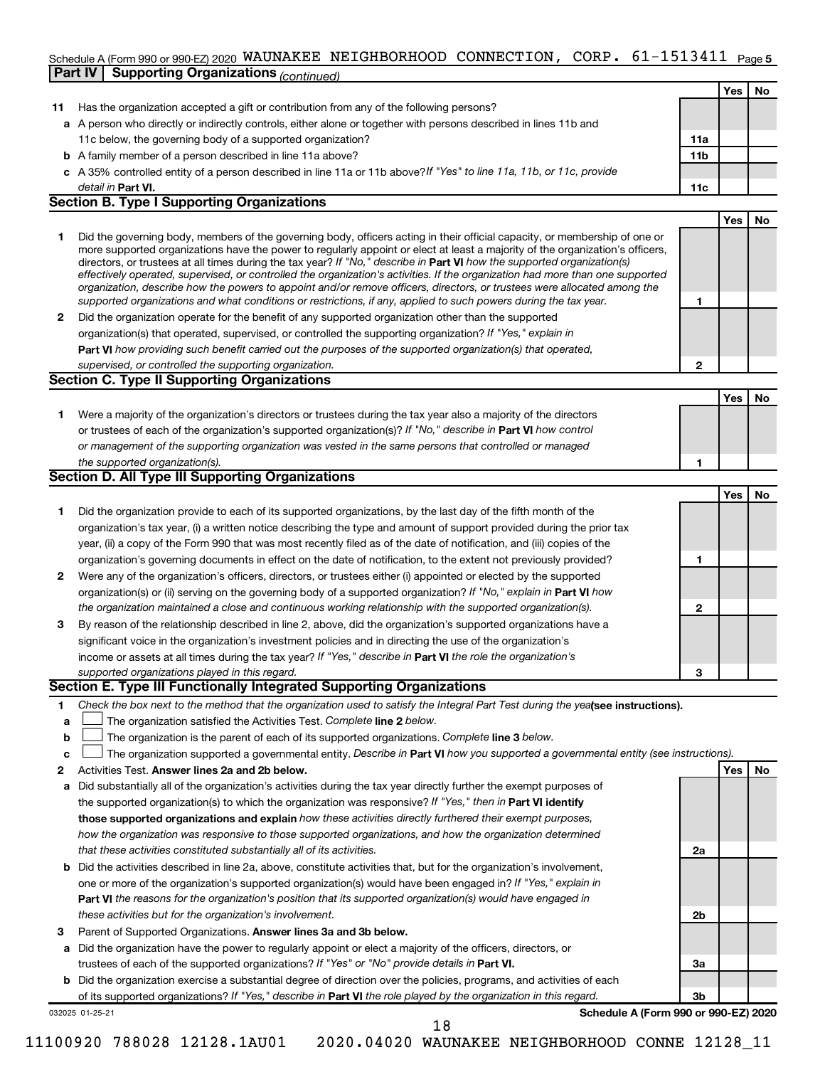Schedule A (Form 990 or 990-EZ) 2020 WAUNAKEE NEIGHBORHOOD CONNECTION, CORP. 61-1513411 Page 5

**Part IV | Supporting Organizations** *(continued)*

| | | | Yes | No |
|---|---|---|---|---|
| **11** | Has the organization accepted a gift or contribution from any of the following persons? | | | |
| **a** | A person who directly or indirectly controls, either alone or together with persons described in lines 11b and 11c below, the governing body of a supported organization? | **11a** | | |
| **b** | A family member of a person described in line 11a above? | **11b** | | |
| **c** | A 35% controlled entity of a person described in line 11a or 11b above? *If "Yes" to line 11a, 11b, or 11c, provide detail in* **Part VI.** | **11c** | | |

**Section B. Type I Supporting Organizations**

| | | | Yes | No |
|---|---|---|---|---|
| **1** | Did the governing body, members of the governing body, officers acting in their official capacity, or membership of one or more supported organizations have the power to regularly appoint or elect at least a majority of the organization's officers, directors, or trustees at all times during the tax year? *If "No," describe in* **Part VI** *how the supported organization(s) effectively operated, supervised, or controlled the organization's activities. If the organization had more than one supported organization, describe how the powers to appoint and/or remove officers, directors, or trustees were allocated among the supported organizations and what conditions or restrictions, if any, applied to such powers during the tax year.* | **1** | | |
| **2** | Did the organization operate for the benefit of any supported organization other than the supported organization(s) that operated, supervised, or controlled the supporting organization? *If "Yes," explain in* **Part VI** *how providing such benefit carried out the purposes of the supported organization(s) that operated, supervised, or controlled the supporting organization.* | **2** | | |

**Section C. Type II Supporting Organizations**

| | | | Yes | No |
|---|---|---|---|---|
| **1** | Were a majority of the organization's directors or trustees during the tax year also a majority of the directors or trustees of each of the organization's supported organization(s)? *If "No," describe in* **Part VI** *how control or management of the supporting organization was vested in the same persons that controlled or managed the supported organization(s).* | **1** | | |

**Section D. All Type III Supporting Organizations**

| | | | Yes | No |
|---|---|---|---|---|
| **1** | Did the organization provide to each of its supported organizations, by the last day of the fifth month of the organization's tax year, (i) a written notice describing the type and amount of support provided during the prior tax year, (ii) a copy of the Form 990 that was most recently filed as of the date of notification, and (iii) copies of the organization's governing documents in effect on the date of notification, to the extent not previously provided? | **1** | | |
| **2** | Were any of the organization's officers, directors, or trustees either (i) appointed or elected by the supported organization(s) or (ii) serving on the governing body of a supported organization? *If "No," explain in* **Part VI** *how the organization maintained a close and continuous working relationship with the supported organization(s).* | **2** | | |
| **3** | By reason of the relationship described in line 2, above, did the organization's supported organizations have a significant voice in the organization's investment policies and in directing the use of the organization's income or assets at all times during the tax year? *If "Yes," describe in* **Part VI** *the role the organization's supported organizations played in this regard.* | **3** | | |

**Section E. Type III Functionally Integrated Supporting Organizations**

**1** *Check the box next to the method that the organization used to satisfy the Integral Part Test during the year* **(see instructions).**

- **a** ☐ The organization satisfied the Activities Test. *Complete* **line 2** *below.*
- **b** ☐ The organization is the parent of each of its supported organizations. *Complete* **line 3** *below.*
- **c** ☐ The organization supported a governmental entity. *Describe in* **Part VI** *how you supported a governmental entity (see instructions).*

| | | | Yes | No |
|---|---|---|---|---|
| **2** | Activities Test. **Answer lines 2a and 2b below.** | | | |
| **a** | Did substantially all of the organization's activities during the tax year directly further the exempt purposes of the supported organization(s) to which the organization was responsive? *If "Yes," then in* **Part VI identify those supported organizations and explain** *how these activities directly furthered their exempt purposes, how the organization was responsive to those supported organizations, and how the organization determined that these activities constituted substantially all of its activities.* | **2a** | | |
| **b** | Did the activities described in line 2a, above, constitute activities that, but for the organization's involvement, one or more of the organization's supported organization(s) would have been engaged in? *If "Yes," explain in* **Part VI** *the reasons for the organization's position that its supported organization(s) would have engaged in these activities but for the organization's involvement.* | **2b** | | |
| **3** | Parent of Supported Organizations. **Answer lines 3a and 3b below.** | | | |
| **a** | Did the organization have the power to regularly appoint or elect a majority of the officers, directors, or trustees of each of the supported organizations? *If "Yes" or "No" provide details in* **Part VI.** | **3a** | | |
| **b** | Did the organization exercise a substantial degree of direction over the policies, programs, and activities of each of its supported organizations? *If "Yes," describe in* **Part VI** *the role played by the organization in this regard.* | **3b** | | |

032025 01-25-21 **Schedule A (Form 990 or 990-EZ) 2020**

11100920 788028 12128.1AU01 2020.04020 WAUNAKEE NEIGHBORHOOD CONNE 12128_11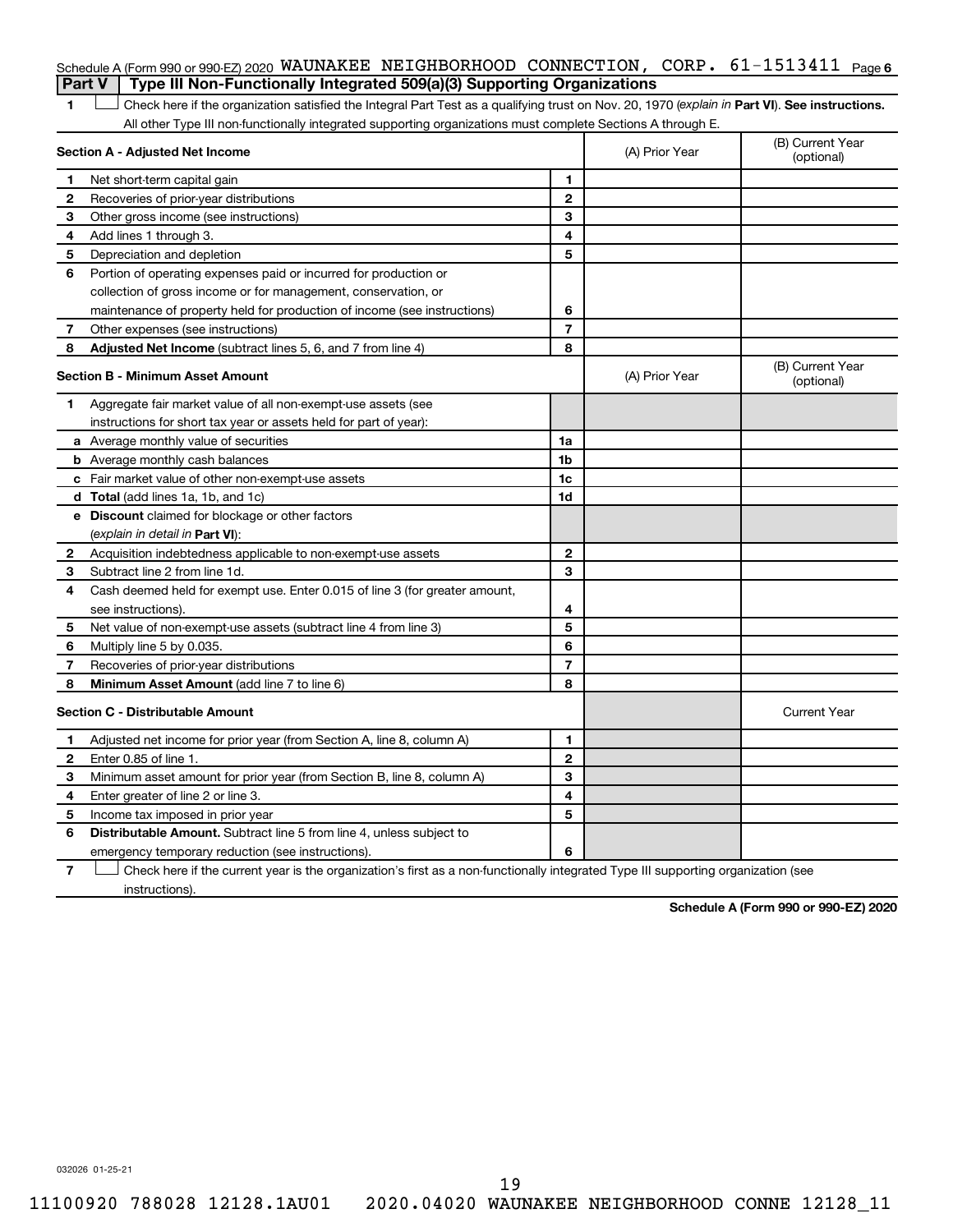Schedule A (Form 990 or 990-EZ) 2020 WAUNAKEE NEIGHBORHOOD CONNECTION, CORP. 61-1513411 Page 6

## Part V Type III Non-Functionally Integrated 509(a)(3) Supporting Organizations

1 ☐ Check here if the organization satisfied the Integral Part Test as a qualifying trust on Nov. 20, 1970 (*explain in* **Part VI**). **See instructions.** All other Type III non-functionally integrated supporting organizations must complete Sections A through E.

| **Section A - Adjusted Net Income** | | | (A) Prior Year | (B) Current Year (optional) |
|---|---|---|---|---|
| 1 | Net short-term capital gain | 1 | | |
| 2 | Recoveries of prior-year distributions | 2 | | |
| 3 | Other gross income (see instructions) | 3 | | |
| 4 | Add lines 1 through 3. | 4 | | |
| 5 | Depreciation and depletion | 5 | | |
| 6 | Portion of operating expenses paid or incurred for production or collection of gross income or for management, conservation, or maintenance of property held for production of income (see instructions) | 6 | | |
| 7 | Other expenses (see instructions) | 7 | | |
| 8 | **Adjusted Net Income** (subtract lines 5, 6, and 7 from line 4) | 8 | | |

| **Section B - Minimum Asset Amount** | | | (A) Prior Year | (B) Current Year (optional) |
|---|---|---|---|---|
| 1 | Aggregate fair market value of all non-exempt-use assets (see instructions for short tax year or assets held for part of year): | | | |
| a | Average monthly value of securities | 1a | | |
| b | Average monthly cash balances | 1b | | |
| c | Fair market value of other non-exempt-use assets | 1c | | |
| d | **Total** (add lines 1a, 1b, and 1c) | 1d | | |
| e | **Discount** claimed for blockage or other factors (*explain in detail in* **Part VI**): | | | |
| 2 | Acquisition indebtedness applicable to non-exempt-use assets | 2 | | |
| 3 | Subtract line 2 from line 1d. | 3 | | |
| 4 | Cash deemed held for exempt use. Enter 0.015 of line 3 (for greater amount, see instructions). | 4 | | |
| 5 | Net value of non-exempt-use assets (subtract line 4 from line 3) | 5 | | |
| 6 | Multiply line 5 by 0.035. | 6 | | |
| 7 | Recoveries of prior-year distributions | 7 | | |
| 8 | **Minimum Asset Amount** (add line 7 to line 6) | 8 | | |

| **Section C - Distributable Amount** | | | | Current Year |
|---|---|---|---|---|
| 1 | Adjusted net income for prior year (from Section A, line 8, column A) | 1 | | |
| 2 | Enter 0.85 of line 1. | 2 | | |
| 3 | Minimum asset amount for prior year (from Section B, line 8, column A) | 3 | | |
| 4 | Enter greater of line 2 or line 3. | 4 | | |
| 5 | Income tax imposed in prior year | 5 | | |
| 6 | **Distributable Amount.** Subtract line 5 from line 4, unless subject to emergency temporary reduction (see instructions). | 6 | | |

7 ☐ Check here if the current year is the organization's first as a non-functionally integrated Type III supporting organization (see instructions).

**Schedule A (Form 990 or 990-EZ) 2020**

032026 01-25-21

11100920 788028 12128.1AU01 2020.04020 WAUNAKEE NEIGHBORHOOD CONNE 12128_11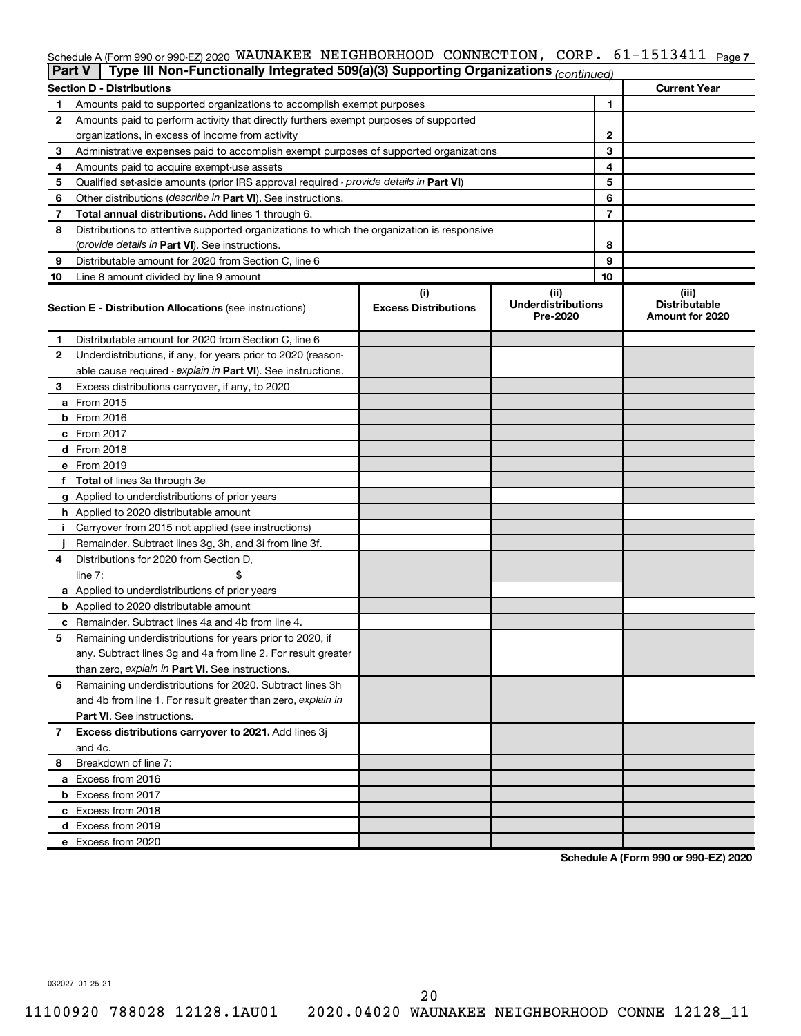Schedule A (Form 990 or 990-EZ) 2020 WAUNAKEE NEIGHBORHOOD CONNECTION, CORP. 61-1513411 Page 7

**Part V | Type III Non-Functionally Integrated 509(a)(3) Supporting Organizations** *(continued)*

| Section D - Distributions | | | Current Year |
|---|---|---|---|
| 1 | Amounts paid to supported organizations to accomplish exempt purposes | 1 | |
| 2 | Amounts paid to perform activity that directly furthers exempt purposes of supported organizations, in excess of income from activity | 2 | |
| 3 | Administrative expenses paid to accomplish exempt purposes of supported organizations | 3 | |
| 4 | Amounts paid to acquire exempt-use assets | 4 | |
| 5 | Qualified set-aside amounts (prior IRS approval required - *provide details in* **Part VI**) | 5 | |
| 6 | Other distributions (*describe in* **Part VI**). See instructions. | 6 | |
| 7 | **Total annual distributions.** Add lines 1 through 6. | 7 | |
| 8 | Distributions to attentive supported organizations to which the organization is responsive (*provide details in* **Part VI**). See instructions. | 8 | |
| 9 | Distributable amount for 2020 from Section C, line 6 | 9 | |
| 10 | Line 8 amount divided by line 9 amount | 10 | |

| | **Section E - Distribution Allocations** (see instructions) | (i) Excess Distributions | (ii) Underdistributions Pre-2020 | (iii) Distributable Amount for 2020 |
|---|---|---|---|---|
| 1 | Distributable amount for 2020 from Section C, line 6 | | | |
| 2 | Underdistributions, if any, for years prior to 2020 (reasonable cause required - *explain in* **Part VI**). See instructions. | | | |
| 3 | Excess distributions carryover, if any, to 2020 | | | |
| a | From 2015 | | | |
| b | From 2016 | | | |
| c | From 2017 | | | |
| d | From 2018 | | | |
| e | From 2019 | | | |
| f | **Total** of lines 3a through 3e | | | |
| g | Applied to underdistributions of prior years | | | |
| h | Applied to 2020 distributable amount | | | |
| i | Carryover from 2015 not applied (see instructions) | | | |
| j | Remainder. Subtract lines 3g, 3h, and 3i from line 3f. | | | |
| 4 | Distributions for 2020 from Section D, line 7: $ | | | |
| a | Applied to underdistributions of prior years | | | |
| b | Applied to 2020 distributable amount | | | |
| c | Remainder. Subtract lines 4a and 4b from line 4. | | | |
| 5 | Remaining underdistributions for years prior to 2020, if any. Subtract lines 3g and 4a from line 2. For result greater than zero, *explain in* **Part VI.** See instructions. | | | |
| 6 | Remaining underdistributions for 2020. Subtract lines 3h and 4b from line 1. For result greater than zero, *explain in* **Part VI**. See instructions. | | | |
| 7 | **Excess distributions carryover to 2021.** Add lines 3j and 4c. | | | |
| 8 | Breakdown of line 7: | | | |
| a | Excess from 2016 | | | |
| b | Excess from 2017 | | | |
| c | Excess from 2018 | | | |
| d | Excess from 2019 | | | |
| e | Excess from 2020 | | | |

**Schedule A (Form 990 or 990-EZ) 2020**

032027 01-25-21

11100920 788028 12128.1AU01 2020.04020 WAUNAKEE NEIGHBORHOOD CONNE 12128_11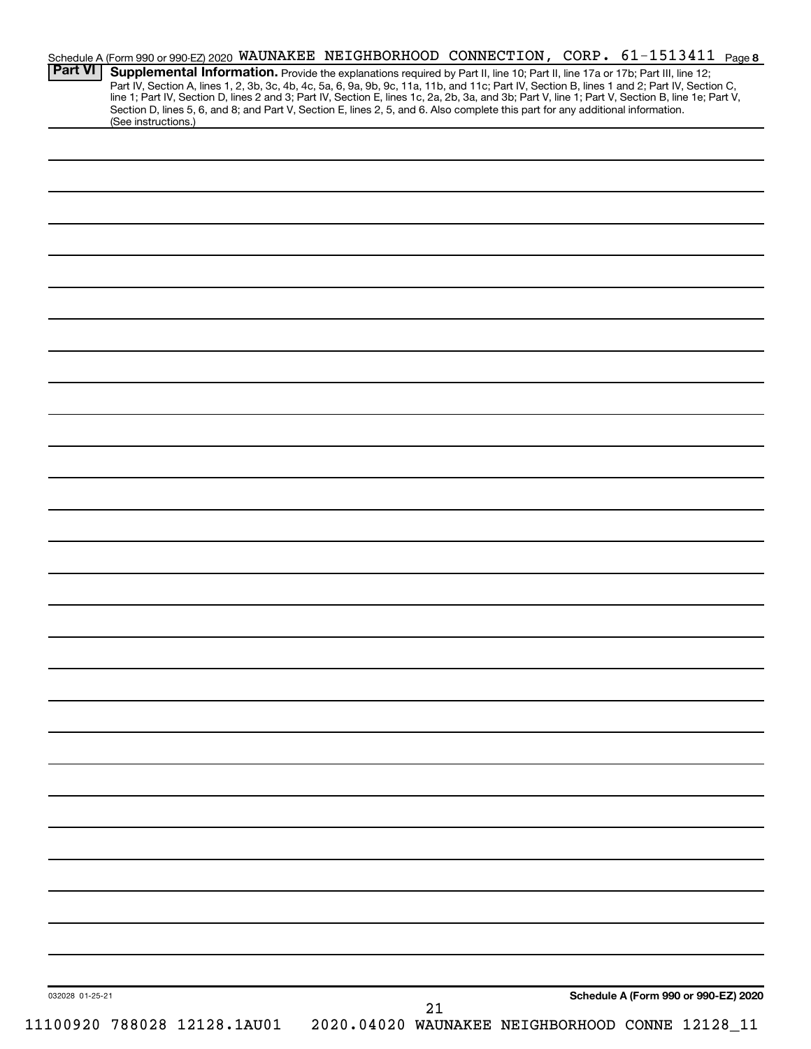Schedule A (Form 990 or 990-EZ) 2020 WAUNAKEE NEIGHBORHOOD CONNECTION, CORP. 61-1513411 Page **8**

## Part VI Supplemental Information.

Provide the explanations required by Part II, line 10; Part II, line 17a or 17b; Part III, line 12; Part IV, Section A, lines 1, 2, 3b, 3c, 4b, 4c, 5a, 6, 9a, 9b, 9c, 11a, 11b, and 11c; Part IV, Section B, lines 1 and 2; Part IV, Section C, line 1; Part IV, Section D, lines 2 and 3; Part IV, Section E, lines 1c, 2a, 2b, 3a, and 3b; Part V, line 1; Part V, Section B, line 1e; Part V, Section D, lines 5, 6, and 8; and Part V, Section E, lines 2, 5, and 6. Also complete this part for any additional information. (See instructions.)

032028 01-25-21

**Schedule A (Form 990 or 990-EZ) 2020**

11100920 788028 12128.1AU01 2020.04020 WAUNAKEE NEIGHBORHOOD CONNE 12128_11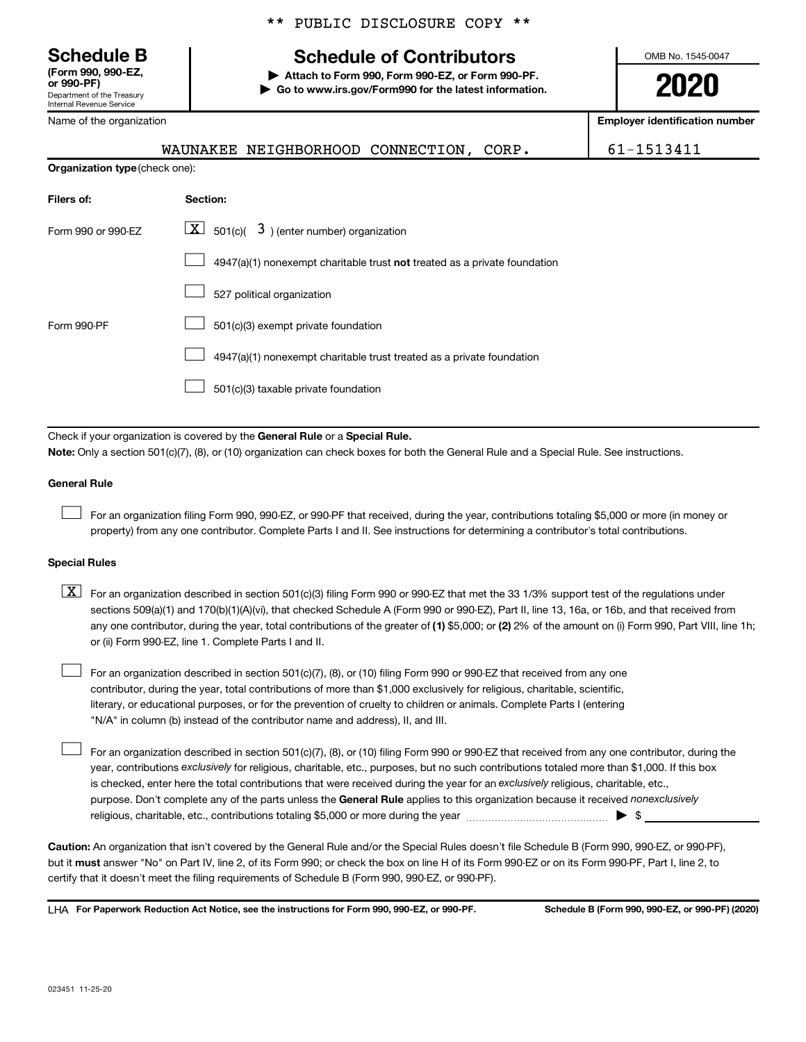** PUBLIC DISCLOSURE COPY **

# Schedule B

**(Form 990, 990-EZ, or 990-PF)**

Department of the Treasury
Internal Revenue Service

## Schedule of Contributors

▶ **Attach to Form 990, Form 990-EZ, or Form 990-PF.**
▶ **Go to www.irs.gov/Form990 for the latest information.**

OMB No. 1545-0047

**2020**

| Name of the organization | Employer identification number |
| --- | --- |
| WAUNAKEE NEIGHBORHOOD CONNECTION, CORP. | 61-1513411 |

**Organization type** (check one):

| Filers of: | Section: |
| --- | --- |
| Form 990 or 990-EZ | [X] 501(c)( 3 ) (enter number) organization |
| | [ ] 4947(a)(1) nonexempt charitable trust **not** treated as a private foundation |
| | [ ] 527 political organization |
| Form 990-PF | [ ] 501(c)(3) exempt private foundation |
| | [ ] 4947(a)(1) nonexempt charitable trust treated as a private foundation |
| | [ ] 501(c)(3) taxable private foundation |

Check if your organization is covered by the **General Rule** or a **Special Rule.**

**Note:** Only a section 501(c)(7), (8), or (10) organization can check boxes for both the General Rule and a Special Rule. See instructions.

### General Rule

[ ] For an organization filing Form 990, 990-EZ, or 990-PF that received, during the year, contributions totaling $5,000 or more (in money or property) from any one contributor. Complete Parts I and II. See instructions for determining a contributor's total contributions.

### Special Rules

[X] For an organization described in section 501(c)(3) filing Form 990 or 990-EZ that met the 33 1/3% support test of the regulations under sections 509(a)(1) and 170(b)(1)(A)(vi), that checked Schedule A (Form 990 or 990-EZ), Part II, line 13, 16a, or 16b, and that received from any one contributor, during the year, total contributions of the greater of **(1)** $5,000; or **(2)** 2% of the amount on (i) Form 990, Part VIII, line 1h; or (ii) Form 990-EZ, line 1. Complete Parts I and II.

[ ] For an organization described in section 501(c)(7), (8), or (10) filing Form 990 or 990-EZ that received from any one contributor, during the year, total contributions of more than $1,000 exclusively for religious, charitable, scientific, literary, or educational purposes, or for the prevention of cruelty to children or animals. Complete Parts I (entering "N/A" in column (b) instead of the contributor name and address), II, and III.

[ ] For an organization described in section 501(c)(7), (8), or (10) filing Form 990 or 990-EZ that received from any one contributor, during the year, contributions *exclusively* for religious, charitable, etc., purposes, but no such contributions totaled more than $1,000. If this box is checked, enter here the total contributions that were received during the year for an *exclusively* religious, charitable, etc., purpose. Don't complete any of the parts unless the **General Rule** applies to this organization because it received *nonexclusively* religious, charitable, etc., contributions totaling $5,000 or more during the year ▶ $ ____________

**Caution:** An organization that isn't covered by the General Rule and/or the Special Rules doesn't file Schedule B (Form 990, 990-EZ, or 990-PF), but it **must** answer "No" on Part IV, line 2, of its Form 990; or check the box on line H of its Form 990-EZ or on its Form 990-PF, Part I, line 2, to certify that it doesn't meet the filing requirements of Schedule B (Form 990, 990-EZ, or 990-PF).

LHA **For Paperwork Reduction Act Notice, see the instructions for Form 990, 990-EZ, or 990-PF.** **Schedule B (Form 990, 990-EZ, or 990-PF) (2020)**

023451 11-25-20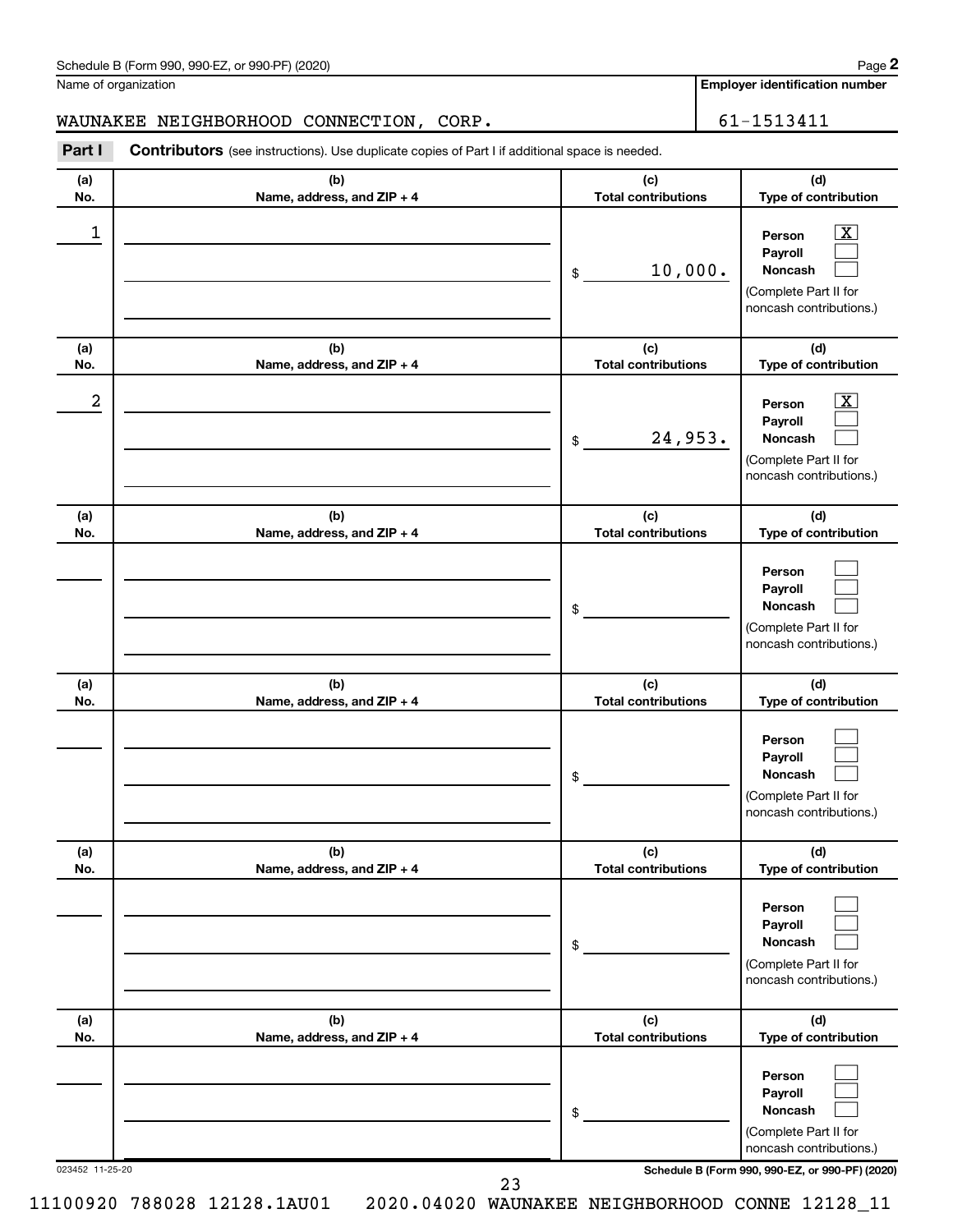Schedule B (Form 990, 990-EZ, or 990-PF) (2020)

Name of organization: WAUNAKEE NEIGHBORHOOD CONNECTION, CORP.

Employer identification number: 61-1513411

**Part I** **Contributors** (see instructions). Use duplicate copies of Part I if additional space is needed.

| (a) No. | (b) Name, address, and ZIP + 4 | (c) Total contributions | (d) Type of contribution |
|---|---|---|---|
| 1 | | $ 10,000. | Person [X] Payroll [ ] Noncash [ ] (Complete Part II for noncash contributions.) |
| 2 | | $ 24,953. | Person [X] Payroll [ ] Noncash [ ] (Complete Part II for noncash contributions.) |
| | | $ | Person [ ] Payroll [ ] Noncash [ ] (Complete Part II for noncash contributions.) |
| | | $ | Person [ ] Payroll [ ] Noncash [ ] (Complete Part II for noncash contributions.) |
| | | $ | Person [ ] Payroll [ ] Noncash [ ] (Complete Part II for noncash contributions.) |
| | | $ | Person [ ] Payroll [ ] Noncash [ ] (Complete Part II for noncash contributions.) |

023452 11-25-20

Schedule B (Form 990, 990-EZ, or 990-PF) (2020)

11100920 788028 12128.1AU01 2020.04020 WAUNAKEE NEIGHBORHOOD CONNE 12128_11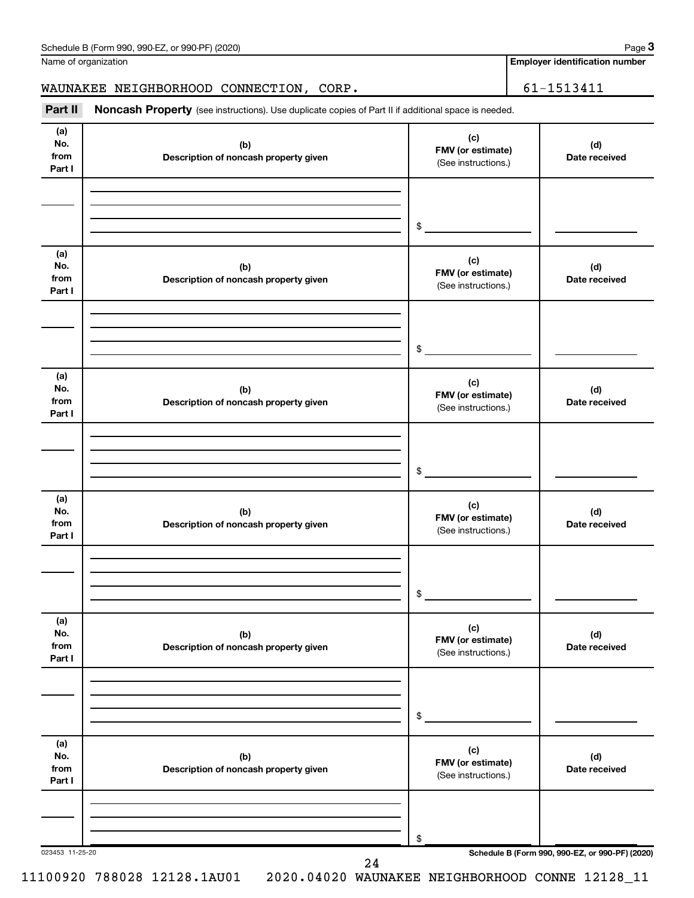Name of organization

WAUNAKEE NEIGHBORHOOD CONNECTION, CORP.

Employer identification number

61-1513411

**Part II** **Noncash Property** (see instructions). Use duplicate copies of Part II if additional space is needed.

| (a) No. from Part I | (b) Description of noncash property given | (c) FMV (or estimate) (See instructions.) | (d) Date received |
|---|---|---|---|
| | | $ | |

| (a) No. from Part I | (b) Description of noncash property given | (c) FMV (or estimate) (See instructions.) | (d) Date received |
|---|---|---|---|
| | | $ | |

| (a) No. from Part I | (b) Description of noncash property given | (c) FMV (or estimate) (See instructions.) | (d) Date received |
|---|---|---|---|
| | | $ | |

| (a) No. from Part I | (b) Description of noncash property given | (c) FMV (or estimate) (See instructions.) | (d) Date received |
|---|---|---|---|
| | | $ | |

| (a) No. from Part I | (b) Description of noncash property given | (c) FMV (or estimate) (See instructions.) | (d) Date received |
|---|---|---|---|
| | | $ | |

| (a) No. from Part I | (b) Description of noncash property given | (c) FMV (or estimate) (See instructions.) | (d) Date received |
|---|---|---|---|
| | | $ | |

11100920 788028 12128.1AU01 2020.04020 WAUNAKEE NEIGHBORHOOD CONNE 12128_11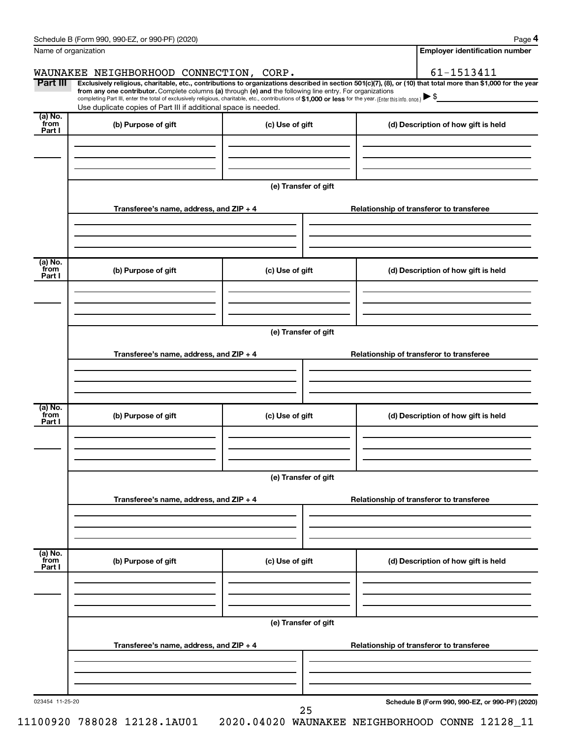Name of organization

**Employer identification number**

WAUNAKEE NEIGHBORHOOD CONNECTION, CORP.

61-1513411

**Part III** **Exclusively religious, charitable, etc., contributions to organizations described in section 501(c)(7), (8), or (10) that total more than $1,000 for the year from any one contributor.** Complete columns **(a)** through **(e)** and the following line entry. For organizations completing Part III, enter the total of exclusively religious, charitable, etc., contributions of **$1,000 or less** for the year. (Enter this info. once.) ▶ $

Use duplicate copies of Part III if additional space is needed.

| (a) No. from Part I | (b) Purpose of gift | (c) Use of gift | (d) Description of how gift is held |
| --- | --- | --- | --- |
| | | | |

**(e) Transfer of gift**

| Transferee's name, address, and ZIP + 4 | Relationship of transferor to transferee |
| --- | --- |
| | |

| (a) No. from Part I | (b) Purpose of gift | (c) Use of gift | (d) Description of how gift is held |
| --- | --- | --- | --- |
| | | | |

**(e) Transfer of gift**

| Transferee's name, address, and ZIP + 4 | Relationship of transferor to transferee |
| --- | --- |
| | |

| (a) No. from Part I | (b) Purpose of gift | (c) Use of gift | (d) Description of how gift is held |
| --- | --- | --- | --- |
| | | | |

**(e) Transfer of gift**

| Transferee's name, address, and ZIP + 4 | Relationship of transferor to transferee |
| --- | --- |
| | |

| (a) No. from Part I | (b) Purpose of gift | (c) Use of gift | (d) Description of how gift is held |
| --- | --- | --- | --- |
| | | | |

**(e) Transfer of gift**

| Transferee's name, address, and ZIP + 4 | Relationship of transferor to transferee |
| --- | --- |
| | |

023454 11-25-20

11100920 788028 12128.1AU01 2020.04020 WAUNAKEE NEIGHBORHOOD CONNE 12128_11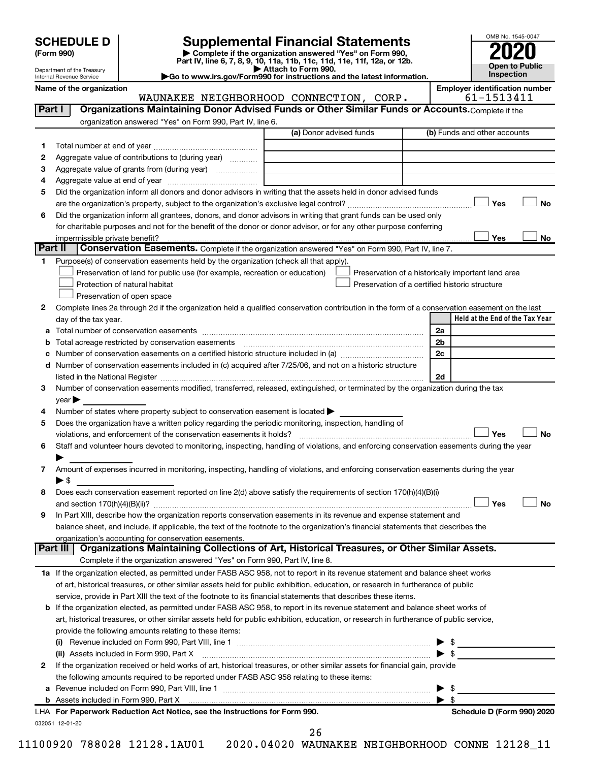# SCHEDULE D (Form 990)

Department of the Treasury
Internal Revenue Service

## Supplemental Financial Statements

▶ Complete if the organization answered "Yes" on Form 990, Part IV, line 6, 7, 8, 9, 10, 11a, 11b, 11c, 11d, 11e, 11f, 12a, or 12b.
▶ Attach to Form 990.
▶Go to www.irs.gov/Form990 for instructions and the latest information.

OMB No. 1545-0047

**2020**

**Open to Public Inspection**

Name of the organization: WAUNAKEE NEIGHBORHOOD CONNECTION, CORP.

Employer identification number: 61-1513411

### Part I — Organizations Maintaining Donor Advised Funds or Other Similar Funds or Accounts.

Complete if the organization answered "Yes" on Form 990, Part IV, line 6.

| | | (a) Donor advised funds | (b) Funds and other accounts |
|---|---|---|---|
| 1 | Total number at end of year | | |
| 2 | Aggregate value of contributions to (during year) | | |
| 3 | Aggregate value of grants from (during year) | | |
| 4 | Aggregate value at end of year | | |

5 Did the organization inform all donors and donor advisors in writing that the assets held in donor advised funds are the organization's property, subject to the organization's exclusive legal control? ☐ Yes ☐ No

6 Did the organization inform all grantees, donors, and donor advisors in writing that grant funds can be used only for charitable purposes and not for the benefit of the donor or donor advisor, or for any other purpose conferring impermissible private benefit? ☐ Yes ☐ No

### Part II — Conservation Easements.

Complete if the organization answered "Yes" on Form 990, Part IV, line 7.

1 Purpose(s) of conservation easements held by the organization (check all that apply).

- ☐ Preservation of land for public use (for example, recreation or education)
- ☐ Preservation of a historically important land area
- ☐ Protection of natural habitat
- ☐ Preservation of a certified historic structure
- ☐ Preservation of open space

2 Complete lines 2a through 2d if the organization held a qualified conservation contribution in the form of a conservation easement on the last day of the tax year.

| | | | Held at the End of the Tax Year |
|---|---|---|---|
| a | Total number of conservation easements | 2a | |
| b | Total acreage restricted by conservation easements | 2b | |
| c | Number of conservation easements on a certified historic structure included in (a) | 2c | |
| d | Number of conservation easements included in (c) acquired after 7/25/06, and not on a historic structure listed in the National Register | 2d | |

3 Number of conservation easements modified, transferred, released, extinguished, or terminated by the organization during the tax year ▶

4 Number of states where property subject to conservation easement is located ▶

5 Does the organization have a written policy regarding the periodic monitoring, inspection, handling of violations, and enforcement of the conservation easements it holds? ☐ Yes ☐ No

6 Staff and volunteer hours devoted to monitoring, inspecting, handling of violations, and enforcing conservation easements during the year ▶

7 Amount of expenses incurred in monitoring, inspecting, handling of violations, and enforcing conservation easements during the year ▶ $

8 Does each conservation easement reported on line 2(d) above satisfy the requirements of section 170(h)(4)(B)(i) and section 170(h)(4)(B)(ii)? ☐ Yes ☐ No

9 In Part XIII, describe how the organization reports conservation easements in its revenue and expense statement and balance sheet, and include, if applicable, the text of the footnote to the organization's financial statements that describes the organization's accounting for conservation easements.

### Part III — Organizations Maintaining Collections of Art, Historical Treasures, or Other Similar Assets.

Complete if the organization answered "Yes" on Form 990, Part IV, line 8.

1a If the organization elected, as permitted under FASB ASC 958, not to report in its revenue statement and balance sheet works of art, historical treasures, or other similar assets held for public exhibition, education, or research in furtherance of public service, provide in Part XIII the text of the footnote to its financial statements that describes these items.

b If the organization elected, as permitted under FASB ASC 958, to report in its revenue statement and balance sheet works of art, historical treasures, or other similar assets held for public exhibition, education, or research in furtherance of public service, provide the following amounts relating to these items:

(i) Revenue included on Form 990, Part VIII, line 1 ▶ $

(ii) Assets included in Form 990, Part X ▶ $

2 If the organization received or held works of art, historical treasures, or other similar assets for financial gain, provide the following amounts required to be reported under FASB ASC 958 relating to these items:

a Revenue included on Form 990, Part VIII, line 1 ▶ $

b Assets included in Form 990, Part X ▶ $

LHA For Paperwork Reduction Act Notice, see the Instructions for Form 990.

Schedule D (Form 990) 2020

032051 12-01-20

11100920 788028 12128.1AU01 2020.04020 WAUNAKEE NEIGHBORHOOD CONNE 12128_11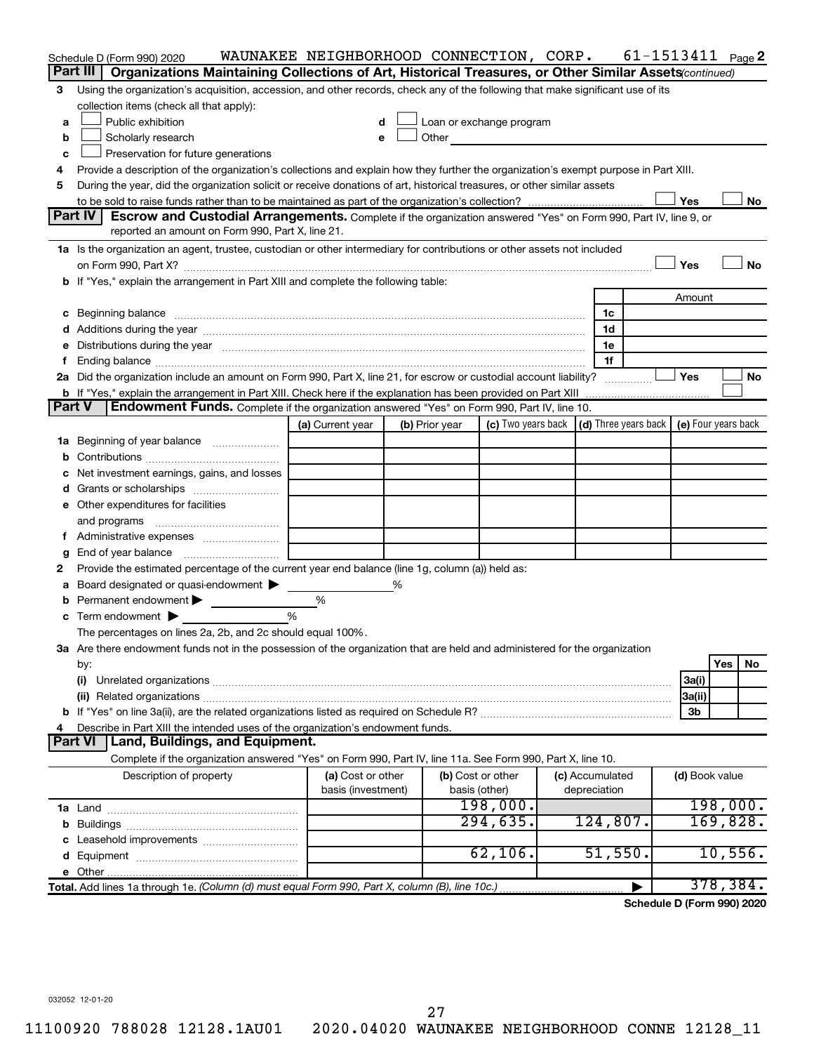Schedule D (Form 990) 2020 WAUNAKEE NEIGHBORHOOD CONNECTION, CORP. 61-1513411 Page 2

**Part III — Organizations Maintaining Collections of Art, Historical Treasures, or Other Similar Assets** *(continued)*

3 Using the organization's acquisition, accession, and other records, check any of the following that make significant use of its collection items (check all that apply):

- a ☐ Public exhibition
- b ☐ Scholarly research
- c ☐ Preservation for future generations
- d ☐ Loan or exchange program
- e ☐ Other

4 Provide a description of the organization's collections and explain how they further the organization's exempt purpose in Part XIII.

5 During the year, did the organization solicit or receive donations of art, historical treasures, or other similar assets to be sold to raise funds rather than to be maintained as part of the organization's collection? ☐ Yes ☐ No

**Part IV — Escrow and Custodial Arrangements.** Complete if the organization answered "Yes" on Form 990, Part IV, line 9, or reported an amount on Form 990, Part X, line 21.

1a Is the organization an agent, trustee, custodian or other intermediary for contributions or other assets not included on Form 990, Part X? ☐ Yes ☐ No

b If "Yes," explain the arrangement in Part XIII and complete the following table:

| | | Amount |
|---|---|---|
| c Beginning balance | 1c | |
| d Additions during the year | 1d | |
| e Distributions during the year | 1e | |
| f Ending balance | 1f | |

2a Did the organization include an amount on Form 990, Part X, line 21, for escrow or custodial account liability? ☐ Yes ☐ No

b If "Yes," explain the arrangement in Part XIII. Check here if the explanation has been provided on Part XIII ☐

**Part V — Endowment Funds.** Complete if the organization answered "Yes" on Form 990, Part IV, line 10.

| | (a) Current year | (b) Prior year | (c) Two years back | (d) Three years back | (e) Four years back |
|---|---|---|---|---|---|
| 1a Beginning of year balance | | | | | |
| b Contributions | | | | | |
| c Net investment earnings, gains, and losses | | | | | |
| d Grants or scholarships | | | | | |
| e Other expenditures for facilities and programs | | | | | |
| f Administrative expenses | | | | | |
| g End of year balance | | | | | |

2 Provide the estimated percentage of the current year end balance (line 1g, column (a)) held as:

- a Board designated or quasi-endowment ▶ %
- b Permanent endowment ▶ %
- c Term endowment ▶ %

The percentages on lines 2a, 2b, and 2c should equal 100%.

3a Are there endowment funds not in the possession of the organization that are held and administered for the organization by:

| | | Yes | No |
|---|---|---|---|
| (i) Unrelated organizations | 3a(i) | | |
| (ii) Related organizations | 3a(ii) | | |
| b If "Yes" on line 3a(ii), are the related organizations listed as required on Schedule R? | 3b | | |

4 Describe in Part XIII the intended uses of the organization's endowment funds.

**Part VI — Land, Buildings, and Equipment.**

Complete if the organization answered "Yes" on Form 990, Part IV, line 11a. See Form 990, Part X, line 10.

| Description of property | (a) Cost or other basis (investment) | (b) Cost or other basis (other) | (c) Accumulated depreciation | (d) Book value |
|---|---|---|---|---|
| 1a Land | | 198,000. | | 198,000. |
| b Buildings | | 294,635. | 124,807. | 169,828. |
| c Leasehold improvements | | | | |
| d Equipment | | 62,106. | 51,550. | 10,556. |
| e Other | | | | |
| **Total.** Add lines 1a through 1e. *(Column (d) must equal Form 990, Part X, column (B), line 10c.)* | | | ▶ | 378,384. |

**Schedule D (Form 990) 2020**

032052 12-01-20

11100920 788028 12128.1AU01 2020.04020 WAUNAKEE NEIGHBORHOOD CONNE 12128_11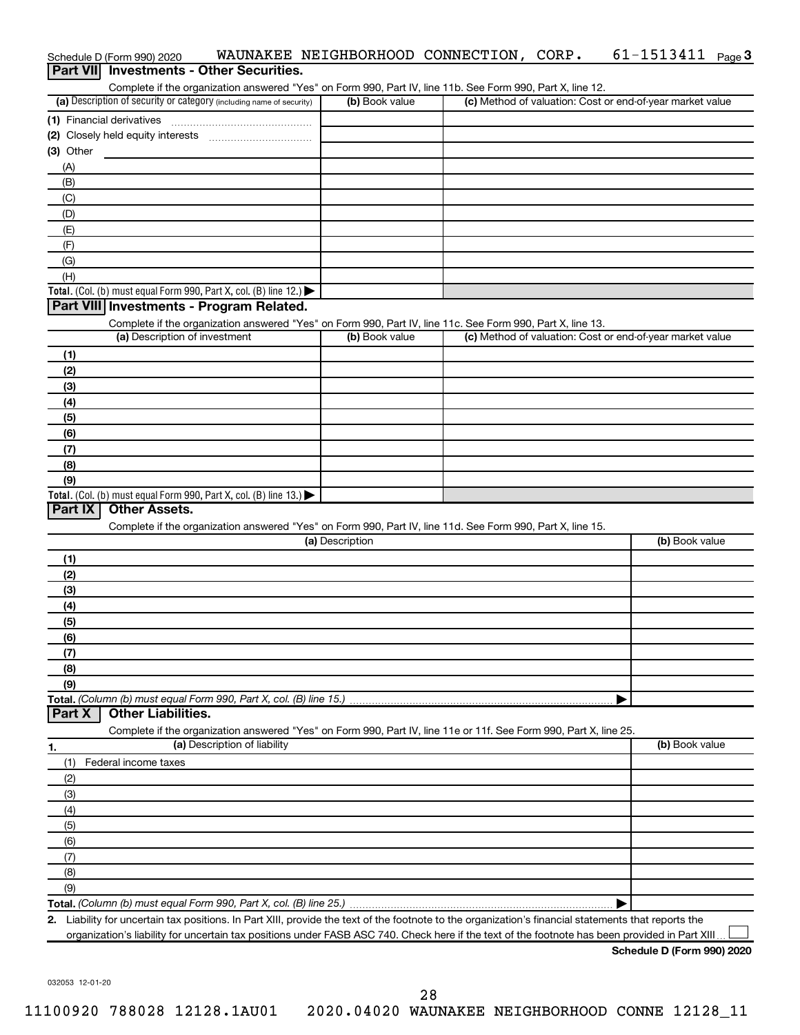Schedule D (Form 990) 2020 WAUNAKEE NEIGHBORHOOD CONNECTION, CORP. 61-1513411 Page 3

## Part VII Investments - Other Securities.

Complete if the organization answered "Yes" on Form 990, Part IV, line 11b. See Form 990, Part X, line 12.

| (a) Description of security or category (including name of security) | (b) Book value | (c) Method of valuation: Cost or end-of-year market value |
|---|---|---|
| (1) Financial derivatives | | |
| (2) Closely held equity interests | | |
| (3) Other | | |
| (A) | | |
| (B) | | |
| (C) | | |
| (D) | | |
| (E) | | |
| (F) | | |
| (G) | | |
| (H) | | |
| **Total.** (Col. (b) must equal Form 990, Part X, col. (B) line 12.) ▶ | | |

## Part VIII Investments - Program Related.

Complete if the organization answered "Yes" on Form 990, Part IV, line 11c. See Form 990, Part X, line 13.

| (a) Description of investment | (b) Book value | (c) Method of valuation: Cost or end-of-year market value |
|---|---|---|
| (1) | | |
| (2) | | |
| (3) | | |
| (4) | | |
| (5) | | |
| (6) | | |
| (7) | | |
| (8) | | |
| (9) | | |
| **Total.** (Col. (b) must equal Form 990, Part X, col. (B) line 13.) ▶ | | |

## Part IX Other Assets.

Complete if the organization answered "Yes" on Form 990, Part IV, line 11d. See Form 990, Part X, line 15.

| (a) Description | (b) Book value |
|---|---|
| (1) | |
| (2) | |
| (3) | |
| (4) | |
| (5) | |
| (6) | |
| (7) | |
| (8) | |
| (9) | |
| **Total.** *(Column (b) must equal Form 990, Part X, col. (B) line 15.)* ▶ | |

## Part X Other Liabilities.

Complete if the organization answered "Yes" on Form 990, Part IV, line 11e or 11f. See Form 990, Part X, line 25.

| 1. (a) Description of liability | (b) Book value |
|---|---|
| (1) Federal income taxes | |
| (2) | |
| (3) | |
| (4) | |
| (5) | |
| (6) | |
| (7) | |
| (8) | |
| (9) | |
| **Total.** *(Column (b) must equal Form 990, Part X, col. (B) line 25.)* ▶ | |

2. Liability for uncertain tax positions. In Part XIII, provide the text of the footnote to the organization's financial statements that reports the organization's liability for uncertain tax positions under FASB ASC 740. Check here if the text of the footnote has been provided in Part XIII ☐

**Schedule D (Form 990) 2020**

032053 12-01-20

11100920 788028 12128.1AU01 2020.04020 WAUNAKEE NEIGHBORHOOD CONNE 12128_11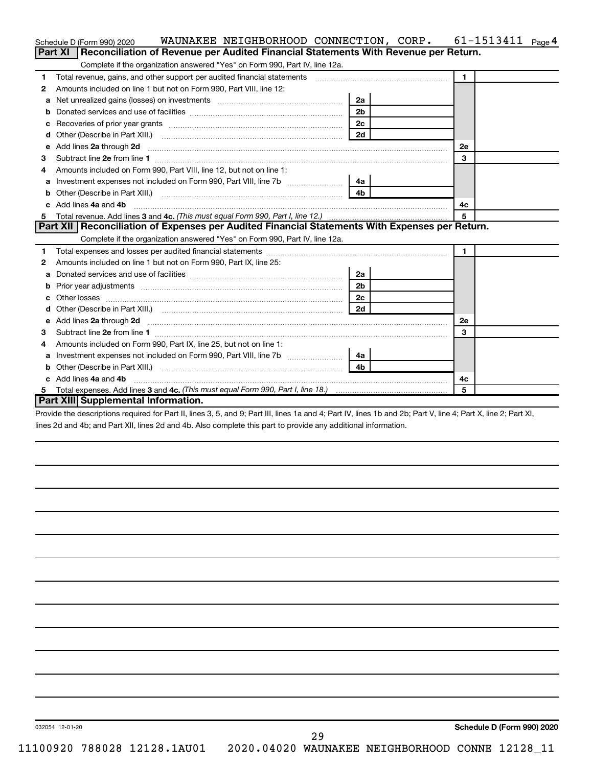Schedule D (Form 990) 2020 WAUNAKEE NEIGHBORHOOD CONNECTION, CORP. 61-1513411 Page 4

## Part XI Reconciliation of Revenue per Audited Financial Statements With Revenue per Return.

Complete if the organization answered "Yes" on Form 990, Part IV, line 12a.

| | | | | | |
|---|---|---|---|---|---|
| 1 | Total revenue, gains, and other support per audited financial statements | | | 1 | |
| 2 | Amounts included on line 1 but not on Form 990, Part VIII, line 12: | | | | |
| a | Net unrealized gains (losses) on investments | 2a | | | |
| b | Donated services and use of facilities | 2b | | | |
| c | Recoveries of prior year grants | 2c | | | |
| d | Other (Describe in Part XIII.) | 2d | | | |
| e | Add lines 2a through 2d | | | 2e | |
| 3 | Subtract line 2e from line 1 | | | 3 | |
| 4 | Amounts included on Form 990, Part VIII, line 12, but not on line 1: | | | | |
| a | Investment expenses not included on Form 990, Part VIII, line 7b | 4a | | | |
| b | Other (Describe in Part XIII.) | 4b | | | |
| c | Add lines 4a and 4b | | | 4c | |
| 5 | Total revenue. Add lines 3 and 4c. *(This must equal Form 990, Part I, line 12.)* | | | 5 | |

## Part XII Reconciliation of Expenses per Audited Financial Statements With Expenses per Return.

Complete if the organization answered "Yes" on Form 990, Part IV, line 12a.

| | | | | | |
|---|---|---|---|---|---|
| 1 | Total expenses and losses per audited financial statements | | | 1 | |
| 2 | Amounts included on line 1 but not on Form 990, Part IX, line 25: | | | | |
| a | Donated services and use of facilities | 2a | | | |
| b | Prior year adjustments | 2b | | | |
| c | Other losses | 2c | | | |
| d | Other (Describe in Part XIII.) | 2d | | | |
| e | Add lines 2a through 2d | | | 2e | |
| 3 | Subtract line 2e from line 1 | | | 3 | |
| 4 | Amounts included on Form 990, Part IX, line 25, but not on line 1: | | | | |
| a | Investment expenses not included on Form 990, Part VIII, line 7b | 4a | | | |
| b | Other (Describe in Part XIII.) | 4b | | | |
| c | Add lines 4a and 4b | | | 4c | |
| 5 | Total expenses. Add lines 3 and 4c. *(This must equal Form 990, Part I, line 18.)* | | | 5 | |

## Part XIII Supplemental Information.

Provide the descriptions required for Part II, lines 3, 5, and 9; Part III, lines 1a and 4; Part IV, lines 1b and 2b; Part V, line 4; Part X, line 2; Part XI, lines 2d and 4b; and Part XII, lines 2d and 4b. Also complete this part to provide any additional information.

032054 12-01-20

Schedule D (Form 990) 2020

11100920 788028 12128.1AU01 2020.04020 WAUNAKEE NEIGHBORHOOD CONNE 12128_11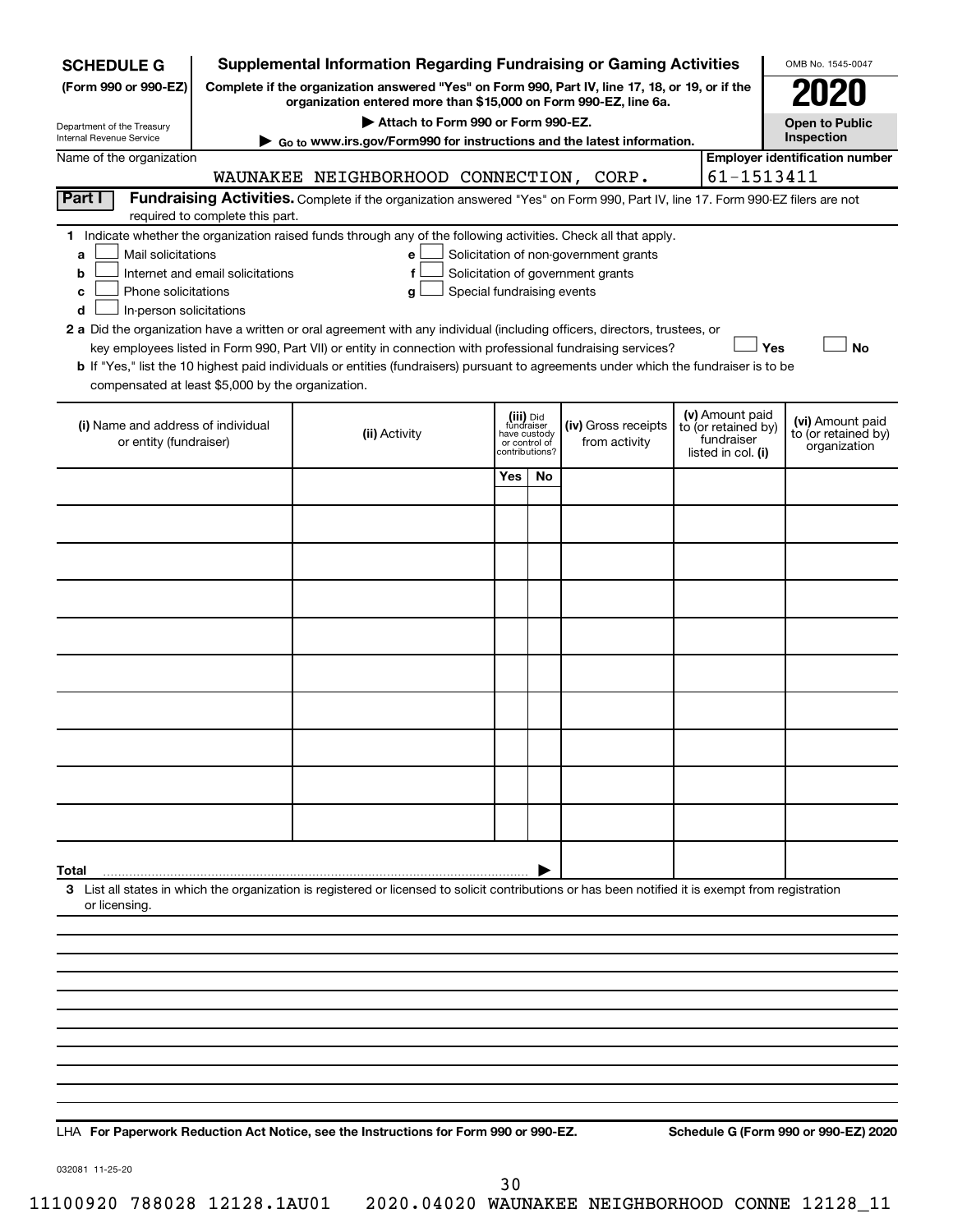**SCHEDULE G** (Form 990 or 990-EZ)

Department of the Treasury
Internal Revenue Service

# Supplemental Information Regarding Fundraising or Gaming Activities

**Complete if the organization answered "Yes" on Form 990, Part IV, line 17, 18, or 19, or if the organization entered more than $15,000 on Form 990-EZ, line 6a.**

▶ **Attach to Form 990 or Form 990-EZ.**

▶ **Go to www.irs.gov/Form990 for instructions and the latest information.**

OMB No. 1545-0047

**2020**

**Open to Public Inspection**

Name of the organization: WAUNAKEE NEIGHBORHOOD CONNECTION, CORP.

**Employer identification number:** 61-1513411

**Part I** **Fundraising Activities.** Complete if the organization answered "Yes" on Form 990, Part IV, line 17. Form 990-EZ filers are not required to complete this part.

**1** Indicate whether the organization raised funds through any of the following activities. Check all that apply.

- **a** ☐ Mail solicitations
- **b** ☐ Internet and email solicitations
- **c** ☐ Phone solicitations
- **d** ☐ In-person solicitations
- **e** ☐ Solicitation of non-government grants
- **f** ☐ Solicitation of government grants
- **g** ☐ Special fundraising events

**2 a** Did the organization have a written or oral agreement with any individual (including officers, directors, trustees, or key employees listed in Form 990, Part VII) or entity in connection with professional fundraising services? ☐ **Yes** ☐ **No**

**b** If "Yes," list the 10 highest paid individuals or entities (fundraisers) pursuant to agreements under which the fundraiser is to be compensated at least $5,000 by the organization.

| (i) Name and address of individual or entity (fundraiser) | (ii) Activity | (iii) Did fundraiser have custody or control of contributions? | | (iv) Gross receipts from activity | (v) Amount paid to (or retained by) fundraiser listed in col. (i) | (vi) Amount paid to (or retained by) organization |
|---|---|---|---|---|---|---|
| | | Yes | No | | | |
| | | | | | | |
| | | | | | | |
| | | | | | | |
| | | | | | | |
| | | | | | | |
| | | | | | | |
| | | | | | | |
| | | | | | | |
| | | | | | | |
| | | | | | | |
| **Total** | | | ▶ | | | |

**3** List all states in which the organization is registered or licensed to solicit contributions or has been notified it is exempt from registration or licensing.

LHA **For Paperwork Reduction Act Notice, see the Instructions for Form 990 or 990-EZ.** **Schedule G (Form 990 or 990-EZ) 2020**

032081 11-25-20

11100920 788028 12128.1AU01 2020.04020 WAUNAKEE NEIGHBORHOOD CONNE 12128_11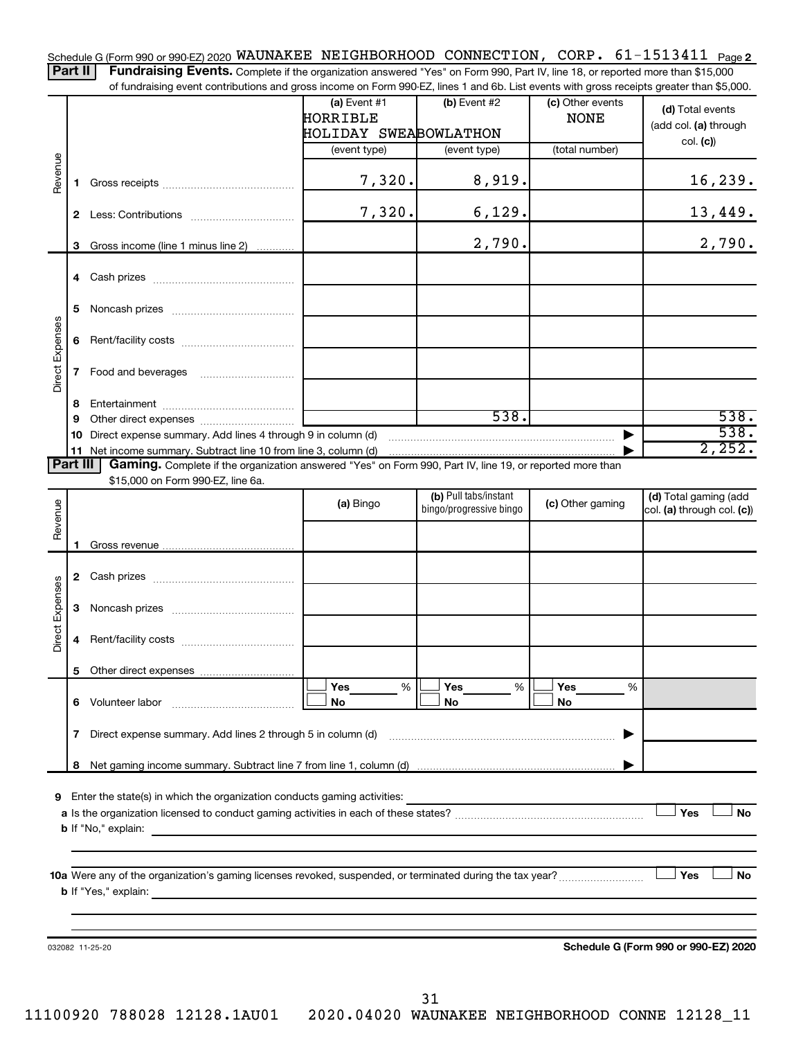Schedule G (Form 990 or 990-EZ) 2020 WAUNAKEE NEIGHBORHOOD CONNECTION, CORP. 61-1513411 Page **2**

**Part II** **Fundraising Events.** Complete if the organization answered "Yes" on Form 990, Part IV, line 18, or reported more than $15,000 of fundraising event contributions and gross income on Form 990-EZ, lines 1 and 6b. List events with gross receipts greater than $5,000.

| | | (a) Event #1<br>HORRIBLE HOLIDAY SWEA<br>(event type) | (b) Event #2<br>BOWLATHON<br>(event type) | (c) Other events<br>NONE<br>(total number) | (d) Total events (add col. (a) through col. (c)) |
|---|---|---|---|---|---|
| Revenue | 1 Gross receipts | 7,320. | 8,919. | | 16,239. |
| | 2 Less: Contributions | 7,320. | 6,129. | | 13,449. |
| | 3 Gross income (line 1 minus line 2) | | 2,790. | | 2,790. |
| Direct Expenses | 4 Cash prizes | | | | |
| | 5 Noncash prizes | | | | |
| | 6 Rent/facility costs | | | | |
| | 7 Food and beverages | | | | |
| | 8 Entertainment | | | | |
| | 9 Other direct expenses | | 538. | | 538. |
| | 10 Direct expense summary. Add lines 4 through 9 in column (d) | | | | 538. |
| | 11 Net income summary. Subtract line 10 from line 3, column (d) | | | | 2,252. |

**Part III** **Gaming.** Complete if the organization answered "Yes" on Form 990, Part IV, line 19, or reported more than $15,000 on Form 990-EZ, line 6a.

| | | (a) Bingo | (b) Pull tabs/instant bingo/progressive bingo | (c) Other gaming | (d) Total gaming (add col. (a) through col. (c)) |
|---|---|---|---|---|---|
| Revenue | 1 Gross revenue | | | | |
| Direct Expenses | 2 Cash prizes | | | | |
| | 3 Noncash prizes | | | | |
| | 4 Rent/facility costs | | | | |
| | 5 Other direct expenses | | | | |
| | 6 Volunteer labor | ☐ Yes ___ %<br>☐ No | ☐ Yes ___ %<br>☐ No | ☐ Yes ___ %<br>☐ No | |
| | 7 Direct expense summary. Add lines 2 through 5 in column (d) | | | | |
| | 8 Net gaming income summary. Subtract line 7 from line 1, column (d) | | | | |

**9** Enter the state(s) in which the organization conducts gaming activities: ______

**a** Is the organization licensed to conduct gaming activities in each of these states? ☐ Yes ☐ No

**b** If "No," explain: ______

**10a** Were any of the organization's gaming licenses revoked, suspended, or terminated during the tax year? ☐ Yes ☐ No

**b** If "Yes," explain: ______

032082 11-25-20 **Schedule G (Form 990 or 990-EZ) 2020**

11100920 788028 12128.1AU01 2020.04020 WAUNAKEE NEIGHBORHOOD CONNE 12128_11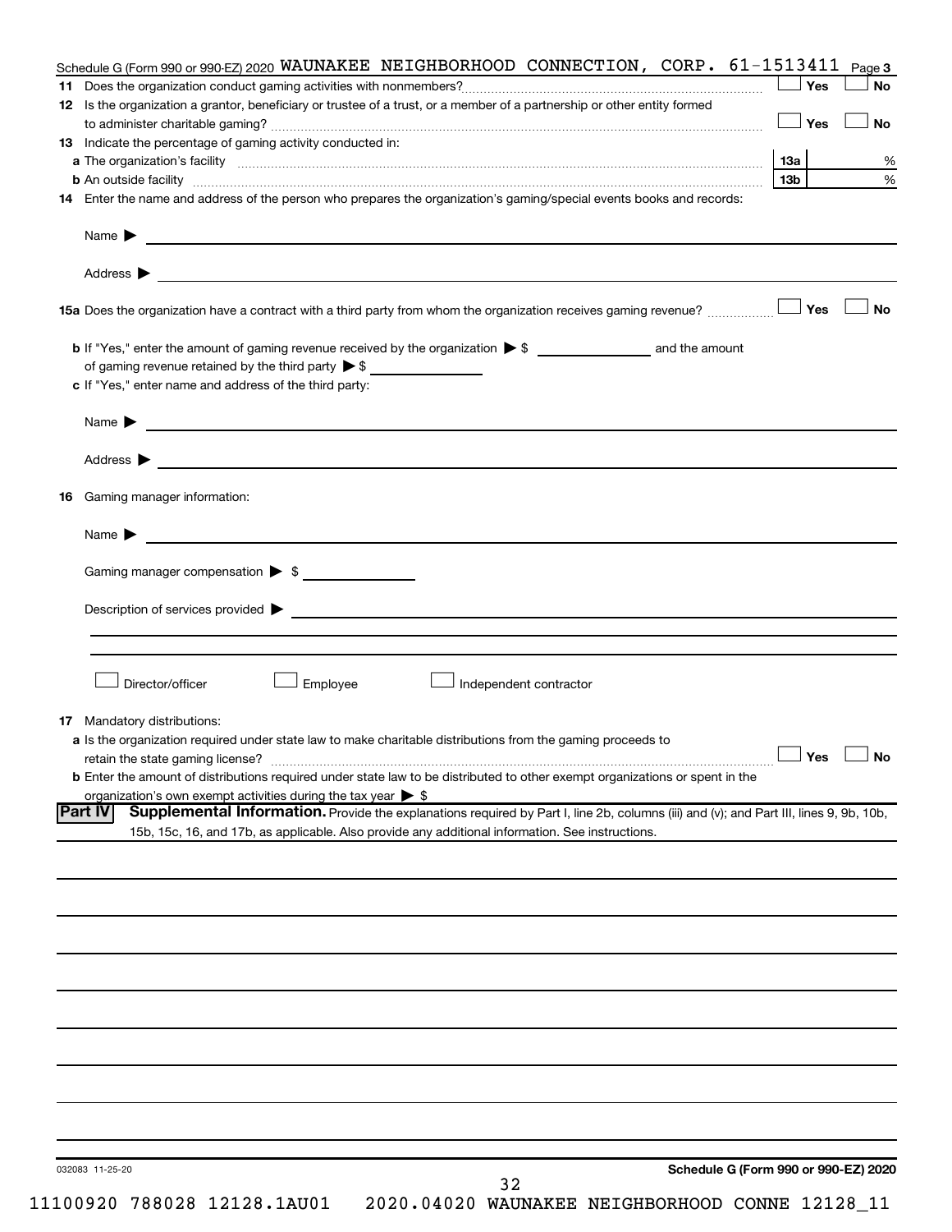Schedule G (Form 990 or 990-EZ) 2020 WAUNAKEE NEIGHBORHOOD CONNECTION, CORP. 61-1513411 Page 3

**11** Does the organization conduct gaming activities with nonmembers? ☐ Yes ☐ No

**12** Is the organization a grantor, beneficiary or trustee of a trust, or a member of a partnership or other entity formed to administer charitable gaming? ☐ Yes ☐ No

**13** Indicate the percentage of gaming activity conducted in:

**a** The organization's facility **13a** %

**b** An outside facility **13b** %

**14** Enter the name and address of the person who prepares the organization's gaming/special events books and records:

Name ▶

Address ▶

**15a** Does the organization have a contract with a third party from whom the organization receives gaming revenue? ☐ Yes ☐ No

**b** If "Yes," enter the amount of gaming revenue received by the organization ▶ $ ______ and the amount of gaming revenue retained by the third party ▶ $ ______

**c** If "Yes," enter name and address of the third party:

Name ▶

Address ▶

**16** Gaming manager information:

Name ▶

Gaming manager compensation ▶ $

Description of services provided ▶

☐ Director/officer ☐ Employee ☐ Independent contractor

**17** Mandatory distributions:

**a** Is the organization required under state law to make charitable distributions from the gaming proceeds to retain the state gaming license? ☐ Yes ☐ No

**b** Enter the amount of distributions required under state law to be distributed to other exempt organizations or spent in the organization's own exempt activities during the tax year ▶ $

**Part IV** **Supplemental Information.** Provide the explanations required by Part I, line 2b, columns (iii) and (v); and Part III, lines 9, 9b, 10b, 15b, 15c, 16, and 17b, as applicable. Also provide any additional information. See instructions.

032083 11-25-20

**Schedule G (Form 990 or 990-EZ) 2020**

11100920 788028 12128.1AU01 2020.04020 WAUNAKEE NEIGHBORHOOD CONNE 12128_11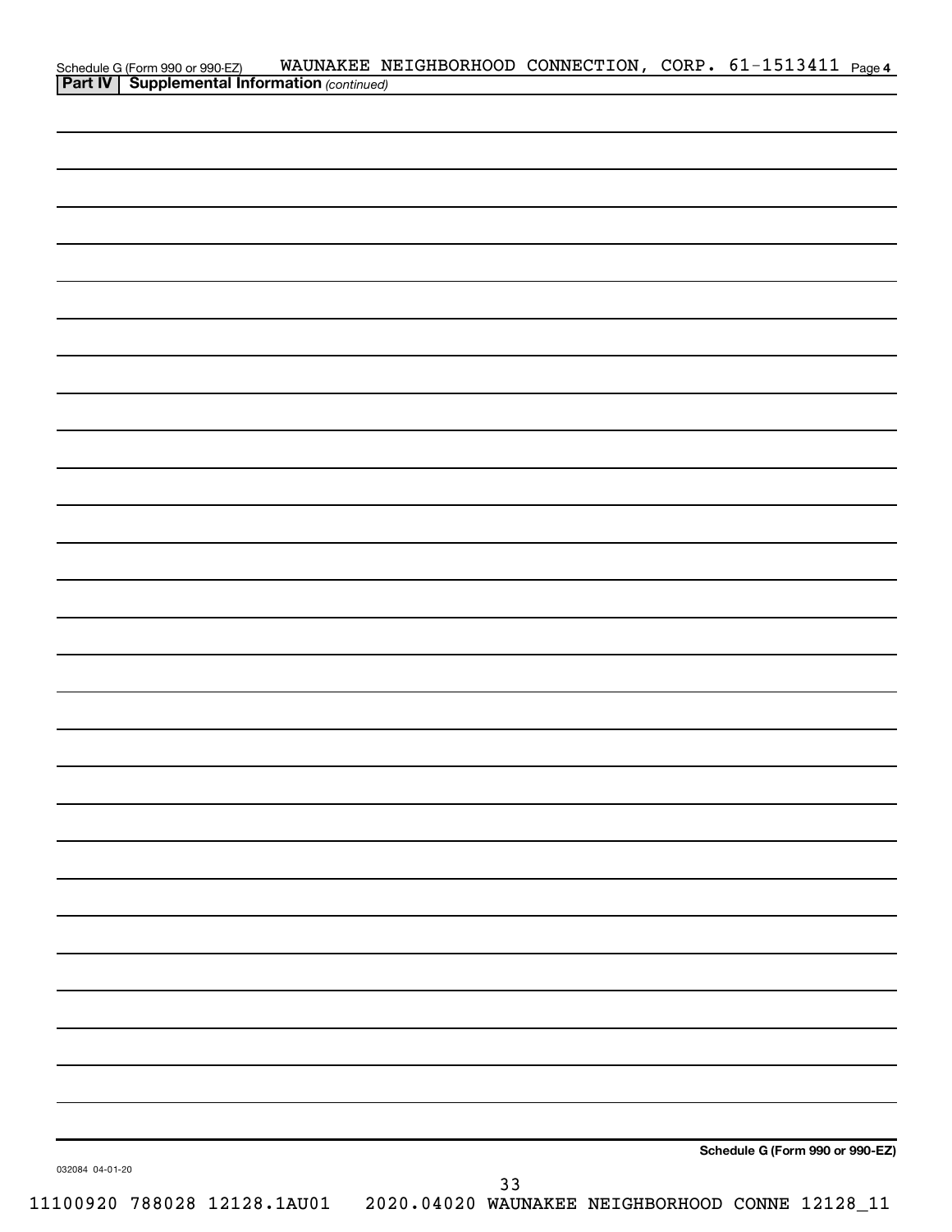Schedule G (Form 990 or 990-EZ) WAUNAKEE NEIGHBORHOOD CONNECTION, CORP. 61-1513411 Page 4

**Part IV** **Supplemental Information** *(continued)*

**Schedule G (Form 990 or 990-EZ)**

032084 04-01-20

11100920 788028 12128.1AU01 2020.04020 WAUNAKEE NEIGHBORHOOD CONNE 12128_11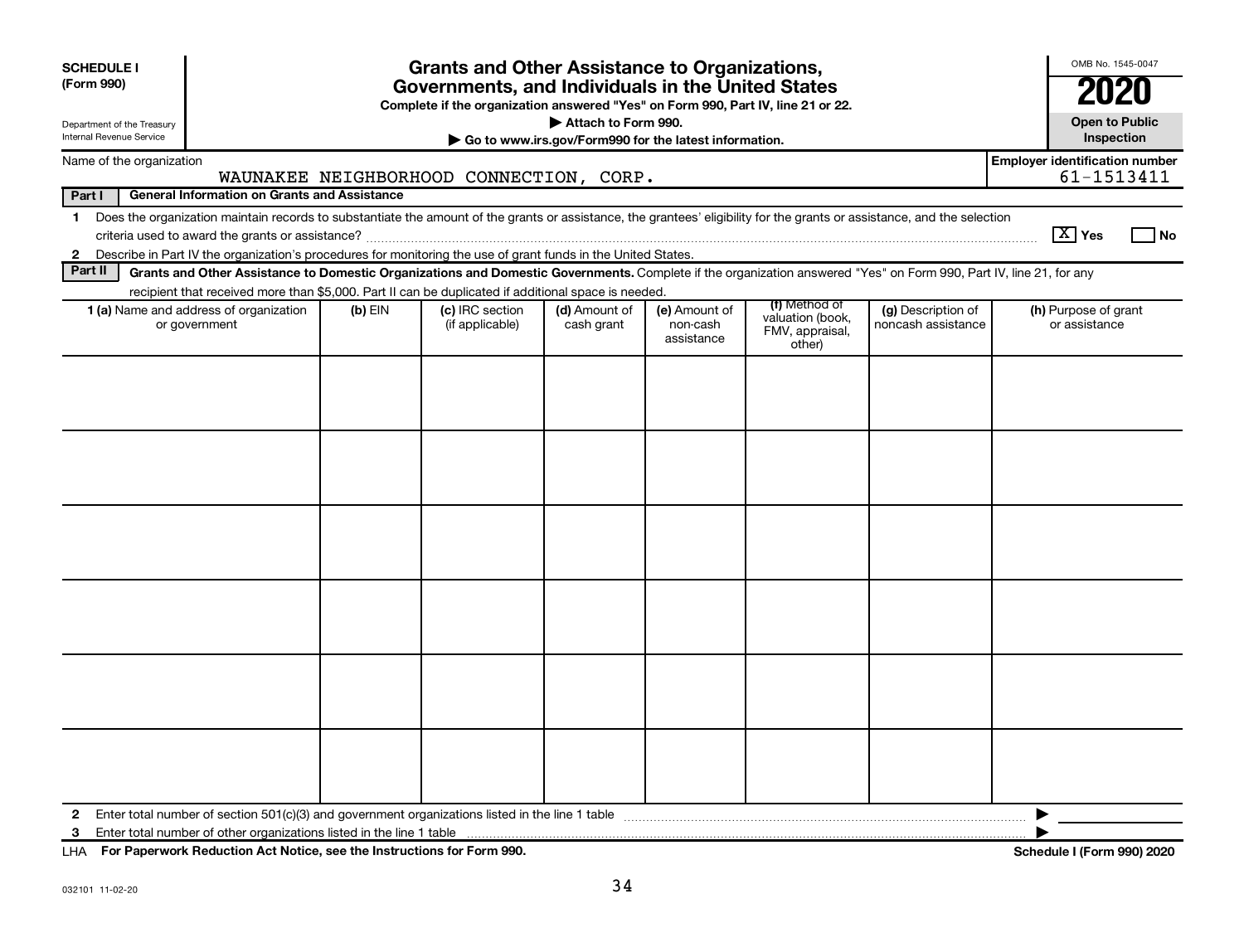**SCHEDULE I (Form 990)**

Department of the Treasury Internal Revenue Service

# Grants and Other Assistance to Organizations, Governments, and Individuals in the United States

**Complete if the organization answered "Yes" on Form 990, Part IV, line 21 or 22.**

**▶ Attach to Form 990.**

**▶ Go to www.irs.gov/Form990 for the latest information.**

OMB No. 1545-0047

**2020**

**Open to Public Inspection**

Name of the organization: WAUNAKEE NEIGHBORHOOD CONNECTION, CORP.

**Employer identification number:** 61-1513411

**Part I — General Information on Grants and Assistance**

1 Does the organization maintain records to substantiate the amount of the grants or assistance, the grantees' eligibility for the grants or assistance, and the selection criteria used to award the grants or assistance? [X] Yes [ ] No

2 Describe in Part IV the organization's procedures for monitoring the use of grant funds in the United States.

**Part II — Grants and Other Assistance to Domestic Organizations and Domestic Governments.** Complete if the organization answered "Yes" on Form 990, Part IV, line 21, for any recipient that received more than $5,000. Part II can be duplicated if additional space is needed.

| 1 (a) Name and address of organization or government | (b) EIN | (c) IRC section (if applicable) | (d) Amount of cash grant | (e) Amount of non-cash assistance | (f) Method of valuation (book, FMV, appraisal, other) | (g) Description of noncash assistance | (h) Purpose of grant or assistance |
|---|---|---|---|---|---|---|---|
| | | | | | | | |
| | | | | | | | |
| | | | | | | | |
| | | | | | | | |
| | | | | | | | |
| | | | | | | | |

2 Enter total number of section 501(c)(3) and government organizations listed in the line 1 table ▶

3 Enter total number of other organizations listed in the line 1 table ▶

LHA **For Paperwork Reduction Act Notice, see the Instructions for Form 990.** **Schedule I (Form 990) 2020**

032101 11-02-20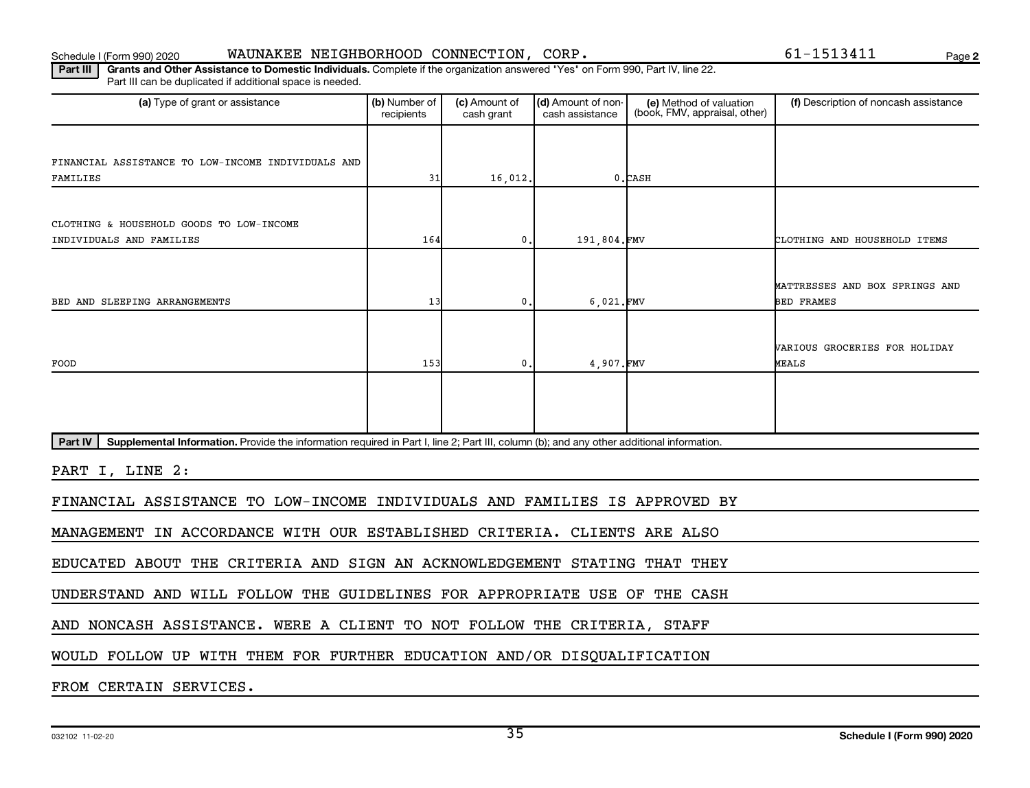Schedule I (Form 990) 2020 WAUNAKEE NEIGHBORHOOD CONNECTION, CORP. 61-1513411

**Part III** **Grants and Other Assistance to Domestic Individuals.** Complete if the organization answered "Yes" on Form 990, Part IV, line 22. Part III can be duplicated if additional space is needed.

| (a) Type of grant or assistance | (b) Number of recipients | (c) Amount of cash grant | (d) Amount of non-cash assistance | (e) Method of valuation (book, FMV, appraisal, other) | (f) Description of noncash assistance |
|---|---|---|---|---|---|
| FINANCIAL ASSISTANCE TO LOW-INCOME INDIVIDUALS AND FAMILIES | 31 | 16,012. | 0. | CASH | |
| CLOTHING & HOUSEHOLD GOODS TO LOW-INCOME INDIVIDUALS AND FAMILIES | 164 | 0. | 191,804. | FMV | CLOTHING AND HOUSEHOLD ITEMS |
| BED AND SLEEPING ARRANGEMENTS | 13 | 0. | 6,021. | FMV | MATTRESSES AND BOX SPRINGS AND BED FRAMES |
| FOOD | 153 | 0. | 4,907. | FMV | VARIOUS GROCERIES FOR HOLIDAY MEALS |
| | | | | | |

**Part IV** **Supplemental Information.** Provide the information required in Part I, line 2; Part III, column (b); and any other additional information.

PART I, LINE 2:

FINANCIAL ASSISTANCE TO LOW-INCOME INDIVIDUALS AND FAMILIES IS APPROVED BY MANAGEMENT IN ACCORDANCE WITH OUR ESTABLISHED CRITERIA. CLIENTS ARE ALSO EDUCATED ABOUT THE CRITERIA AND SIGN AN ACKNOWLEDGEMENT STATING THAT THEY UNDERSTAND AND WILL FOLLOW THE GUIDELINES FOR APPROPRIATE USE OF THE CASH AND NONCASH ASSISTANCE. WERE A CLIENT TO NOT FOLLOW THE CRITERIA, STAFF WOULD FOLLOW UP WITH THEM FOR FURTHER EDUCATION AND/OR DISQUALIFICATION FROM CERTAIN SERVICES.

032102 11-02-20 **Schedule I (Form 990) 2020**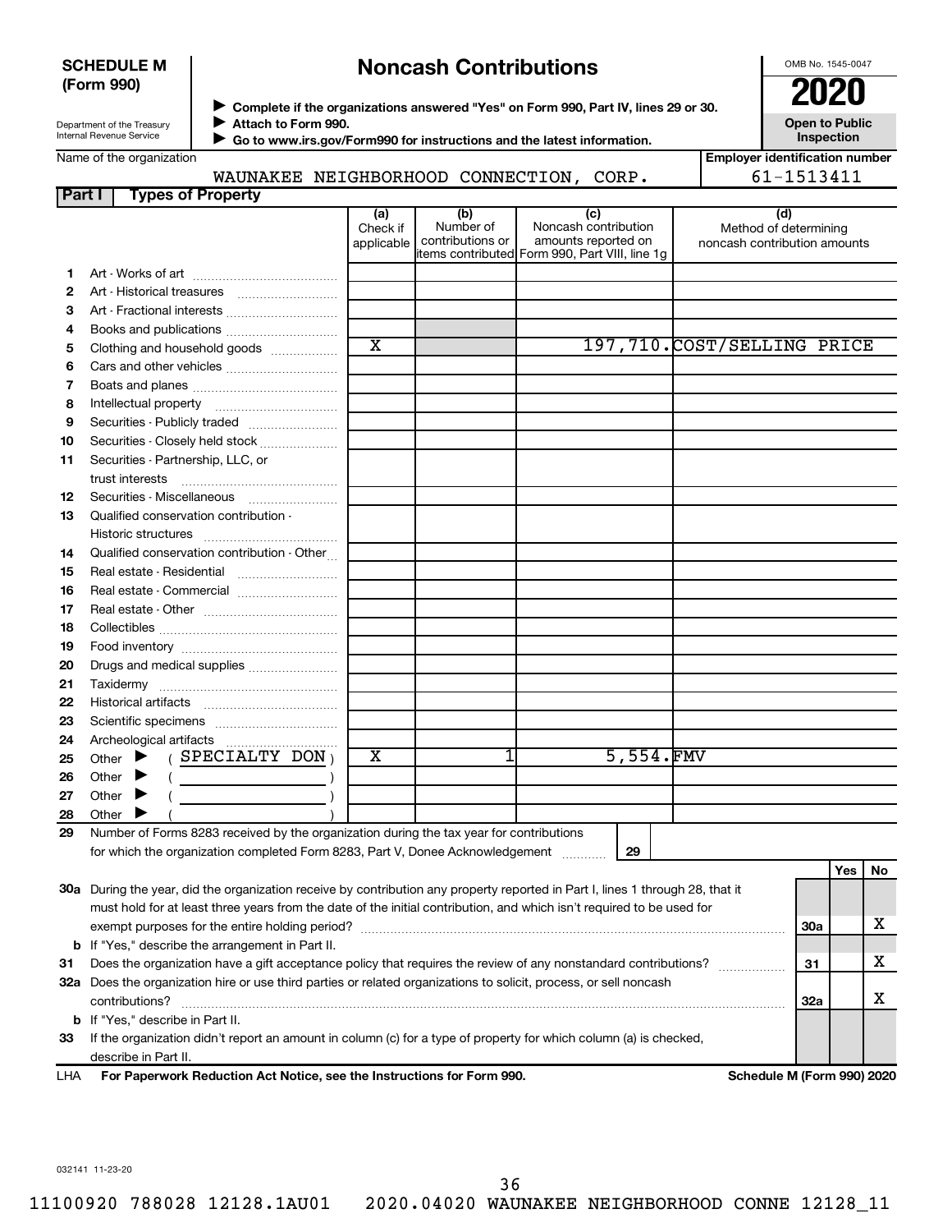**SCHEDULE M (Form 990)**

Department of the Treasury
Internal Revenue Service

# Noncash Contributions

▶ Complete if the organizations answered "Yes" on Form 990, Part IV, lines 29 or 30.
▶ Attach to Form 990.
▶ Go to www.irs.gov/Form990 for instructions and the latest information.

OMB No. 1545-0047

**2020**

**Open to Public Inspection**

Name of the organization: WAUNAKEE NEIGHBORHOOD CONNECTION, CORP.

Employer identification number: 61-1513411

## Part I Types of Property

| | | (a) Check if applicable | (b) Number of contributions or items contributed | (c) Noncash contribution amounts reported on Form 990, Part VIII, line 1g | (d) Method of determining noncash contribution amounts |
|---|---|---|---|---|---|
| 1 | Art - Works of art | | | | |
| 2 | Art - Historical treasures | | | | |
| 3 | Art - Fractional interests | | | | |
| 4 | Books and publications | | | | |
| 5 | Clothing and household goods | X | | 197,710. | COST/SELLING PRICE |
| 6 | Cars and other vehicles | | | | |
| 7 | Boats and planes | | | | |
| 8 | Intellectual property | | | | |
| 9 | Securities - Publicly traded | | | | |
| 10 | Securities - Closely held stock | | | | |
| 11 | Securities - Partnership, LLC, or trust interests | | | | |
| 12 | Securities - Miscellaneous | | | | |
| 13 | Qualified conservation contribution - Historic structures | | | | |
| 14 | Qualified conservation contribution - Other | | | | |
| 15 | Real estate - Residential | | | | |
| 16 | Real estate - Commercial | | | | |
| 17 | Real estate - Other | | | | |
| 18 | Collectibles | | | | |
| 19 | Food inventory | | | | |
| 20 | Drugs and medical supplies | | | | |
| 21 | Taxidermy | | | | |
| 22 | Historical artifacts | | | | |
| 23 | Scientific specimens | | | | |
| 24 | Archeological artifacts | | | | |
| 25 | Other ▶ ( SPECIALTY DON ) | X | 1 | 5,554. | FMV |
| 26 | Other ▶ ( ) | | | | |
| 27 | Other ▶ ( ) | | | | |
| 28 | Other ▶ ( ) | | | | |

29 Number of Forms 8283 received by the organization during the tax year for contributions for which the organization completed Form 8283, Part V, Donee Acknowledgement ..... 29

| | | | Yes | No |
|---|---|---|---|---|
| 30a | During the year, did the organization receive by contribution any property reported in Part I, lines 1 through 28, that it must hold for at least three years from the date of the initial contribution, and which isn't required to be used for exempt purposes for the entire holding period? | 30a | | X |
| b | If "Yes," describe the arrangement in Part II. | | | |
| 31 | Does the organization have a gift acceptance policy that requires the review of any nonstandard contributions? | 31 | | X |
| 32a | Does the organization hire or use third parties or related organizations to solicit, process, or sell noncash contributions? | 32a | | X |
| b | If "Yes," describe in Part II. | | | |
| 33 | If the organization didn't report an amount in column (c) for a type of property for which column (a) is checked, describe in Part II. | | | |

LHA For Paperwork Reduction Act Notice, see the Instructions for Form 990. Schedule M (Form 990) 2020

032141 11-23-20

11100920 788028 12128.1AU01 2020.04020 WAUNAKEE NEIGHBORHOOD CONNE 12128_11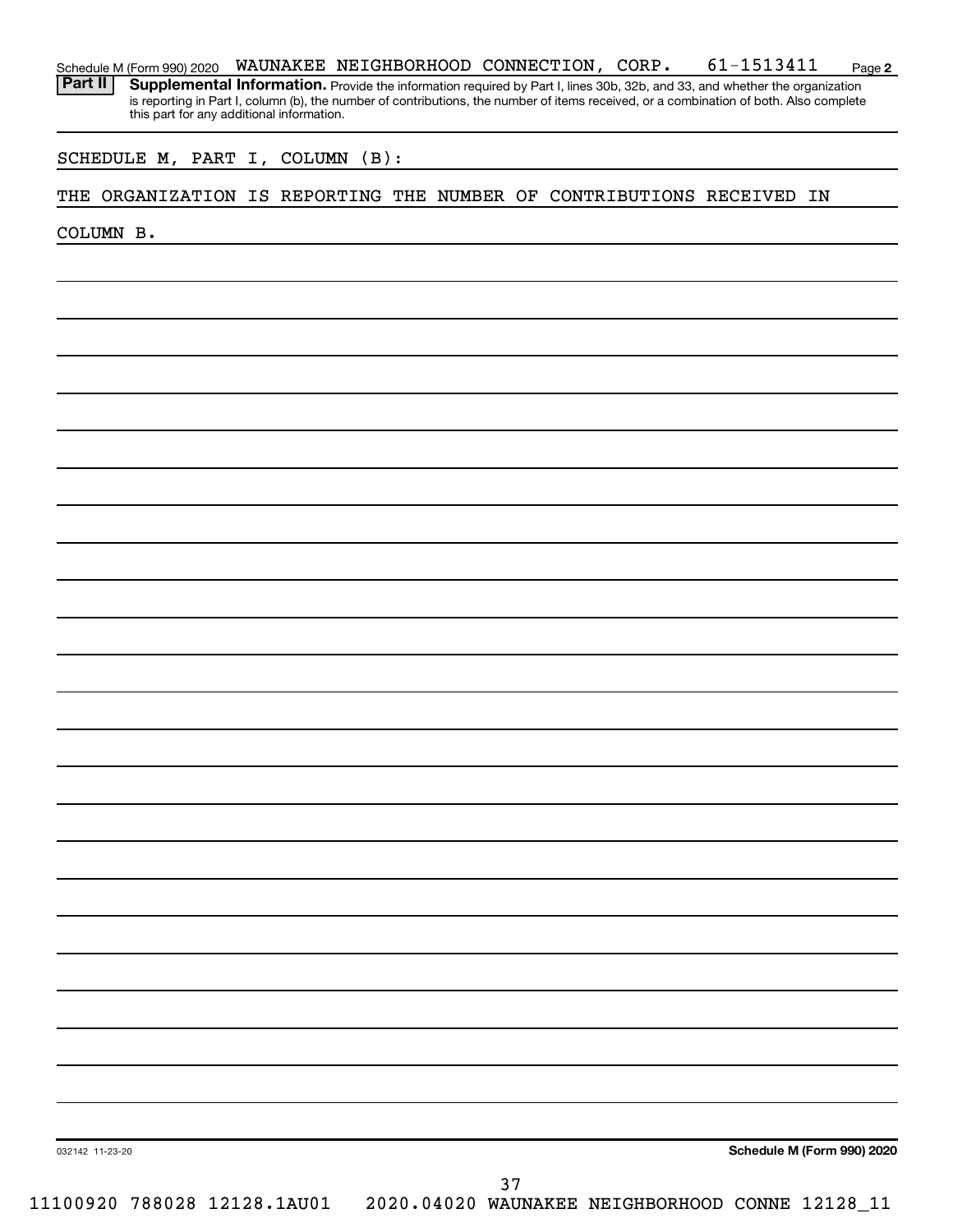Schedule M (Form 990) 2020 WAUNAKEE NEIGHBORHOOD CONNECTION, CORP. 61-1513411 Page 2

**Part II** **Supplemental Information.** Provide the information required by Part I, lines 30b, 32b, and 33, and whether the organization is reporting in Part I, column (b), the number of contributions, the number of items received, or a combination of both. Also complete this part for any additional information.

SCHEDULE M, PART I, COLUMN (B):

THE ORGANIZATION IS REPORTING THE NUMBER OF CONTRIBUTIONS RECEIVED IN COLUMN B.

032142 11-23-20

**Schedule M (Form 990) 2020**

11100920 788028 12128.1AU01 2020.04020 WAUNAKEE NEIGHBORHOOD CONNE 12128_11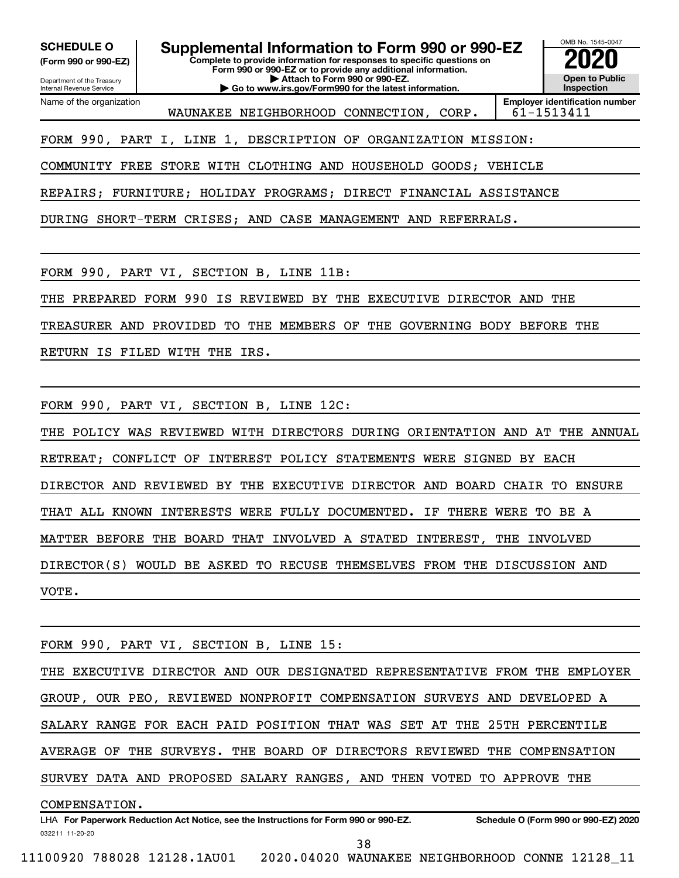**SCHEDULE O**
**(Form 990 or 990-EZ)**

Department of the Treasury
Internal Revenue Service

# Supplemental Information to Form 990 or 990-EZ

**Complete to provide information for responses to specific questions on Form 990 or 990-EZ or to provide any additional information.**
**▶ Attach to Form 990 or 990-EZ.**
**▶ Go to www.irs.gov/Form990 for the latest information.**

OMB No. 1545-0047
**2020**
**Open to Public Inspection**

Name of the organization: WAUNAKEE NEIGHBORHOOD CONNECTION, CORP.

**Employer identification number:** 61-1513411

FORM 990, PART I, LINE 1, DESCRIPTION OF ORGANIZATION MISSION:

COMMUNITY FREE STORE WITH CLOTHING AND HOUSEHOLD GOODS; VEHICLE REPAIRS; FURNITURE; HOLIDAY PROGRAMS; DIRECT FINANCIAL ASSISTANCE DURING SHORT-TERM CRISES; AND CASE MANAGEMENT AND REFERRALS.

FORM 990, PART VI, SECTION B, LINE 11B:

THE PREPARED FORM 990 IS REVIEWED BY THE EXECUTIVE DIRECTOR AND THE TREASURER AND PROVIDED TO THE MEMBERS OF THE GOVERNING BODY BEFORE THE RETURN IS FILED WITH THE IRS.

FORM 990, PART VI, SECTION B, LINE 12C:

THE POLICY WAS REVIEWED WITH DIRECTORS DURING ORIENTATION AND AT THE ANNUAL RETREAT; CONFLICT OF INTEREST POLICY STATEMENTS WERE SIGNED BY EACH DIRECTOR AND REVIEWED BY THE EXECUTIVE DIRECTOR AND BOARD CHAIR TO ENSURE THAT ALL KNOWN INTERESTS WERE FULLY DOCUMENTED. IF THERE WERE TO BE A MATTER BEFORE THE BOARD THAT INVOLVED A STATED INTEREST, THE INVOLVED DIRECTOR(S) WOULD BE ASKED TO RECUSE THEMSELVES FROM THE DISCUSSION AND VOTE.

FORM 990, PART VI, SECTION B, LINE 15:

THE EXECUTIVE DIRECTOR AND OUR DESIGNATED REPRESENTATIVE FROM THE EMPLOYER GROUP, OUR PEO, REVIEWED NONPROFIT COMPENSATION SURVEYS AND DEVELOPED A SALARY RANGE FOR EACH PAID POSITION THAT WAS SET AT THE 25TH PERCENTILE AVERAGE OF THE SURVEYS. THE BOARD OF DIRECTORS REVIEWED THE COMPENSATION SURVEY DATA AND PROPOSED SALARY RANGES, AND THEN VOTED TO APPROVE THE COMPENSATION.

032211 11-20-20 LHA **For Paperwork Reduction Act Notice, see the Instructions for Form 990 or 990-EZ.** **Schedule O (Form 990 or 990-EZ) 2020**

11100920 788028 12128.1AU01 2020.04020 WAUNAKEE NEIGHBORHOOD CONNE 12128_11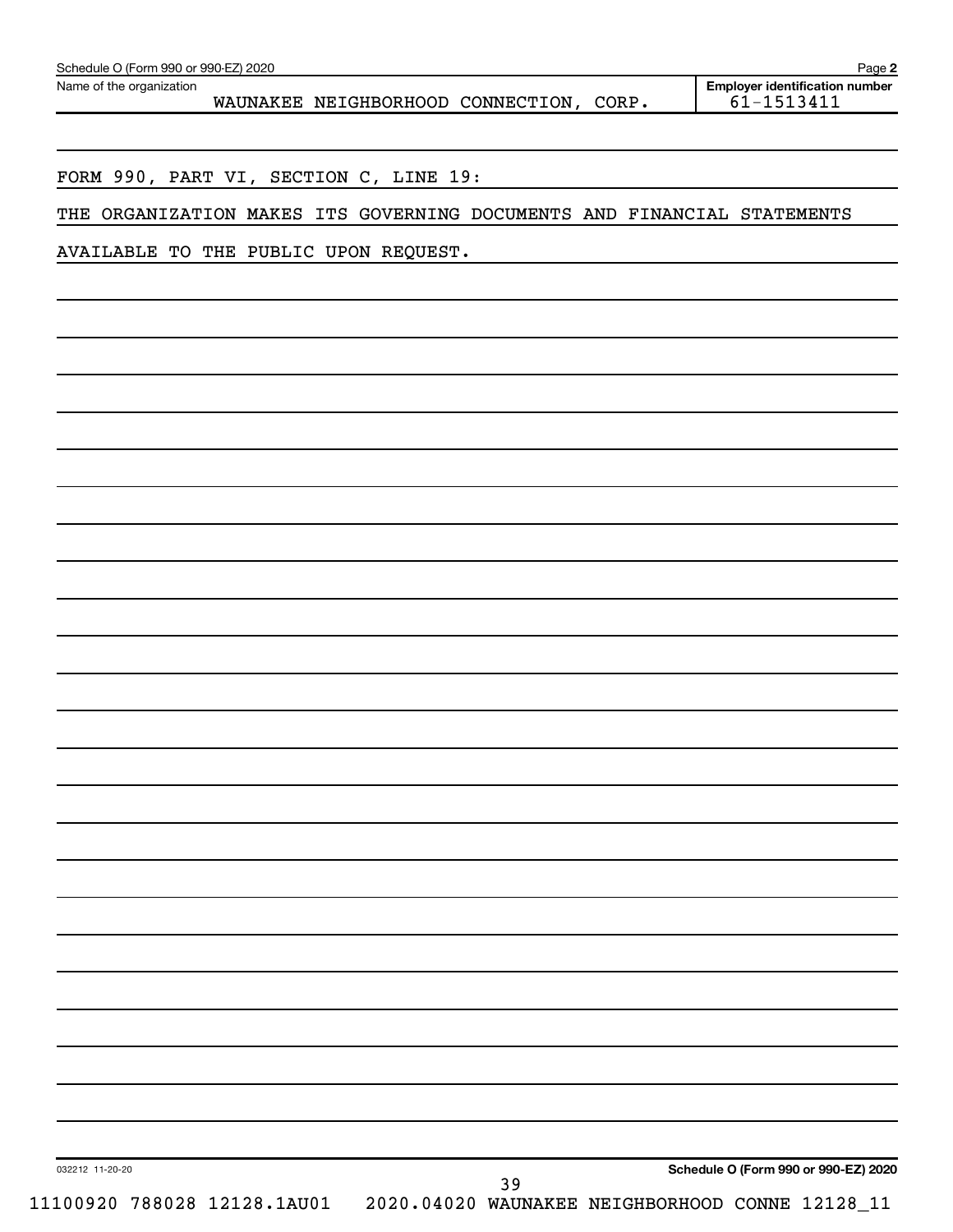Schedule O (Form 990 or 990-EZ) 2020

Name of the organization: WAUNAKEE NEIGHBORHOOD CONNECTION, CORP.

Employer identification number: 61-1513411

FORM 990, PART VI, SECTION C, LINE 19:

THE ORGANIZATION MAKES ITS GOVERNING DOCUMENTS AND FINANCIAL STATEMENTS AVAILABLE TO THE PUBLIC UPON REQUEST.

032212 11-20-20

Schedule O (Form 990 or 990-EZ) 2020

11100920 788028 12128.1AU01 2020.04020 WAUNAKEE NEIGHBORHOOD CONNE 12128_11